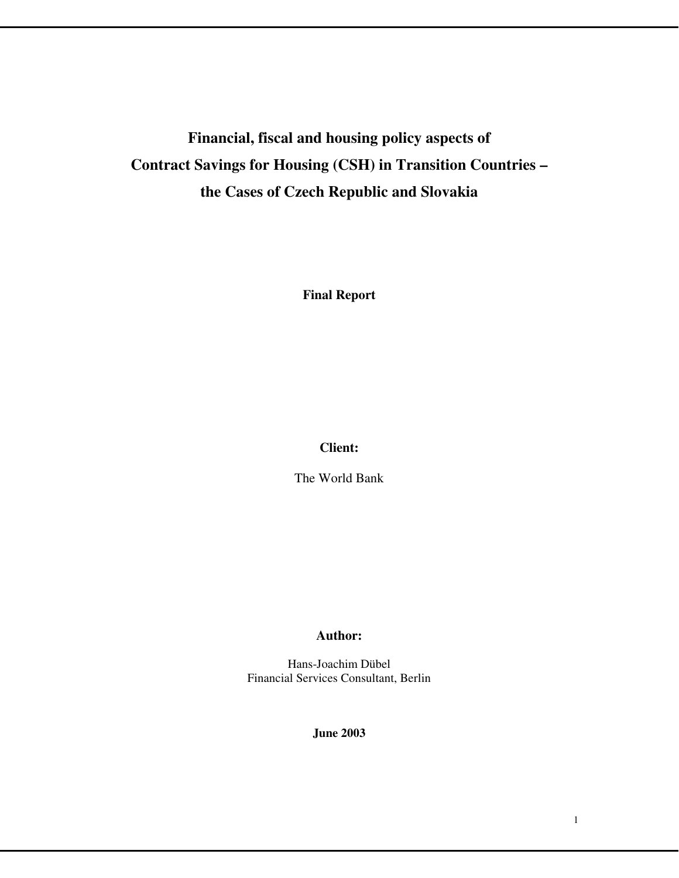# Financial, fiscal and housing policy aspects of Contract Savings for Housing (CSH) in Transition Countries – the Cases of Czech Republic and Slovakia

**Final Report**

**Client:**

The World Bank

**Author:**

Hans-Joachim Dübel
Financial Services Consultant, Berlin

**June 2003**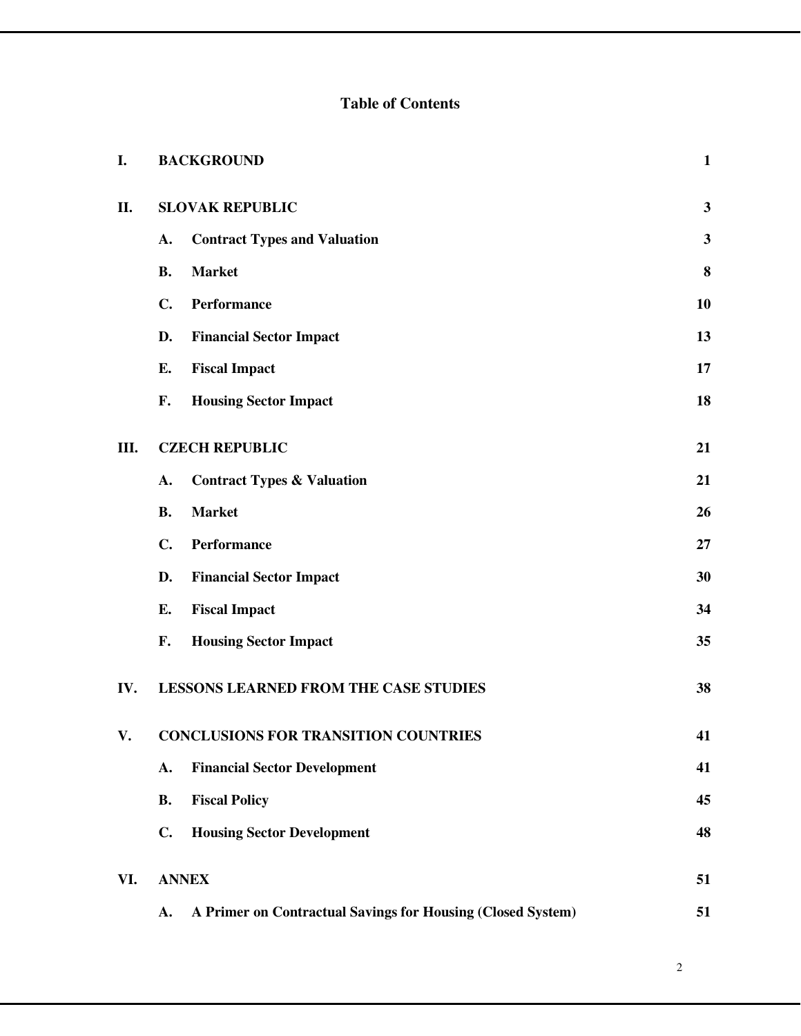# Table of Contents

| | | |
|---|---|---|
| **I.** | **BACKGROUND** | **1** |
| **II.** | **SLOVAK REPUBLIC** | **3** |
| | **A. Contract Types and Valuation** | **3** |
| | **B. Market** | **8** |
| | **C. Performance** | **10** |
| | **D. Financial Sector Impact** | **13** |
| | **E. Fiscal Impact** | **17** |
| | **F. Housing Sector Impact** | **18** |
| **III.** | **CZECH REPUBLIC** | **21** |
| | **A. Contract Types & Valuation** | **21** |
| | **B. Market** | **26** |
| | **C. Performance** | **27** |
| | **D. Financial Sector Impact** | **30** |
| | **E. Fiscal Impact** | **34** |
| | **F. Housing Sector Impact** | **35** |
| **IV.** | **LESSONS LEARNED FROM THE CASE STUDIES** | **38** |
| **V.** | **CONCLUSIONS FOR TRANSITION COUNTRIES** | **41** |
| | **A. Financial Sector Development** | **41** |
| | **B. Fiscal Policy** | **45** |
| | **C. Housing Sector Development** | **48** |
| **VI.** | **ANNEX** | **51** |
| | **A. A Primer on Contractual Savings for Housing (Closed System)** | **51** |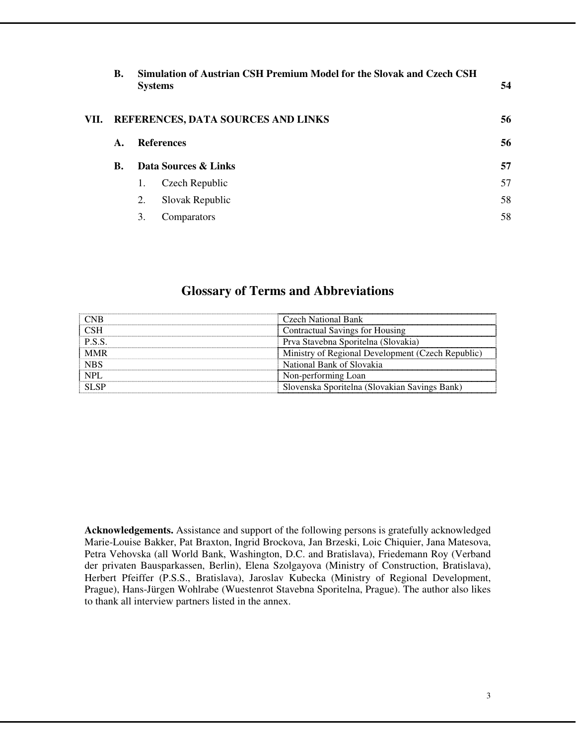| | | |
|---|---|---|
| **B.** | **Simulation of Austrian CSH Premium Model for the Slovak and Czech CSH Systems** | **54** |
| **VII.** | **REFERENCES, DATA SOURCES AND LINKS** | **56** |
| **A.** | **References** | **56** |
| **B.** | **Data Sources & Links** | **57** |
| | 1. Czech Republic | 57 |
| | 2. Slovak Republic | 58 |
| | 3. Comparators | 58 |

## Glossary of Terms and Abbreviations

| Abbreviation | Term |
|---|---|
| CNB | Czech National Bank |
| CSH | Contractual Savings for Housing |
| P.S.S. | Prva Stavebna Sporitelna (Slovakia) |
| MMR | Ministry of Regional Development (Czech Republic) |
| NBS | National Bank of Slovakia |
| NPL | Non-performing Loan |
| SLSP | Slovenska Sporitelna (Slovakian Savings Bank) |

**Acknowledgements.** Assistance and support of the following persons is gratefully acknowledged Marie-Louise Bakker, Pat Braxton, Ingrid Brockova, Jan Brzeski, Loic Chiquier, Jana Matesova, Petra Vehovska (all World Bank, Washington, D.C. and Bratislava), Friedemann Roy (Verband der privaten Bausparkassen, Berlin), Elena Szolgayova (Ministry of Construction, Bratislava), Herbert Pfeiffer (P.S.S., Bratislava), Jaroslav Kubecka (Ministry of Regional Development, Prague), Hans-Jürgen Wohlrabe (Wuestenrot Stavebna Sporitelna, Prague). The author also likes to thank all interview partners listed in the annex.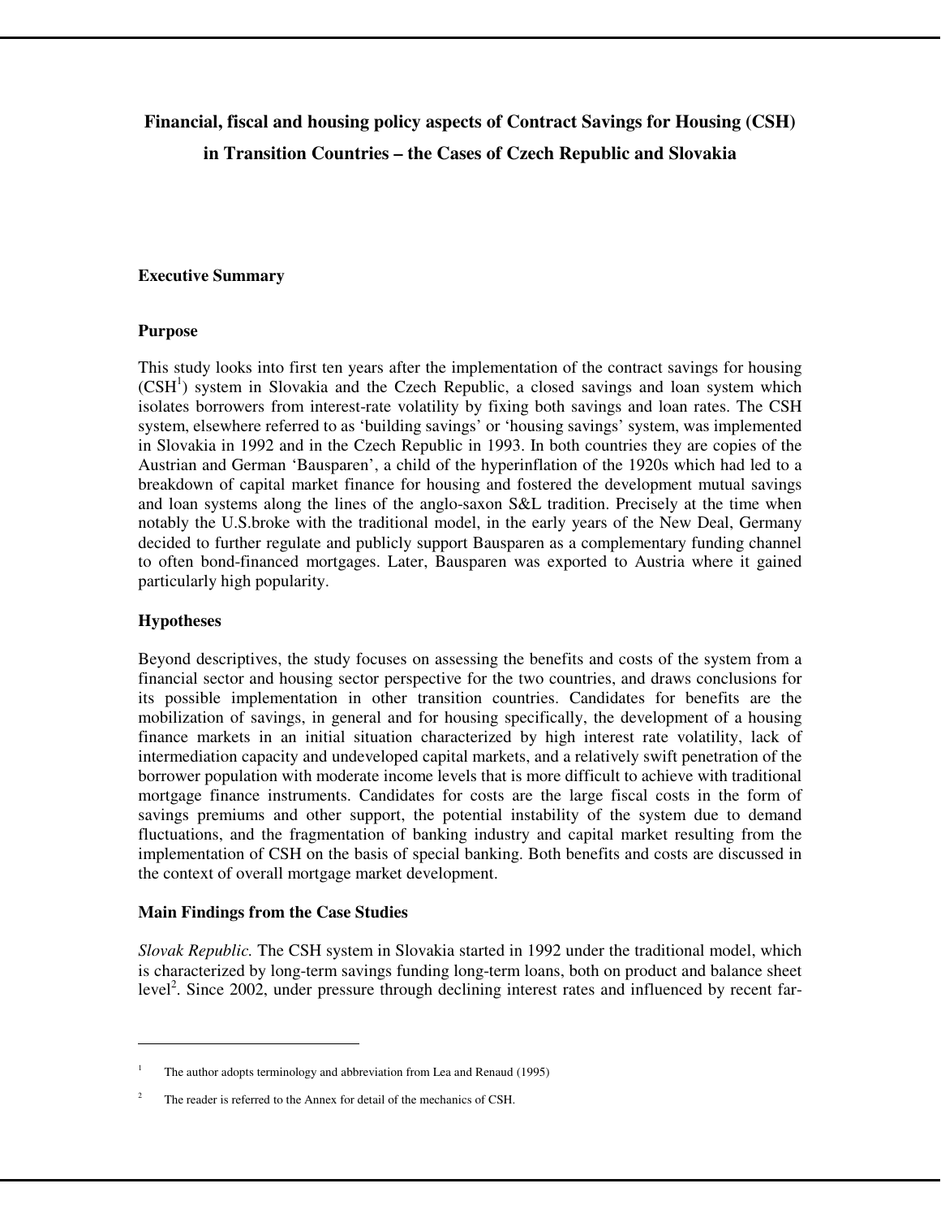# Financial, fiscal and housing policy aspects of Contract Savings for Housing (CSH) in Transition Countries – the Cases of Czech Republic and Slovakia

## Executive Summary

### Purpose

This study looks into first ten years after the implementation of the contract savings for housing (CSH[1]) system in Slovakia and the Czech Republic, a closed savings and loan system which isolates borrowers from interest-rate volatility by fixing both savings and loan rates. The CSH system, elsewhere referred to as 'building savings' or 'housing savings' system, was implemented in Slovakia in 1992 and in the Czech Republic in 1993. In both countries they are copies of the Austrian and German 'Bausparen', a child of the hyperinflation of the 1920s which had led to a breakdown of capital market finance for housing and fostered the development mutual savings and loan systems along the lines of the anglo-saxon S&L tradition. Precisely at the time when notably the U.S.broke with the traditional model, in the early years of the New Deal, Germany decided to further regulate and publicly support Bausparen as a complementary funding channel to often bond-financed mortgages. Later, Bausparen was exported to Austria where it gained particularly high popularity.

### Hypotheses

Beyond descriptives, the study focuses on assessing the benefits and costs of the system from a financial sector and housing sector perspective for the two countries, and draws conclusions for its possible implementation in other transition countries. Candidates for benefits are the mobilization of savings, in general and for housing specifically, the development of a housing finance markets in an initial situation characterized by high interest rate volatility, lack of intermediation capacity and undeveloped capital markets, and a relatively swift penetration of the borrower population with moderate income levels that is more difficult to achieve with traditional mortgage finance instruments. Candidates for costs are the large fiscal costs in the form of savings premiums and other support, the potential instability of the system due to demand fluctuations, and the fragmentation of banking industry and capital market resulting from the implementation of CSH on the basis of special banking. Both benefits and costs are discussed in the context of overall mortgage market development.

### Main Findings from the Case Studies

*Slovak Republic.* The CSH system in Slovakia started in 1992 under the traditional model, which is characterized by long-term savings funding long-term loans, both on product and balance sheet level[2]. Since 2002, under pressure through declining interest rates and influenced by recent far-

---

[1] The author adopts terminology and abbreviation from Lea and Renaud (1995)

[2] The reader is referred to the Annex for detail of the mechanics of CSH.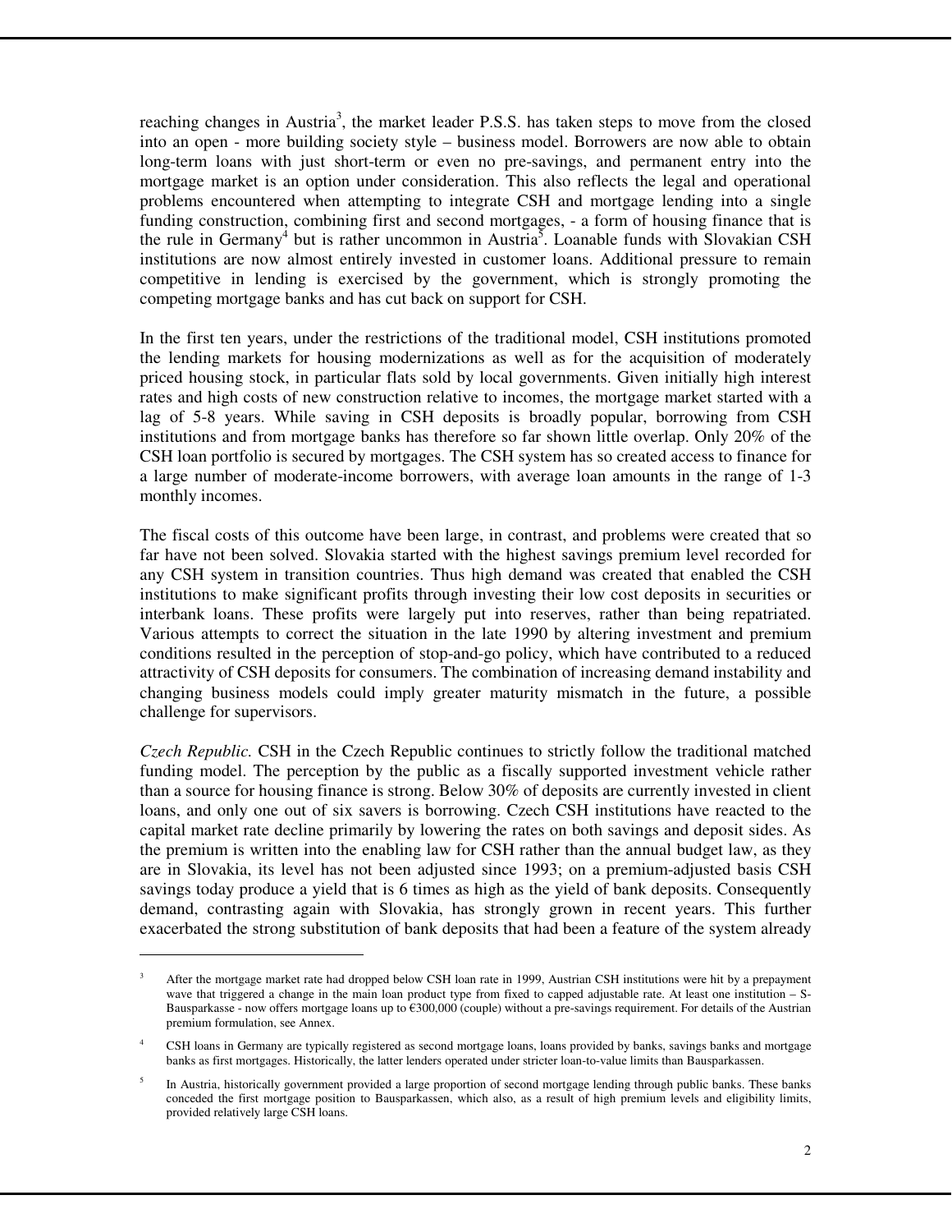reaching changes in Austria[3], the market leader P.S.S. has taken steps to move from the closed into an open - more building society style – business model. Borrowers are now able to obtain long-term loans with just short-term or even no pre-savings, and permanent entry into the mortgage market is an option under consideration. This also reflects the legal and operational problems encountered when attempting to integrate CSH and mortgage lending into a single funding construction, combining first and second mortgages, - a form of housing finance that is the rule in Germany[4] but is rather uncommon in Austria[5]. Loanable funds with Slovakian CSH institutions are now almost entirely invested in customer loans. Additional pressure to remain competitive in lending is exercised by the government, which is strongly promoting the competing mortgage banks and has cut back on support for CSH.

In the first ten years, under the restrictions of the traditional model, CSH institutions promoted the lending markets for housing modernizations as well as for the acquisition of moderately priced housing stock, in particular flats sold by local governments. Given initially high interest rates and high costs of new construction relative to incomes, the mortgage market started with a lag of 5-8 years. While saving in CSH deposits is broadly popular, borrowing from CSH institutions and from mortgage banks has therefore so far shown little overlap. Only 20% of the CSH loan portfolio is secured by mortgages. The CSH system has so created access to finance for a large number of moderate-income borrowers, with average loan amounts in the range of 1-3 monthly incomes.

The fiscal costs of this outcome have been large, in contrast, and problems were created that so far have not been solved. Slovakia started with the highest savings premium level recorded for any CSH system in transition countries. Thus high demand was created that enabled the CSH institutions to make significant profits through investing their low cost deposits in securities or interbank loans. These profits were largely put into reserves, rather than being repatriated. Various attempts to correct the situation in the late 1990 by altering investment and premium conditions resulted in the perception of stop-and-go policy, which have contributed to a reduced attractivity of CSH deposits for consumers. The combination of increasing demand instability and changing business models could imply greater maturity mismatch in the future, a possible challenge for supervisors.

*Czech Republic.* CSH in the Czech Republic continues to strictly follow the traditional matched funding model. The perception by the public as a fiscally supported investment vehicle rather than a source for housing finance is strong. Below 30% of deposits are currently invested in client loans, and only one out of six savers is borrowing. Czech CSH institutions have reacted to the capital market rate decline primarily by lowering the rates on both savings and deposit sides. As the premium is written into the enabling law for CSH rather than the annual budget law, as they are in Slovakia, its level has not been adjusted since 1993; on a premium-adjusted basis CSH savings today produce a yield that is 6 times as high as the yield of bank deposits. Consequently demand, contrasting again with Slovakia, has strongly grown in recent years. This further exacerbated the strong substitution of bank deposits that had been a feature of the system already

---

[3] After the mortgage market rate had dropped below CSH loan rate in 1999, Austrian CSH institutions were hit by a prepayment wave that triggered a change in the main loan product type from fixed to capped adjustable rate. At least one institution – S-Bausparkasse - now offers mortgage loans up to €300,000 (couple) without a pre-savings requirement. For details of the Austrian premium formulation, see Annex.

[4] CSH loans in Germany are typically registered as second mortgage loans, loans provided by banks, savings banks and mortgage banks as first mortgages. Historically, the latter lenders operated under stricter loan-to-value limits than Bausparkassen.

[5] In Austria, historically government provided a large proportion of second mortgage lending through public banks. These banks conceded the first mortgage position to Bausparkassen, which also, as a result of high premium levels and eligibility limits, provided relatively large CSH loans.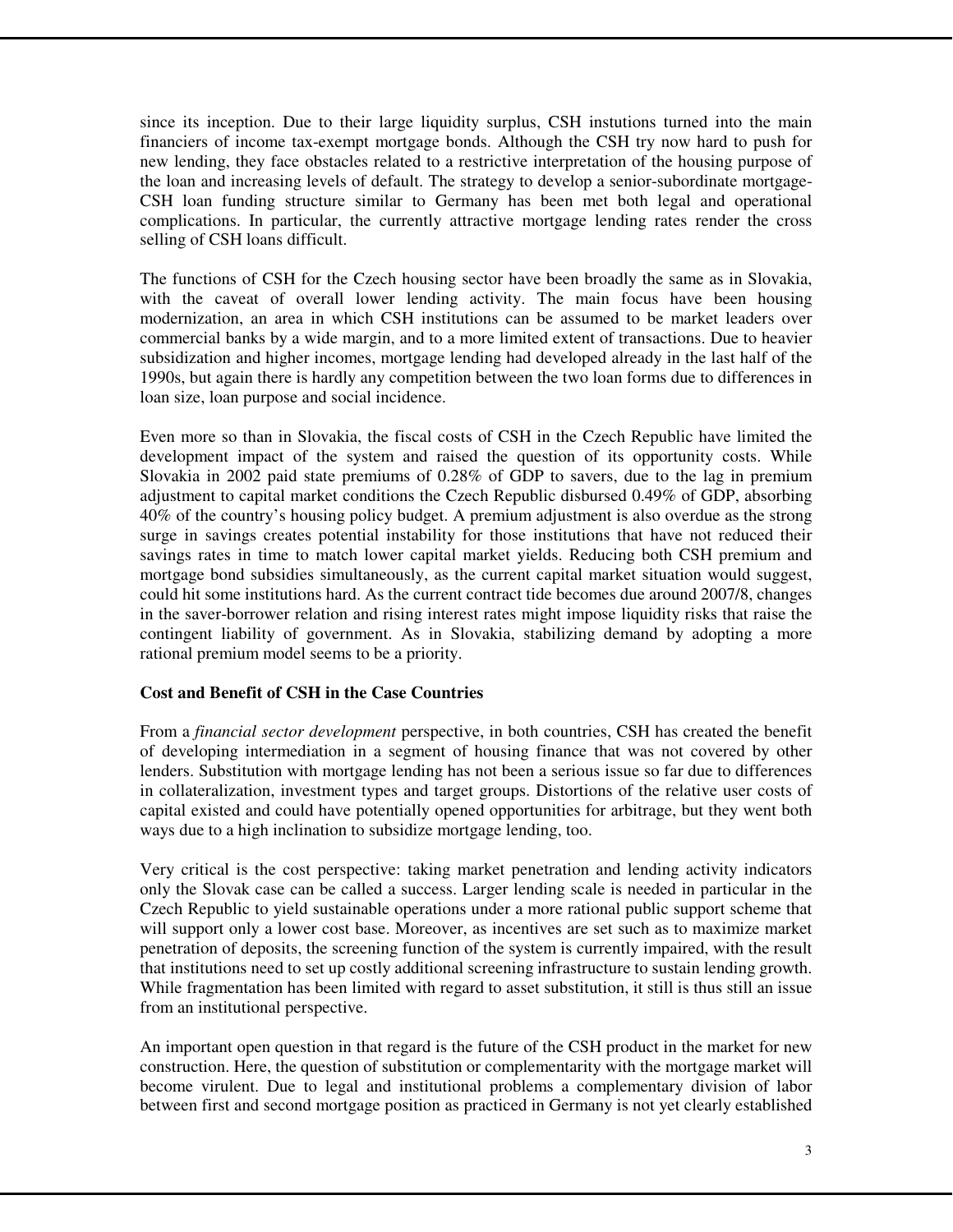since its inception. Due to their large liquidity surplus, CSH instutions turned into the main financiers of income tax-exempt mortgage bonds. Although the CSH try now hard to push for new lending, they face obstacles related to a restrictive interpretation of the housing purpose of the loan and increasing levels of default. The strategy to develop a senior-subordinate mortgage-CSH loan funding structure similar to Germany has been met both legal and operational complications. In particular, the currently attractive mortgage lending rates render the cross selling of CSH loans difficult.

The functions of CSH for the Czech housing sector have been broadly the same as in Slovakia, with the caveat of overall lower lending activity. The main focus have been housing modernization, an area in which CSH institutions can be assumed to be market leaders over commercial banks by a wide margin, and to a more limited extent of transactions. Due to heavier subsidization and higher incomes, mortgage lending had developed already in the last half of the 1990s, but again there is hardly any competition between the two loan forms due to differences in loan size, loan purpose and social incidence.

Even more so than in Slovakia, the fiscal costs of CSH in the Czech Republic have limited the development impact of the system and raised the question of its opportunity costs. While Slovakia in 2002 paid state premiums of 0.28% of GDP to savers, due to the lag in premium adjustment to capital market conditions the Czech Republic disbursed 0.49% of GDP, absorbing 40% of the country's housing policy budget. A premium adjustment is also overdue as the strong surge in savings creates potential instability for those institutions that have not reduced their savings rates in time to match lower capital market yields. Reducing both CSH premium and mortgage bond subsidies simultaneously, as the current capital market situation would suggest, could hit some institutions hard. As the current contract tide becomes due around 2007/8, changes in the saver-borrower relation and rising interest rates might impose liquidity risks that raise the contingent liability of government. As in Slovakia, stabilizing demand by adopting a more rational premium model seems to be a priority.

**Cost and Benefit of CSH in the Case Countries**

From a *financial sector development* perspective, in both countries, CSH has created the benefit of developing intermediation in a segment of housing finance that was not covered by other lenders. Substitution with mortgage lending has not been a serious issue so far due to differences in collateralization, investment types and target groups. Distortions of the relative user costs of capital existed and could have potentially opened opportunities for arbitrage, but they went both ways due to a high inclination to subsidize mortgage lending, too.

Very critical is the cost perspective: taking market penetration and lending activity indicators only the Slovak case can be called a success. Larger lending scale is needed in particular in the Czech Republic to yield sustainable operations under a more rational public support scheme that will support only a lower cost base. Moreover, as incentives are set such as to maximize market penetration of deposits, the screening function of the system is currently impaired, with the result that institutions need to set up costly additional screening infrastructure to sustain lending growth. While fragmentation has been limited with regard to asset substitution, it still is thus still an issue from an institutional perspective.

An important open question in that regard is the future of the CSH product in the market for new construction. Here, the question of substitution or complementarity with the mortgage market will become virulent. Due to legal and institutional problems a complementary division of labor between first and second mortgage position as practiced in Germany is not yet clearly established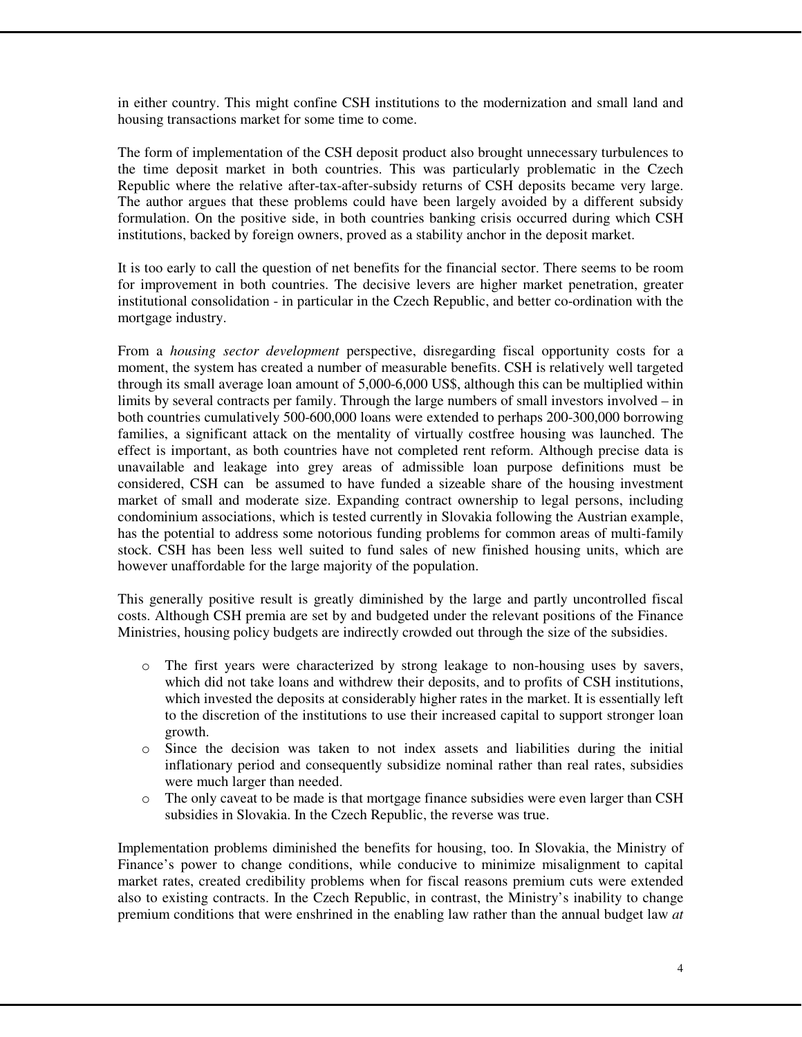in either country. This might confine CSH institutions to the modernization and small land and housing transactions market for some time to come.

The form of implementation of the CSH deposit product also brought unnecessary turbulences to the time deposit market in both countries. This was particularly problematic in the Czech Republic where the relative after-tax-after-subsidy returns of CSH deposits became very large. The author argues that these problems could have been largely avoided by a different subsidy formulation. On the positive side, in both countries banking crisis occurred during which CSH institutions, backed by foreign owners, proved as a stability anchor in the deposit market.

It is too early to call the question of net benefits for the financial sector. There seems to be room for improvement in both countries. The decisive levers are higher market penetration, greater institutional consolidation - in particular in the Czech Republic, and better co-ordination with the mortgage industry.

From a *housing sector development* perspective, disregarding fiscal opportunity costs for a moment, the system has created a number of measurable benefits. CSH is relatively well targeted through its small average loan amount of 5,000-6,000 US$, although this can be multiplied within limits by several contracts per family. Through the large numbers of small investors involved – in both countries cumulatively 500-600,000 loans were extended to perhaps 200-300,000 borrowing families, a significant attack on the mentality of virtually costfree housing was launched. The effect is important, as both countries have not completed rent reform. Although precise data is unavailable and leakage into grey areas of admissible loan purpose definitions must be considered, CSH can be assumed to have funded a sizeable share of the housing investment market of small and moderate size. Expanding contract ownership to legal persons, including condominium associations, which is tested currently in Slovakia following the Austrian example, has the potential to address some notorious funding problems for common areas of multi-family stock. CSH has been less well suited to fund sales of new finished housing units, which are however unaffordable for the large majority of the population.

This generally positive result is greatly diminished by the large and partly uncontrolled fiscal costs. Although CSH premia are set by and budgeted under the relevant positions of the Finance Ministries, housing policy budgets are indirectly crowded out through the size of the subsidies.

- The first years were characterized by strong leakage to non-housing uses by savers, which did not take loans and withdrew their deposits, and to profits of CSH institutions, which invested the deposits at considerably higher rates in the market. It is essentially left to the discretion of the institutions to use their increased capital to support stronger loan growth.
- Since the decision was taken to not index assets and liabilities during the initial inflationary period and consequently subsidize nominal rather than real rates, subsidies were much larger than needed.
- The only caveat to be made is that mortgage finance subsidies were even larger than CSH subsidies in Slovakia. In the Czech Republic, the reverse was true.

Implementation problems diminished the benefits for housing, too. In Slovakia, the Ministry of Finance's power to change conditions, while conducive to minimize misalignment to capital market rates, created credibility problems when for fiscal reasons premium cuts were extended also to existing contracts. In the Czech Republic, in contrast, the Ministry's inability to change premium conditions that were enshrined in the enabling law rather than the annual budget law *at*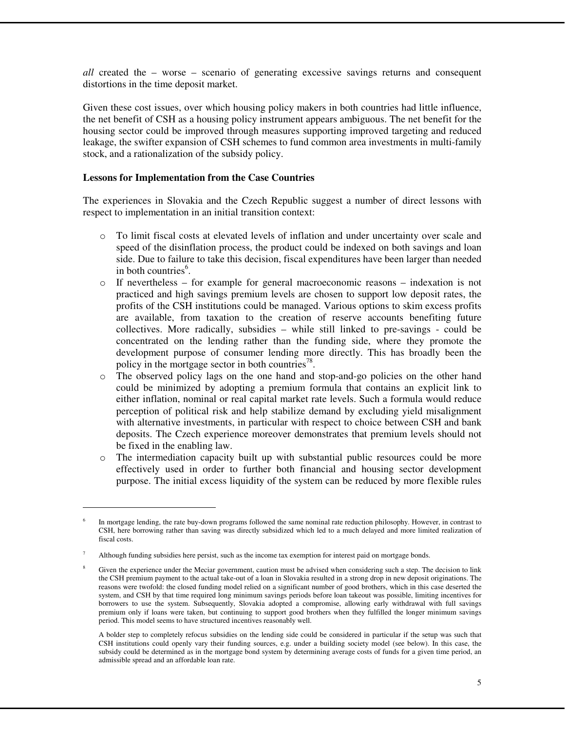*all* created the – worse – scenario of generating excessive savings returns and consequent distortions in the time deposit market.

Given these cost issues, over which housing policy makers in both countries had little influence, the net benefit of CSH as a housing policy instrument appears ambiguous. The net benefit for the housing sector could be improved through measures supporting improved targeting and reduced leakage, the swifter expansion of CSH schemes to fund common area investments in multi-family stock, and a rationalization of the subsidy policy.

**Lessons for Implementation from the Case Countries**

The experiences in Slovakia and the Czech Republic suggest a number of direct lessons with respect to implementation in an initial transition context:

- To limit fiscal costs at elevated levels of inflation and under uncertainty over scale and speed of the disinflation process, the product could be indexed on both savings and loan side. Due to failure to take this decision, fiscal expenditures have been larger than needed in both countries[6].
- If nevertheless – for example for general macroeconomic reasons – indexation is not practiced and high savings premium levels are chosen to support low deposit rates, the profits of the CSH institutions could be managed. Various options to skim excess profits are available, from taxation to the creation of reserve accounts benefiting future collectives. More radically, subsidies – while still linked to pre-savings - could be concentrated on the lending rather than the funding side, where they promote the development purpose of consumer lending more directly. This has broadly been the policy in the mortgage sector in both countries[7,8].
- The observed policy lags on the one hand and stop-and-go policies on the other hand could be minimized by adopting a premium formula that contains an explicit link to either inflation, nominal or real capital market rate levels. Such a formula would reduce perception of political risk and help stabilize demand by excluding yield misalignment with alternative investments, in particular with respect to choice between CSH and bank deposits. The Czech experience moreover demonstrates that premium levels should not be fixed in the enabling law.
- The intermediation capacity built up with substantial public resources could be more effectively used in order to further both financial and housing sector development purpose. The initial excess liquidity of the system can be reduced by more flexible rules

---

[6] In mortgage lending, the rate buy-down programs followed the same nominal rate reduction philosophy. However, in contrast to CSH, here borrowing rather than saving was directly subsidized which led to a much delayed and more limited realization of fiscal costs.

[7] Although funding subsidies here persist, such as the income tax exemption for interest paid on mortgage bonds.

[8] Given the experience under the Meciar government, caution must be advised when considering such a step. The decision to link the CSH premium payment to the actual take-out of a loan in Slovakia resulted in a strong drop in new deposit originations. The reasons were twofold: the closed funding model relied on a significant number of good brothers, which in this case deserted the system, and CSH by that time required long minimum savings periods before loan takeout was possible, limiting incentives for borrowers to use the system. Subsequently, Slovakia adopted a compromise, allowing early withdrawal with full savings premium only if loans were taken, but continuing to support good brothers when they fulfilled the longer minimum savings period. This model seems to have structured incentives reasonably well.

A bolder step to completely refocus subsidies on the lending side could be considered in particular if the setup was such that CSH institutions could openly vary their funding sources, e.g. under a building society model (see below). In this case, the subsidy could be determined as in the mortgage bond system by determining average costs of funds for a given time period, an admissible spread and an affordable loan rate.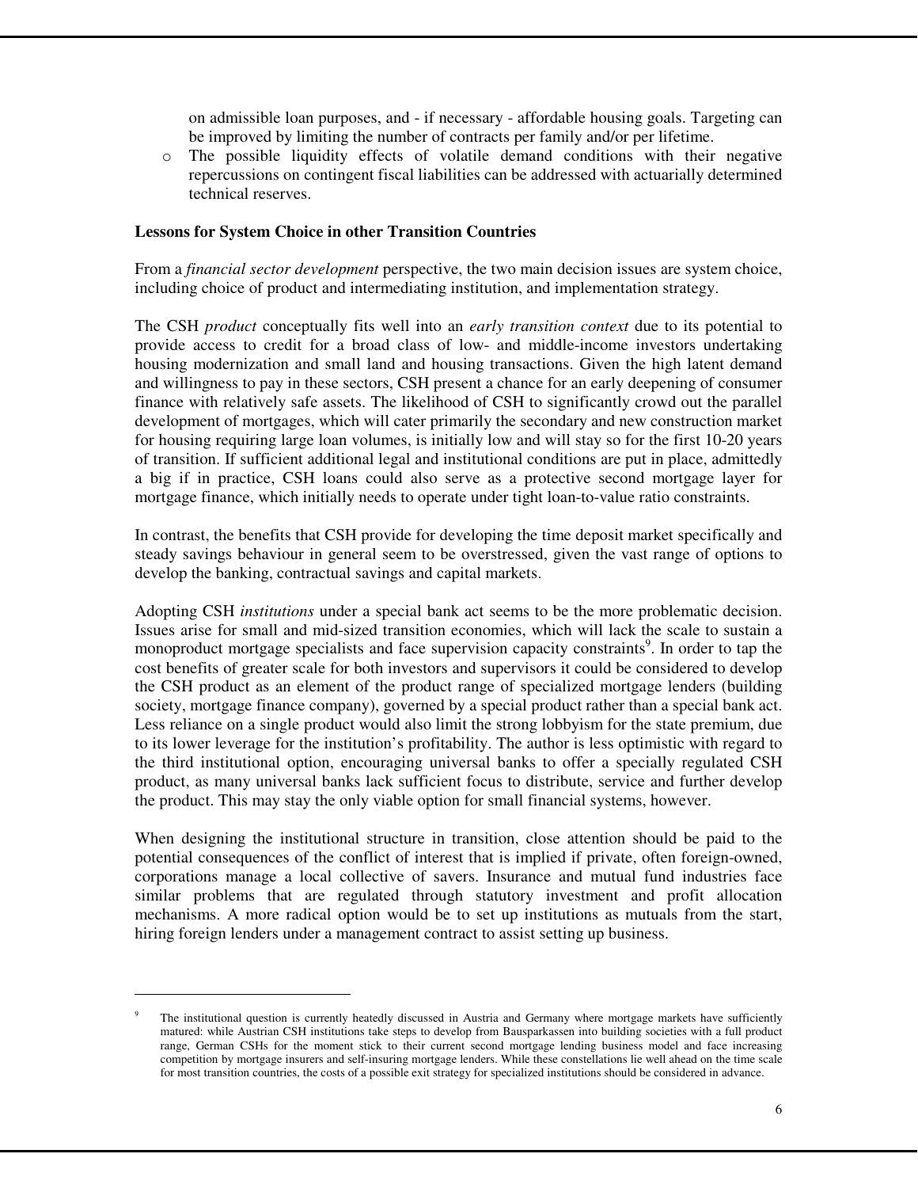on admissible loan purposes, and - if necessary - affordable housing goals. Targeting can be improved by limiting the number of contracts per family and/or per lifetime.

- The possible liquidity effects of volatile demand conditions with their negative repercussions on contingent fiscal liabilities can be addressed with actuarially determined technical reserves.

**Lessons for System Choice in other Transition Countries**

From a *financial sector development* perspective, the two main decision issues are system choice, including choice of product and intermediating institution, and implementation strategy.

The CSH *product* conceptually fits well into an *early transition context* due to its potential to provide access to credit for a broad class of low- and middle-income investors undertaking housing modernization and small land and housing transactions. Given the high latent demand and willingness to pay in these sectors, CSH present a chance for an early deepening of consumer finance with relatively safe assets. The likelihood of CSH to significantly crowd out the parallel development of mortgages, which will cater primarily the secondary and new construction market for housing requiring large loan volumes, is initially low and will stay so for the first 10-20 years of transition. If sufficient additional legal and institutional conditions are put in place, admittedly a big if in practice, CSH loans could also serve as a protective second mortgage layer for mortgage finance, which initially needs to operate under tight loan-to-value ratio constraints.

In contrast, the benefits that CSH provide for developing the time deposit market specifically and steady savings behaviour in general seem to be overstressed, given the vast range of options to develop the banking, contractual savings and capital markets.

Adopting CSH *institutions* under a special bank act seems to be the more problematic decision. Issues arise for small and mid-sized transition economies, which will lack the scale to sustain a monoproduct mortgage specialists and face supervision capacity constraints[9]. In order to tap the cost benefits of greater scale for both investors and supervisors it could be considered to develop the CSH product as an element of the product range of specialized mortgage lenders (building society, mortgage finance company), governed by a special product rather than a special bank act. Less reliance on a single product would also limit the strong lobbyism for the state premium, due to its lower leverage for the institution's profitability. The author is less optimistic with regard to the third institutional option, encouraging universal banks to offer a specially regulated CSH product, as many universal banks lack sufficient focus to distribute, service and further develop the product. This may stay the only viable option for small financial systems, however.

When designing the institutional structure in transition, close attention should be paid to the potential consequences of the conflict of interest that is implied if private, often foreign-owned, corporations manage a local collective of savers. Insurance and mutual fund industries face similar problems that are regulated through statutory investment and profit allocation mechanisms. A more radical option would be to set up institutions as mutuals from the start, hiring foreign lenders under a management contract to assist setting up business.

---

[9] The institutional question is currently heatedly discussed in Austria and Germany where mortgage markets have sufficiently matured: while Austrian CSH institutions take steps to develop from Bausparkassen into building societies with a full product range, German CSHs for the moment stick to their current second mortgage lending business model and face increasing competition by mortgage insurers and self-insuring mortgage lenders. While these constellations lie well ahead on the time scale for most transition countries, the costs of a possible exit strategy for specialized institutions should be considered in advance.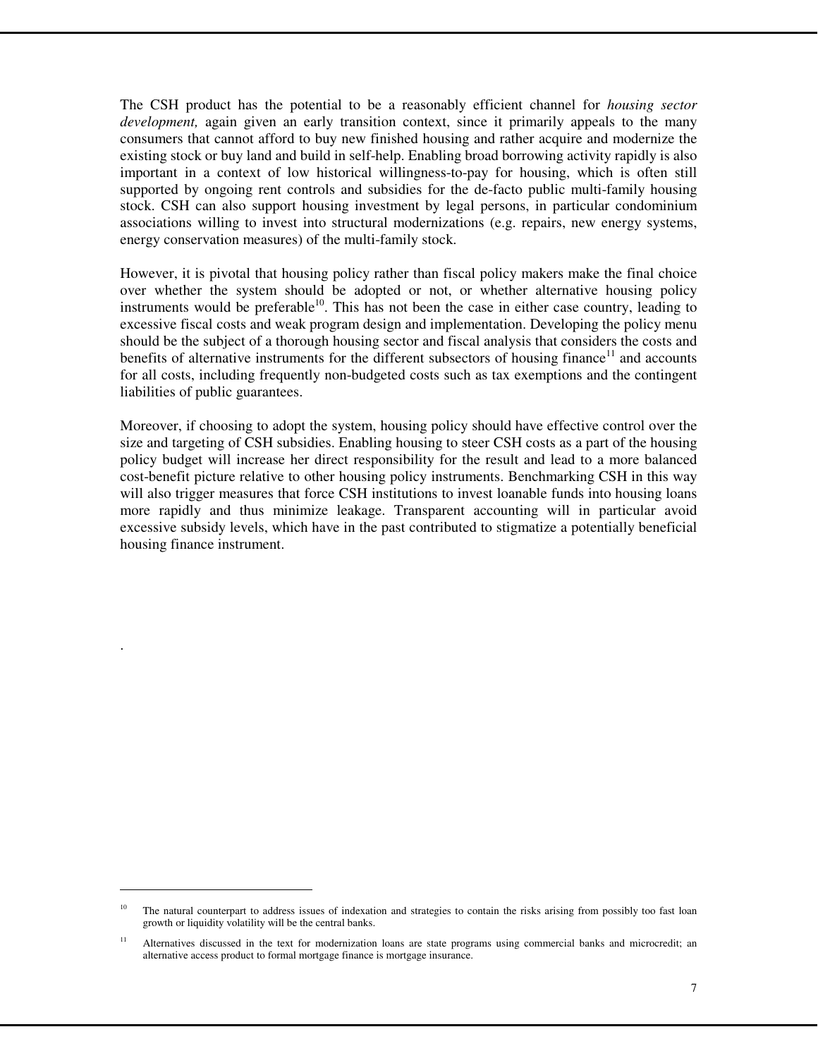The CSH product has the potential to be a reasonably efficient channel for *housing sector development,* again given an early transition context, since it primarily appeals to the many consumers that cannot afford to buy new finished housing and rather acquire and modernize the existing stock or buy land and build in self-help. Enabling broad borrowing activity rapidly is also important in a context of low historical willingness-to-pay for housing, which is often still supported by ongoing rent controls and subsidies for the de-facto public multi-family housing stock. CSH can also support housing investment by legal persons, in particular condominium associations willing to invest into structural modernizations (e.g. repairs, new energy systems, energy conservation measures) of the multi-family stock.

However, it is pivotal that housing policy rather than fiscal policy makers make the final choice over whether the system should be adopted or not, or whether alternative housing policy instruments would be preferable[10]. This has not been the case in either case country, leading to excessive fiscal costs and weak program design and implementation. Developing the policy menu should be the subject of a thorough housing sector and fiscal analysis that considers the costs and benefits of alternative instruments for the different subsectors of housing finance[11] and accounts for all costs, including frequently non-budgeted costs such as tax exemptions and the contingent liabilities of public guarantees.

Moreover, if choosing to adopt the system, housing policy should have effective control over the size and targeting of CSH subsidies. Enabling housing to steer CSH costs as a part of the housing policy budget will increase her direct responsibility for the result and lead to a more balanced cost-benefit picture relative to other housing policy instruments. Benchmarking CSH in this way will also trigger measures that force CSH institutions to invest loanable funds into housing loans more rapidly and thus minimize leakage. Transparent accounting will in particular avoid excessive subsidy levels, which have in the past contributed to stigmatize a potentially beneficial housing finance instrument.

.

---

[10] The natural counterpart to address issues of indexation and strategies to contain the risks arising from possibly too fast loan growth or liquidity volatility will be the central banks.

[11] Alternatives discussed in the text for modernization loans are state programs using commercial banks and microcredit; an alternative access product to formal mortgage finance is mortgage insurance.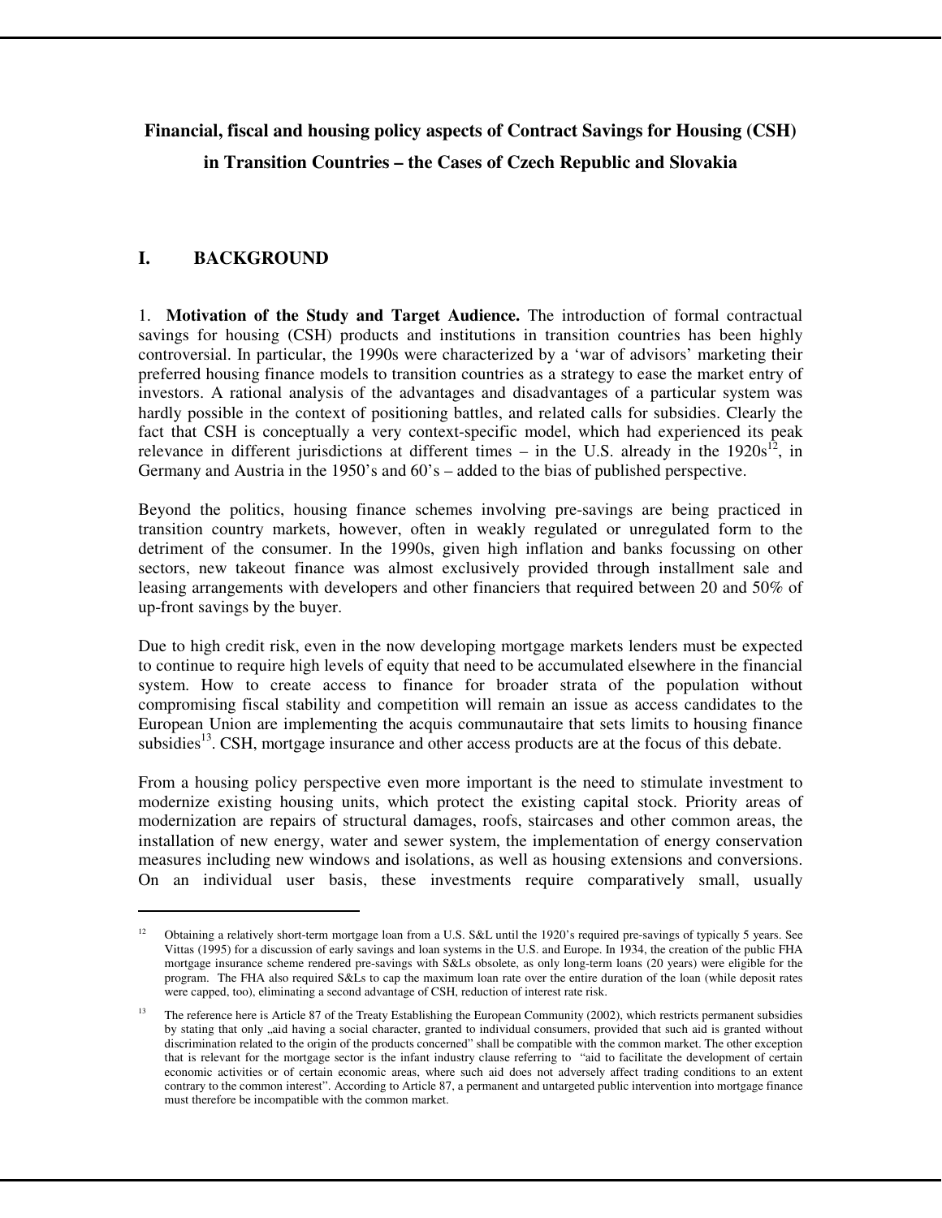**Financial, fiscal and housing policy aspects of Contract Savings for Housing (CSH) in Transition Countries – the Cases of Czech Republic and Slovakia**

## I. BACKGROUND

1. **Motivation of the Study and Target Audience.** The introduction of formal contractual savings for housing (CSH) products and institutions in transition countries has been highly controversial. In particular, the 1990s were characterized by a 'war of advisors' marketing their preferred housing finance models to transition countries as a strategy to ease the market entry of investors. A rational analysis of the advantages and disadvantages of a particular system was hardly possible in the context of positioning battles, and related calls for subsidies. Clearly the fact that CSH is conceptually a very context-specific model, which had experienced its peak relevance in different jurisdictions at different times – in the U.S. already in the 1920s[12], in Germany and Austria in the 1950's and 60's – added to the bias of published perspective.

Beyond the politics, housing finance schemes involving pre-savings are being practiced in transition country markets, however, often in weakly regulated or unregulated form to the detriment of the consumer. In the 1990s, given high inflation and banks focussing on other sectors, new takeout finance was almost exclusively provided through installment sale and leasing arrangements with developers and other financiers that required between 20 and 50% of up-front savings by the buyer.

Due to high credit risk, even in the now developing mortgage markets lenders must be expected to continue to require high levels of equity that need to be accumulated elsewhere in the financial system. How to create access to finance for broader strata of the population without compromising fiscal stability and competition will remain an issue as access candidates to the European Union are implementing the acquis communautaire that sets limits to housing finance subsidies[13]. CSH, mortgage insurance and other access products are at the focus of this debate.

From a housing policy perspective even more important is the need to stimulate investment to modernize existing housing units, which protect the existing capital stock. Priority areas of modernization are repairs of structural damages, roofs, staircases and other common areas, the installation of new energy, water and sewer system, the implementation of energy conservation measures including new windows and isolations, as well as housing extensions and conversions. On an individual user basis, these investments require comparatively small, usually

---

[12] Obtaining a relatively short-term mortgage loan from a U.S. S&L until the 1920's required pre-savings of typically 5 years. See Vittas (1995) for a discussion of early savings and loan systems in the U.S. and Europe. In 1934, the creation of the public FHA mortgage insurance scheme rendered pre-savings with S&Ls obsolete, as only long-term loans (20 years) were eligible for the program. The FHA also required S&Ls to cap the maximum loan rate over the entire duration of the loan (while deposit rates were capped, too), eliminating a second advantage of CSH, reduction of interest rate risk.

[13] The reference here is Article 87 of the Treaty Establishing the European Community (2002), which restricts permanent subsidies by stating that only „aid having a social character, granted to individual consumers, provided that such aid is granted without discrimination related to the origin of the products concerned" shall be compatible with the common market. The other exception that is relevant for the mortgage sector is the infant industry clause referring to "aid to facilitate the development of certain economic activities or of certain economic areas, where such aid does not adversely affect trading conditions to an extent contrary to the common interest". According to Article 87, a permanent and untargeted public intervention into mortgage finance must therefore be incompatible with the common market.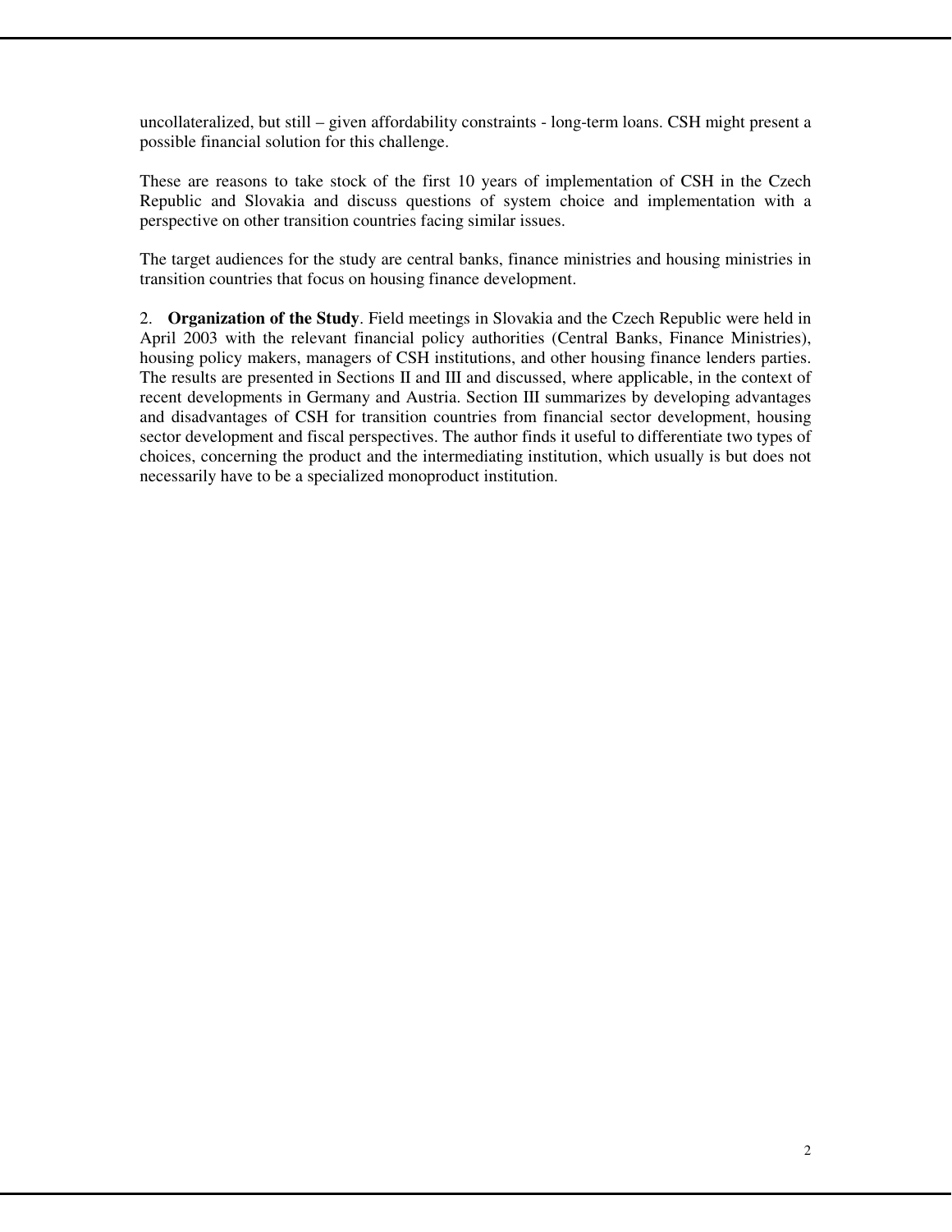uncollateralized, but still – given affordability constraints - long-term loans. CSH might present a possible financial solution for this challenge.

These are reasons to take stock of the first 10 years of implementation of CSH in the Czech Republic and Slovakia and discuss questions of system choice and implementation with a perspective on other transition countries facing similar issues.

The target audiences for the study are central banks, finance ministries and housing ministries in transition countries that focus on housing finance development.

2. **Organization of the Study**. Field meetings in Slovakia and the Czech Republic were held in April 2003 with the relevant financial policy authorities (Central Banks, Finance Ministries), housing policy makers, managers of CSH institutions, and other housing finance lenders parties. The results are presented in Sections II and III and discussed, where applicable, in the context of recent developments in Germany and Austria. Section III summarizes by developing advantages and disadvantages of CSH for transition countries from financial sector development, housing sector development and fiscal perspectives. The author finds it useful to differentiate two types of choices, concerning the product and the intermediating institution, which usually is but does not necessarily have to be a specialized monoproduct institution.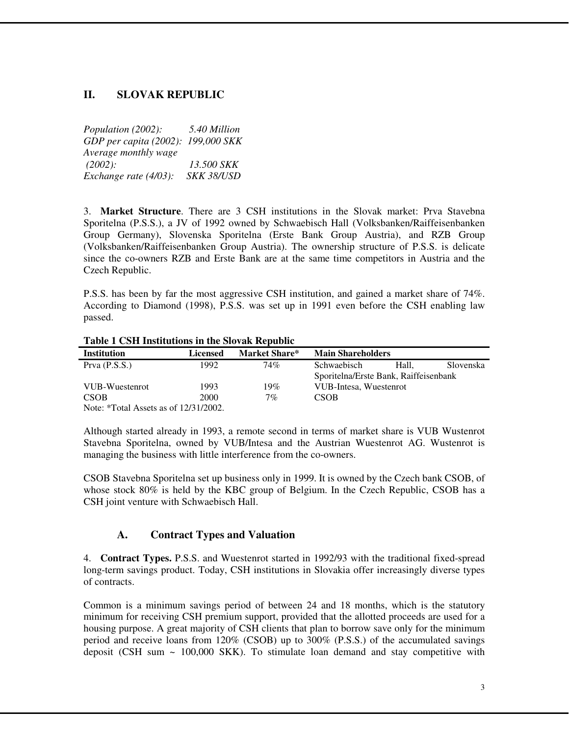## II. SLOVAK REPUBLIC

*Population (2002): 5.40 Million*
*GDP per capita (2002): 199,000 SKK*
*Average monthly wage (2002): 13.500 SKK*
*Exchange rate (4/03): SKK 38/USD*

3. **Market Structure**. There are 3 CSH institutions in the Slovak market: Prva Stavebna Sporitelna (P.S.S.), a JV of 1992 owned by Schwaebisch Hall (Volksbanken/Raiffeisenbanken Group Germany), Slovenska Sporitelna (Erste Bank Group Austria), and RZB Group (Volksbanken/Raiffeisenbanken Group Austria). The ownership structure of P.S.S. is delicate since the co-owners RZB and Erste Bank are at the same time competitors in Austria and the Czech Republic.

P.S.S. has been by far the most aggressive CSH institution, and gained a market share of 74%. According to Diamond (1998), P.S.S. was set up in 1991 even before the CSH enabling law passed.

**Table 1 CSH Institutions in the Slovak Republic**

| Institution | Licensed | Market Share* | Main Shareholders |
|---|---|---|---|
| Prva (P.S.S.) | 1992 | 74% | Schwaebisch Hall, Slovenska Sporitelna/Erste Bank, Raiffeisenbank |
| VUB-Wuestenrot | 1993 | 19% | VUB-Intesa, Wuestenrot |
| CSOB | 2000 | 7% | CSOB |

Note: *Total Assets as of 12/31/2002.

Although started already in 1993, a remote second in terms of market share is VUB Wustenrot Stavebna Sporitelna, owned by VUB/Intesa and the Austrian Wuestenrot AG. Wustenrot is managing the business with little interference from the co-owners.

CSOB Stavebna Sporitelna set up business only in 1999. It is owned by the Czech bank CSOB, of whose stock 80% is held by the KBC group of Belgium. In the Czech Republic, CSOB has a CSH joint venture with Schwaebisch Hall.

### A. Contract Types and Valuation

4. **Contract Types.** P.S.S. and Wuestenrot started in 1992/93 with the traditional fixed-spread long-term savings product. Today, CSH institutions in Slovakia offer increasingly diverse types of contracts.

Common is a minimum savings period of between 24 and 18 months, which is the statutory minimum for receiving CSH premium support, provided that the allotted proceeds are used for a housing purpose. A great majority of CSH clients that plan to borrow save only for the minimum period and receive loans from 120% (CSOB) up to 300% (P.S.S.) of the accumulated savings deposit (CSH sum ~ 100,000 SKK). To stimulate loan demand and stay competitive with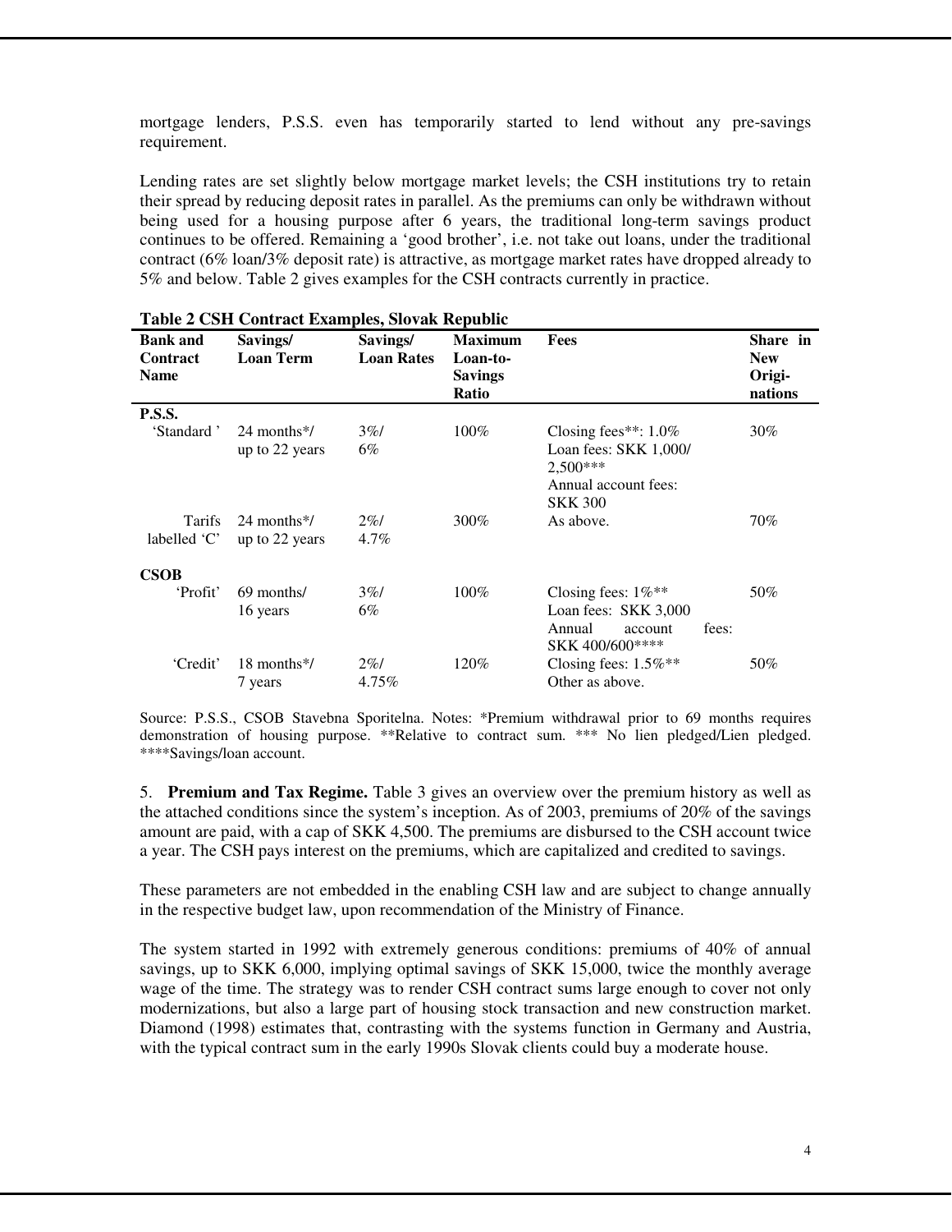mortgage lenders, P.S.S. even has temporarily started to lend without any pre-savings requirement.

Lending rates are set slightly below mortgage market levels; the CSH institutions try to retain their spread by reducing deposit rates in parallel. As the premiums can only be withdrawn without being used for a housing purpose after 6 years, the traditional long-term savings product continues to be offered. Remaining a 'good brother', i.e. not take out loans, under the traditional contract (6% loan/3% deposit rate) is attractive, as mortgage market rates have dropped already to 5% and below. Table 2 gives examples for the CSH contracts currently in practice.

**Table 2 CSH Contract Examples, Slovak Republic**

| Bank and Contract Name | Savings/ Loan Term | Savings/ Loan Rates | Maximum Loan-to-Savings Ratio | Fees | Share in New Originations |
|---|---|---|---|---|---|
| **P.S.S.** | | | | | |
| 'Standard ' | 24 months*/ up to 22 years | 3%/ 6% | 100% | Closing fees**: 1.0% Loan fees: SKK 1,000/ 2,500*** Annual account fees: SKK 300 | 30% |
| Tarifs labelled 'C' | 24 months*/ up to 22 years | 2%/ 4.7% | 300% | As above. | 70% |
| **CSOB** | | | | | |
| 'Profit' | 69 months/ 16 years | 3%/ 6% | 100% | Closing fees: 1%** Loan fees: SKK 3,000 Annual account fees: SKK 400/600**** | 50% |
| 'Credit' | 18 months*/ 7 years | 2%/ 4.75% | 120% | Closing fees: 1.5%** Other as above. | 50% |

Source: P.S.S., CSOB Stavebna Sporitelna. Notes: *Premium withdrawal prior to 69 months requires demonstration of housing purpose. **Relative to contract sum. *** No lien pledged/Lien pledged. ****Savings/loan account.

5. **Premium and Tax Regime.** Table 3 gives an overview over the premium history as well as the attached conditions since the system's inception. As of 2003, premiums of 20% of the savings amount are paid, with a cap of SKK 4,500. The premiums are disbursed to the CSH account twice a year. The CSH pays interest on the premiums, which are capitalized and credited to savings.

These parameters are not embedded in the enabling CSH law and are subject to change annually in the respective budget law, upon recommendation of the Ministry of Finance.

The system started in 1992 with extremely generous conditions: premiums of 40% of annual savings, up to SKK 6,000, implying optimal savings of SKK 15,000, twice the monthly average wage of the time. The strategy was to render CSH contract sums large enough to cover not only modernizations, but also a large part of housing stock transaction and new construction market. Diamond (1998) estimates that, contrasting with the systems function in Germany and Austria, with the typical contract sum in the early 1990s Slovak clients could buy a moderate house.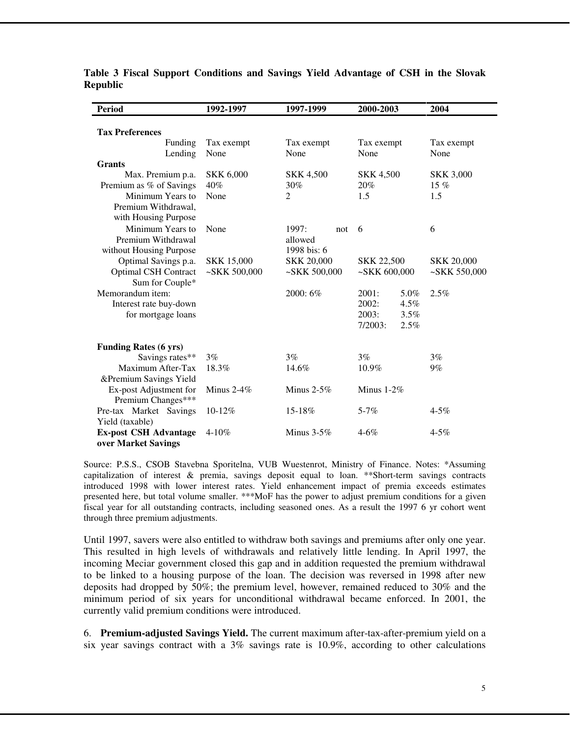**Table 3 Fiscal Support Conditions and Savings Yield Advantage of CSH in the Slovak Republic**

| Period | 1992-1997 | 1997-1999 | 2000-2003 | 2004 |
|---|---|---|---|---|
| **Tax Preferences** | | | | |
| Funding | Tax exempt | Tax exempt | Tax exempt | Tax exempt |
| Lending | None | None | None | None |
| **Grants** | | | | |
| Max. Premium p.a. | SKK 6,000 | SKK 4,500 | SKK 4,500 | SKK 3,000 |
| Premium as % of Savings | 40% | 30% | 20% | 15 % |
| Minimum Years to Premium Withdrawal, with Housing Purpose | None | 2 | 1.5 | 1.5 |
| Minimum Years to Premium Withdrawal without Housing Purpose | None | 1997: not allowed<br>1998 bis: 6 | 6 | 6 |
| Optimal Savings p.a. | SKK 15,000 | SKK 20,000 | SKK 22,500 | SKK 20,000 |
| Optimal CSH Contract Sum for Couple* | ~SKK 500,000 | ~SKK 500,000 | ~SKK 600,000 | ~SKK 550,000 |
| Memorandum item: Interest rate buy-down for mortgage loans | | 2000: 6% | 2001: 5.0%<br>2002: 4.5%<br>2003: 3.5%<br>7/2003: 2.5% | 2.5% |
| **Funding Rates (6 yrs)** | | | | |
| Savings rates** | 3% | 3% | 3% | 3% |
| Maximum After-Tax &Premium Savings Yield | 18.3% | 14.6% | 10.9% | 9% |
| Ex-post Adjustment for Premium Changes*** | Minus 2-4% | Minus 2-5% | Minus 1-2% | |
| Pre-tax Market Savings Yield (taxable) | 10-12% | 15-18% | 5-7% | 4-5% |
| **Ex-post CSH Advantage over Market Savings** | 4-10% | Minus 3-5% | 4-6% | 4-5% |

Source: P.S.S., CSOB Stavebna Sporitelna, VUB Wuestenrot, Ministry of Finance. Notes: *Assuming capitalization of interest & premia, savings deposit equal to loan. **Short-term savings contracts introduced 1998 with lower interest rates. Yield enhancement impact of premia exceeds estimates presented here, but total volume smaller. ***MoF has the power to adjust premium conditions for a given fiscal year for all outstanding contracts, including seasoned ones. As a result the 1997 6 yr cohort went through three premium adjustments.

Until 1997, savers were also entitled to withdraw both savings and premiums after only one year. This resulted in high levels of withdrawals and relatively little lending. In April 1997, the incoming Meciar government closed this gap and in addition requested the premium withdrawal to be linked to a housing purpose of the loan. The decision was reversed in 1998 after new deposits had dropped by 50%; the premium level, however, remained reduced to 30% and the minimum period of six years for unconditional withdrawal became enforced. In 2001, the currently valid premium conditions were introduced.

6. **Premium-adjusted Savings Yield.** The current maximum after-tax-after-premium yield on a six year savings contract with a 3% savings rate is 10.9%, according to other calculations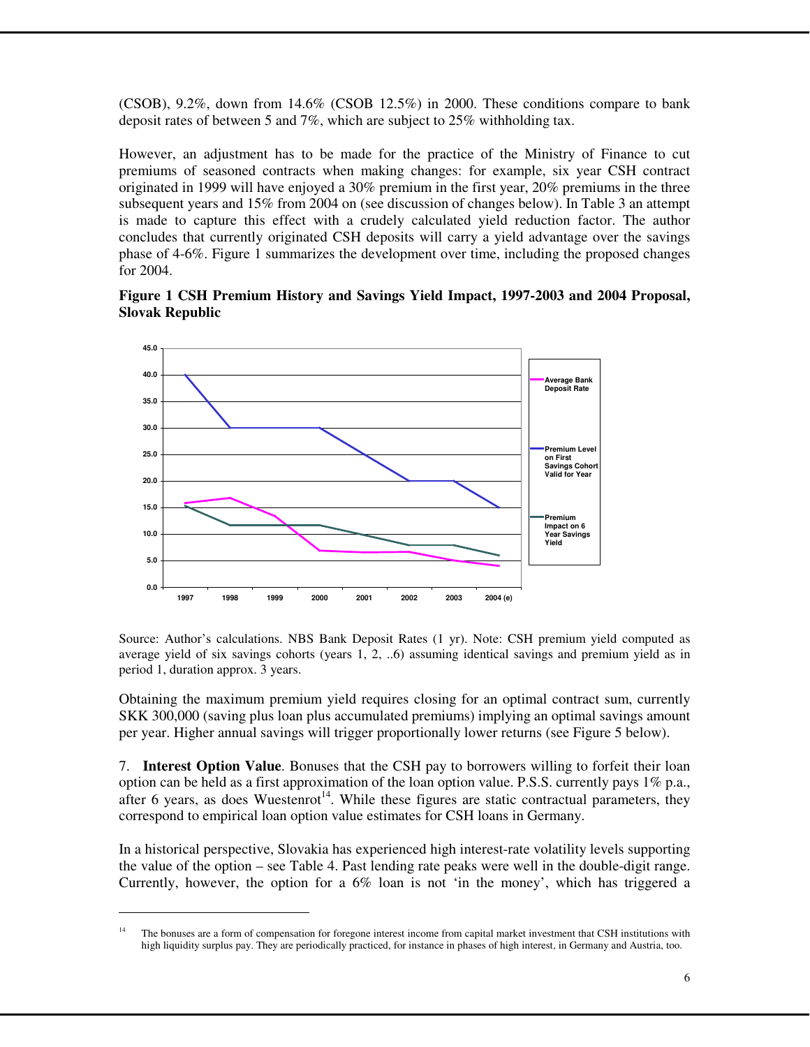(CSOB), 9.2%, down from 14.6% (CSOB 12.5%) in 2000. These conditions compare to bank deposit rates of between 5 and 7%, which are subject to 25% withholding tax.

However, an adjustment has to be made for the practice of the Ministry of Finance to cut premiums of seasoned contracts when making changes: for example, six year CSH contract originated in 1999 will have enjoyed a 30% premium in the first year, 20% premiums in the three subsequent years and 15% from 2004 on (see discussion of changes below). In Table 3 an attempt is made to capture this effect with a crudely calculated yield reduction factor. The author concludes that currently originated CSH deposits will carry a yield advantage over the savings phase of 4-6%. Figure 1 summarizes the development over time, including the proposed changes for 2004.

**Figure 1 CSH Premium History and Savings Yield Impact, 1997-2003 and 2004 Proposal, Slovak Republic**

Source: Author's calculations. NBS Bank Deposit Rates (1 yr). Note: CSH premium yield computed as average yield of six savings cohorts (years 1, 2, ..6) assuming identical savings and premium yield as in period 1, duration approx. 3 years.

Obtaining the maximum premium yield requires closing for an optimal contract sum, currently SKK 300,000 (saving plus loan plus accumulated premiums) implying an optimal savings amount per year. Higher annual savings will trigger proportionally lower returns (see Figure 5 below).

7. **Interest Option Value**. Bonuses that the CSH pay to borrowers willing to forfeit their loan option can be held as a first approximation of the loan option value. P.S.S. currently pays 1% p.a., after 6 years, as does Wuestenrot[14]. While these figures are static contractual parameters, they correspond to empirical loan option value estimates for CSH loans in Germany.

In a historical perspective, Slovakia has experienced high interest-rate volatility levels supporting the value of the option – see Table 4. Past lending rate peaks were well in the double-digit range. Currently, however, the option for a 6% loan is not 'in the money', which has triggered a

[14] The bonuses are a form of compensation for foregone interest income from capital market investment that CSH institutions with high liquidity surplus pay. They are periodically practiced, for instance in phases of high interest, in Germany and Austria, too.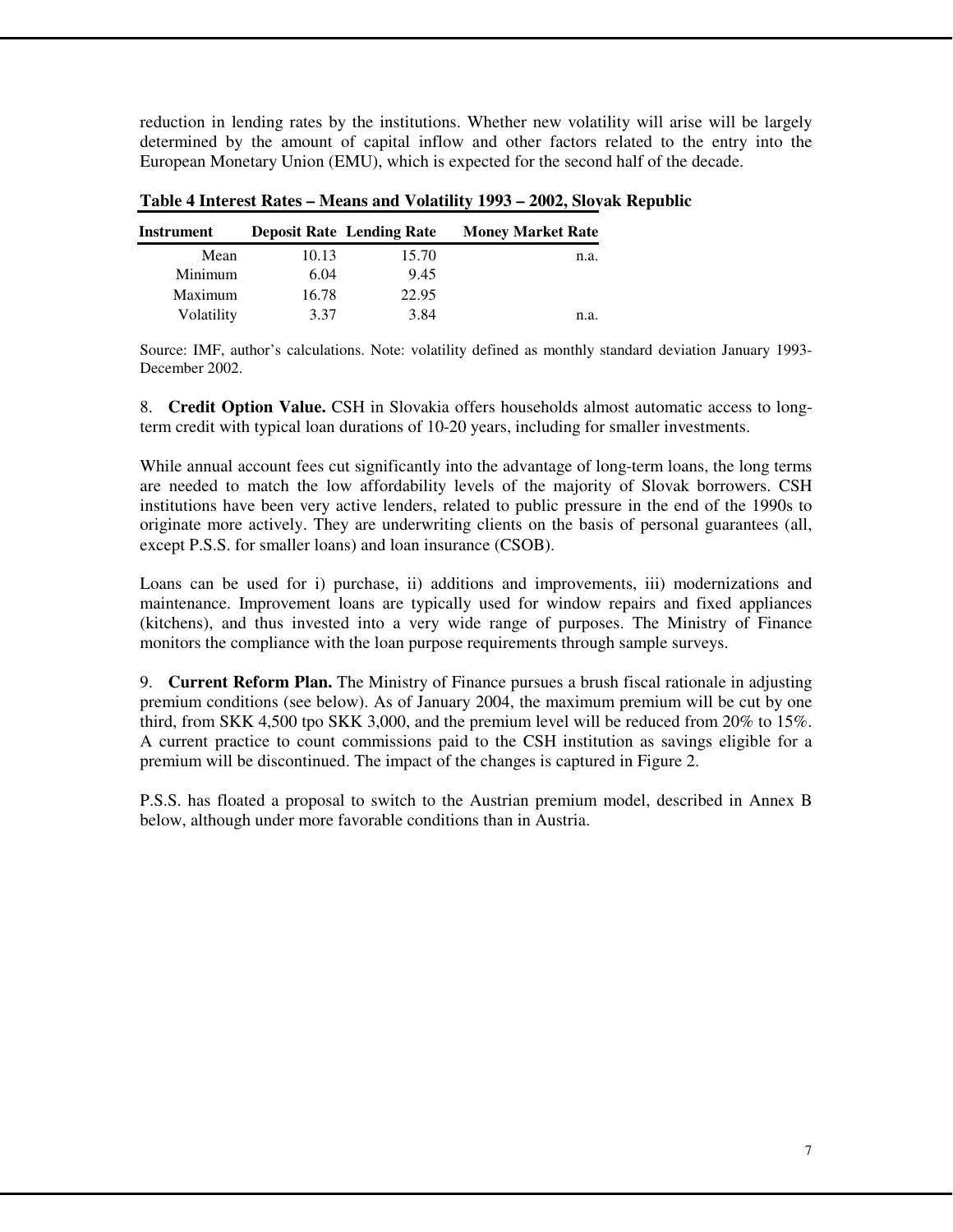reduction in lending rates by the institutions. Whether new volatility will arise will be largely determined by the amount of capital inflow and other factors related to the entry into the European Monetary Union (EMU), which is expected for the second half of the decade.

**Table 4 Interest Rates – Means and Volatility 1993 – 2002, Slovak Republic**

| Instrument | Deposit Rate | Lending Rate | Money Market Rate |
|---|---|---|---|
| Mean | 10.13 | 15.70 | n.a. |
| Minimum | 6.04 | 9.45 | |
| Maximum | 16.78 | 22.95 | |
| Volatility | 3.37 | 3.84 | n.a. |

Source: IMF, author's calculations. Note: volatility defined as monthly standard deviation January 1993-December 2002.

8. **Credit Option Value.** CSH in Slovakia offers households almost automatic access to long-term credit with typical loan durations of 10-20 years, including for smaller investments.

While annual account fees cut significantly into the advantage of long-term loans, the long terms are needed to match the low affordability levels of the majority of Slovak borrowers. CSH institutions have been very active lenders, related to public pressure in the end of the 1990s to originate more actively. They are underwriting clients on the basis of personal guarantees (all, except P.S.S. for smaller loans) and loan insurance (CSOB).

Loans can be used for i) purchase, ii) additions and improvements, iii) modernizations and maintenance. Improvement loans are typically used for window repairs and fixed appliances (kitchens), and thus invested into a very wide range of purposes. The Ministry of Finance monitors the compliance with the loan purpose requirements through sample surveys.

9. **Current Reform Plan.** The Ministry of Finance pursues a brush fiscal rationale in adjusting premium conditions (see below). As of January 2004, the maximum premium will be cut by one third, from SKK 4,500 tpo SKK 3,000, and the premium level will be reduced from 20% to 15%. A current practice to count commissions paid to the CSH institution as savings eligible for a premium will be discontinued. The impact of the changes is captured in Figure 2.

P.S.S. has floated a proposal to switch to the Austrian premium model, described in Annex B below, although under more favorable conditions than in Austria.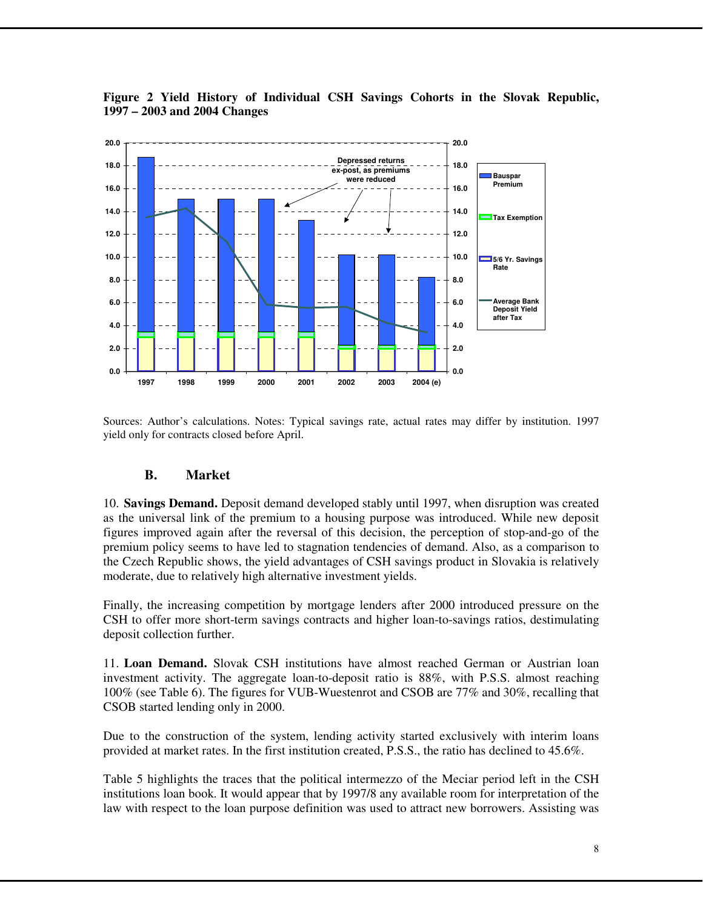**Figure 2 Yield History of Individual CSH Savings Cohorts in the Slovak Republic, 1997 – 2003 and 2004 Changes**

Sources: Author's calculations. Notes: Typical savings rate, actual rates may differ by institution. 1997 yield only for contracts closed before April.

### B. Market

10. **Savings Demand.** Deposit demand developed stably until 1997, when disruption was created as the universal link of the premium to a housing purpose was introduced. While new deposit figures improved again after the reversal of this decision, the perception of stop-and-go of the premium policy seems to have led to stagnation tendencies of demand. Also, as a comparison to the Czech Republic shows, the yield advantages of CSH savings product in Slovakia is relatively moderate, due to relatively high alternative investment yields.

Finally, the increasing competition by mortgage lenders after 2000 introduced pressure on the CSH to offer more short-term savings contracts and higher loan-to-savings ratios, destimulating deposit collection further.

11. **Loan Demand.** Slovak CSH institutions have almost reached German or Austrian loan investment activity. The aggregate loan-to-deposit ratio is 88%, with P.S.S. almost reaching 100% (see Table 6). The figures for VUB-Wuestenrot and CSOB are 77% and 30%, recalling that CSOB started lending only in 2000.

Due to the construction of the system, lending activity started exclusively with interim loans provided at market rates. In the first institution created, P.S.S., the ratio has declined to 45.6%.

Table 5 highlights the traces that the political intermezzo of the Meciar period left in the CSH institutions loan book. It would appear that by 1997/8 any available room for interpretation of the law with respect to the loan purpose definition was used to attract new borrowers. Assisting was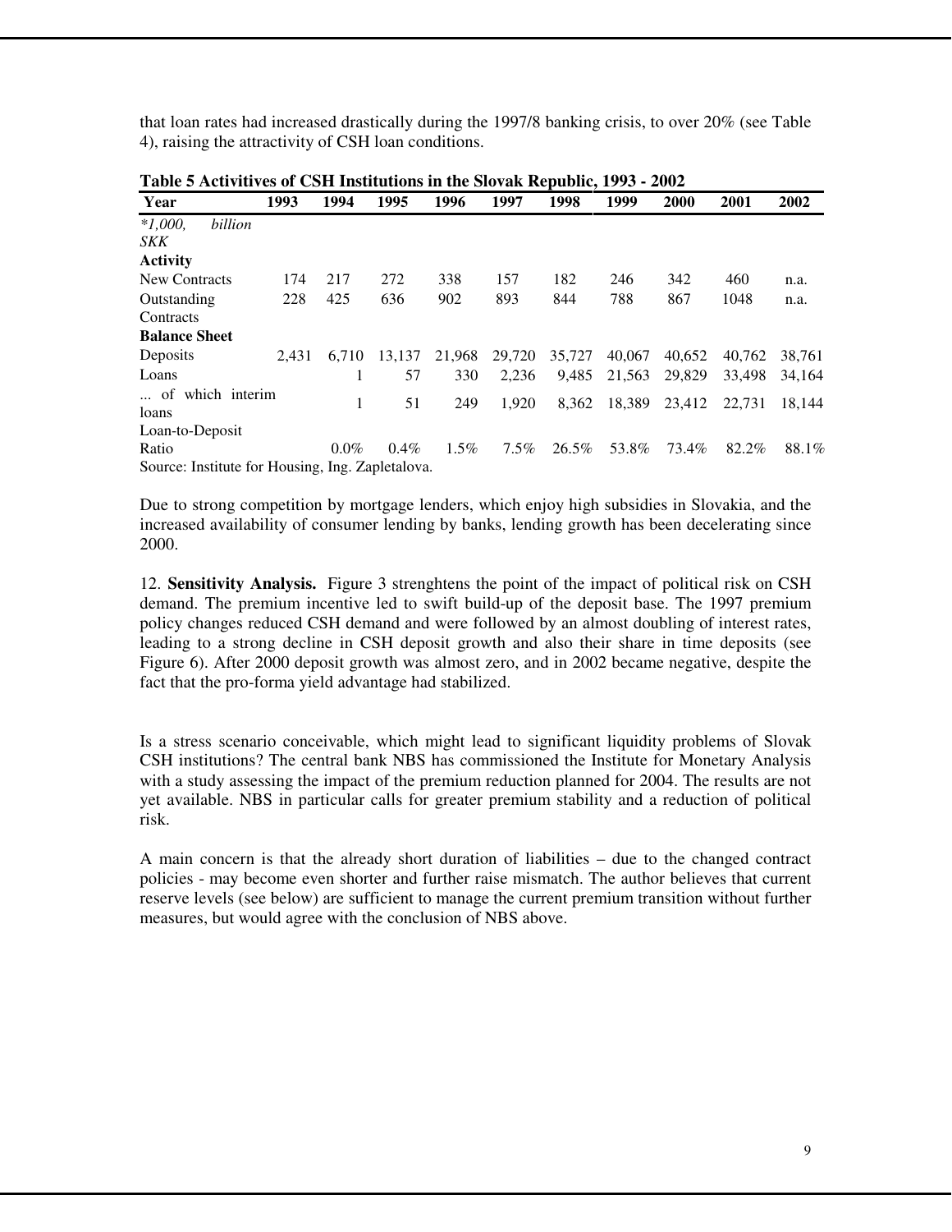that loan rates had increased drastically during the 1997/8 banking crisis, to over 20% (see Table 4), raising the attractivity of CSH loan conditions.

**Table 5 Activitives of CSH Institutions in the Slovak Republic, 1993 - 2002**

| Year | 1993 | 1994 | 1995 | 1996 | 1997 | 1998 | 1999 | 2000 | 2001 | 2002 |
|---|---|---|---|---|---|---|---|---|---|---|
| *\*1,000, billion SKK* | | | | | | | | | | |
| **Activity** | | | | | | | | | | |
| New Contracts | 174 | 217 | 272 | 338 | 157 | 182 | 246 | 342 | 460 | n.a. |
| Outstanding Contracts | 228 | 425 | 636 | 902 | 893 | 844 | 788 | 867 | 1048 | n.a. |
| **Balance Sheet** | | | | | | | | | | |
| Deposits | 2,431 | 6,710 | 13,137 | 21,968 | 29,720 | 35,727 | 40,067 | 40,652 | 40,762 | 38,761 |
| Loans | | 1 | 57 | 330 | 2,236 | 9,485 | 21,563 | 29,829 | 33,498 | 34,164 |
| ... of which interim loans | | 1 | 51 | 249 | 1,920 | 8,362 | 18,389 | 23,412 | 22,731 | 18,144 |
| Loan-to-Deposit Ratio | | 0.0% | 0.4% | 1.5% | 7.5% | 26.5% | 53.8% | 73.4% | 82.2% | 88.1% |

Source: Institute for Housing, Ing. Zapletalova.

Due to strong competition by mortgage lenders, which enjoy high subsidies in Slovakia, and the increased availability of consumer lending by banks, lending growth has been decelerating since 2000.

12. **Sensitivity Analysis.** Figure 3 strenghtens the point of the impact of political risk on CSH demand. The premium incentive led to swift build-up of the deposit base. The 1997 premium policy changes reduced CSH demand and were followed by an almost doubling of interest rates, leading to a strong decline in CSH deposit growth and also their share in time deposits (see Figure 6). After 2000 deposit growth was almost zero, and in 2002 became negative, despite the fact that the pro-forma yield advantage had stabilized.

Is a stress scenario conceivable, which might lead to significant liquidity problems of Slovak CSH institutions? The central bank NBS has commissioned the Institute for Monetary Analysis with a study assessing the impact of the premium reduction planned for 2004. The results are not yet available. NBS in particular calls for greater premium stability and a reduction of political risk.

A main concern is that the already short duration of liabilities – due to the changed contract policies - may become even shorter and further raise mismatch. The author believes that current reserve levels (see below) are sufficient to manage the current premium transition without further measures, but would agree with the conclusion of NBS above.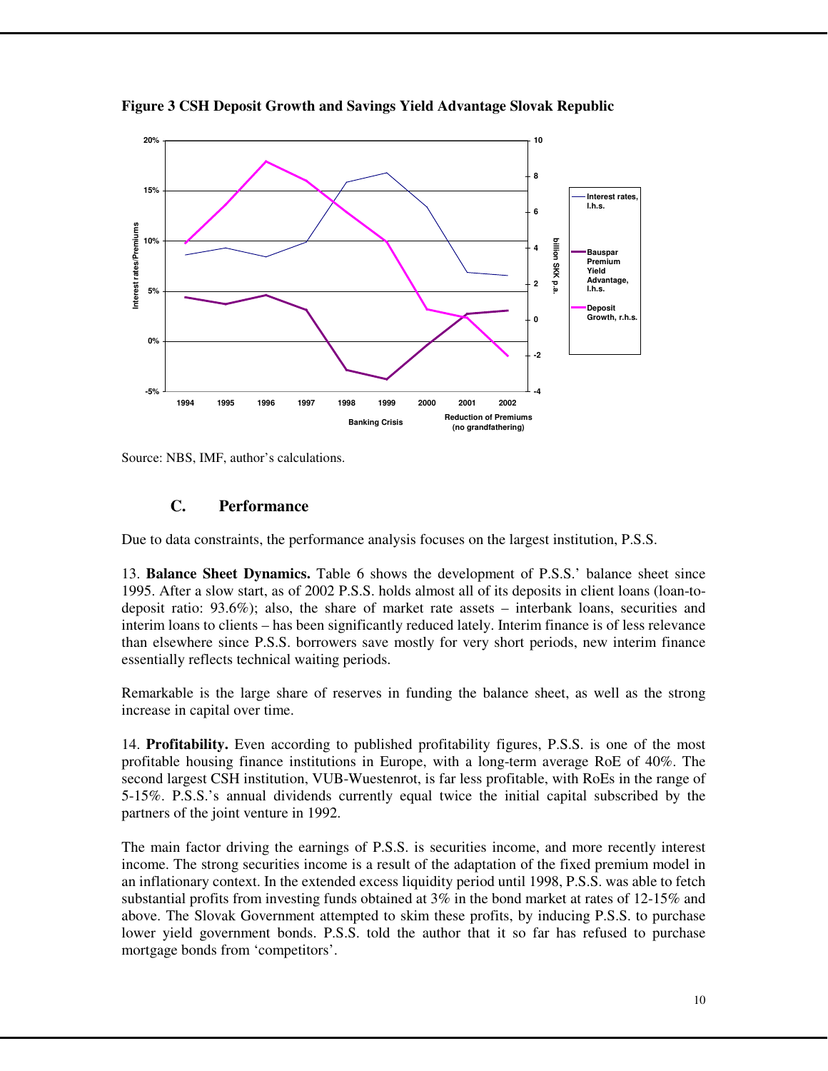**Figure 3 CSH Deposit Growth and Savings Yield Advantage Slovak Republic**

Source: NBS, IMF, author's calculations.

### C. Performance

Due to data constraints, the performance analysis focuses on the largest institution, P.S.S.

13. **Balance Sheet Dynamics.** Table 6 shows the development of P.S.S.' balance sheet since 1995. After a slow start, as of 2002 P.S.S. holds almost all of its deposits in client loans (loan-to-deposit ratio: 93.6%); also, the share of market rate assets – interbank loans, securities and interim loans to clients – has been significantly reduced lately. Interim finance is of less relevance than elsewhere since P.S.S. borrowers save mostly for very short periods, new interim finance essentially reflects technical waiting periods.

Remarkable is the large share of reserves in funding the balance sheet, as well as the strong increase in capital over time.

14. **Profitability.** Even according to published profitability figures, P.S.S. is one of the most profitable housing finance institutions in Europe, with a long-term average RoE of 40%. The second largest CSH institution, VUB-Wuestenrot, is far less profitable, with RoEs in the range of 5-15%. P.S.S.'s annual dividends currently equal twice the initial capital subscribed by the partners of the joint venture in 1992.

The main factor driving the earnings of P.S.S. is securities income, and more recently interest income. The strong securities income is a result of the adaptation of the fixed premium model in an inflationary context. In the extended excess liquidity period until 1998, P.S.S. was able to fetch substantial profits from investing funds obtained at 3% in the bond market at rates of 12-15% and above. The Slovak Government attempted to skim these profits, by inducing P.S.S. to purchase lower yield government bonds. P.S.S. told the author that it so far has refused to purchase mortgage bonds from 'competitors'.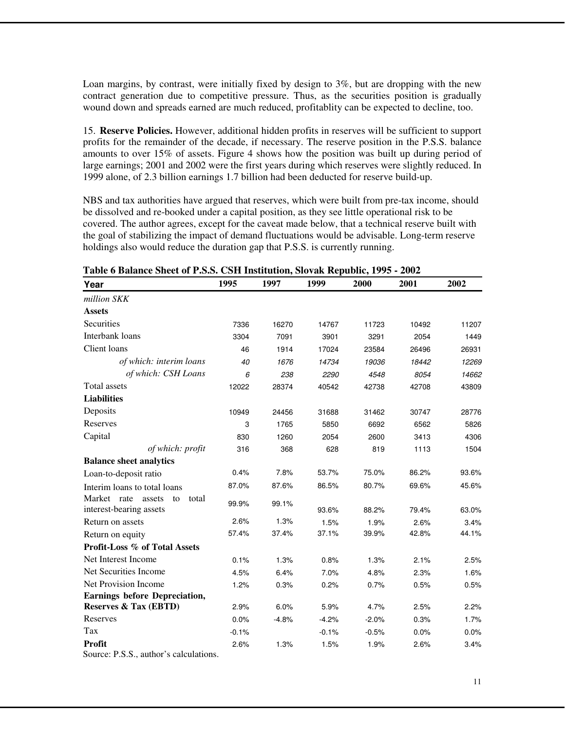Loan margins, by contrast, were initially fixed by design to 3%, but are dropping with the new contract generation due to competitive pressure. Thus, as the securities position is gradually wound down and spreads earned are much reduced, profitablity can be expected to decline, too.

15. **Reserve Policies.** However, additional hidden profits in reserves will be sufficient to support profits for the remainder of the decade, if necessary. The reserve position in the P.S.S. balance amounts to over 15% of assets. Figure 4 shows how the position was built up during period of large earnings; 2001 and 2002 were the first years during which reserves were slightly reduced. In 1999 alone, of 2.3 billion earnings 1.7 billion had been deducted for reserve build-up.

NBS and tax authorities have argued that reserves, which were built from pre-tax income, should be dissolved and re-booked under a capital position, as they see little operational risk to be covered. The author agrees, except for the caveat made below, that a technical reserve built with the goal of stabilizing the impact of demand fluctuations would be advisable. Long-term reserve holdings also would reduce the duration gap that P.S.S. is currently running.

**Table 6 Balance Sheet of P.S.S. CSH Institution, Slovak Republic, 1995 - 2002**

| Year | 1995 | 1997 | 1999 | 2000 | 2001 | 2002 |
|---|---|---|---|---|---|---|
| *million SKK* | | | | | | |
| **Assets** | | | | | | |
| Securities | 7336 | 16270 | 14767 | 11723 | 10492 | 11207 |
| Interbank loans | 3304 | 7091 | 3901 | 3291 | 2054 | 1449 |
| Client loans | 46 | 1914 | 17024 | 23584 | 26496 | 26931 |
| *of which: interim loans* | *40* | *1676* | *14734* | *19036* | *18442* | *12269* |
| *of which: CSH Loans* | *6* | *238* | *2290* | *4548* | *8054* | *14662* |
| Total assets | 12022 | 28374 | 40542 | 42738 | 42708 | 43809 |
| **Liabilities** | | | | | | |
| Deposits | 10949 | 24456 | 31688 | 31462 | 30747 | 28776 |
| Reserves | 3 | 1765 | 5850 | 6692 | 6562 | 5826 |
| Capital | 830 | 1260 | 2054 | 2600 | 3413 | 4306 |
| *of which: profit* | 316 | 368 | 628 | 819 | 1113 | 1504 |
| **Balance sheet analytics** | | | | | | |
| Loan-to-deposit ratio | 0.4% | 7.8% | 53.7% | 75.0% | 86.2% | 93.6% |
| Interim loans to total loans | 87.0% | 87.6% | 86.5% | 80.7% | 69.6% | 45.6% |
| Market rate assets to total interest-bearing assets | 99.9% | 99.1% | 93.6% | 88.2% | 79.4% | 63.0% |
| Return on assets | 2.6% | 1.3% | 1.5% | 1.9% | 2.6% | 3.4% |
| Return on equity | 57.4% | 37.4% | 37.1% | 39.9% | 42.8% | 44.1% |
| **Profit-Loss % of Total Assets** | | | | | | |
| Net Interest Income | 0.1% | 1.3% | 0.8% | 1.3% | 2.1% | 2.5% |
| Net Securities Income | 4.5% | 6.4% | 7.0% | 4.8% | 2.3% | 1.6% |
| Net Provision Income | 1.2% | 0.3% | 0.2% | 0.7% | 0.5% | 0.5% |
| **Earnings before Depreciation, Reserves & Tax (EBTD)** | 2.9% | 6.0% | 5.9% | 4.7% | 2.5% | 2.2% |
| Reserves | 0.0% | -4.8% | -4.2% | -2.0% | 0.3% | 1.7% |
| Tax | -0.1% | | -0.1% | -0.5% | 0.0% | 0.0% |
| **Profit** | 2.6% | 1.3% | 1.5% | 1.9% | 2.6% | 3.4% |

Source: P.S.S., author's calculations.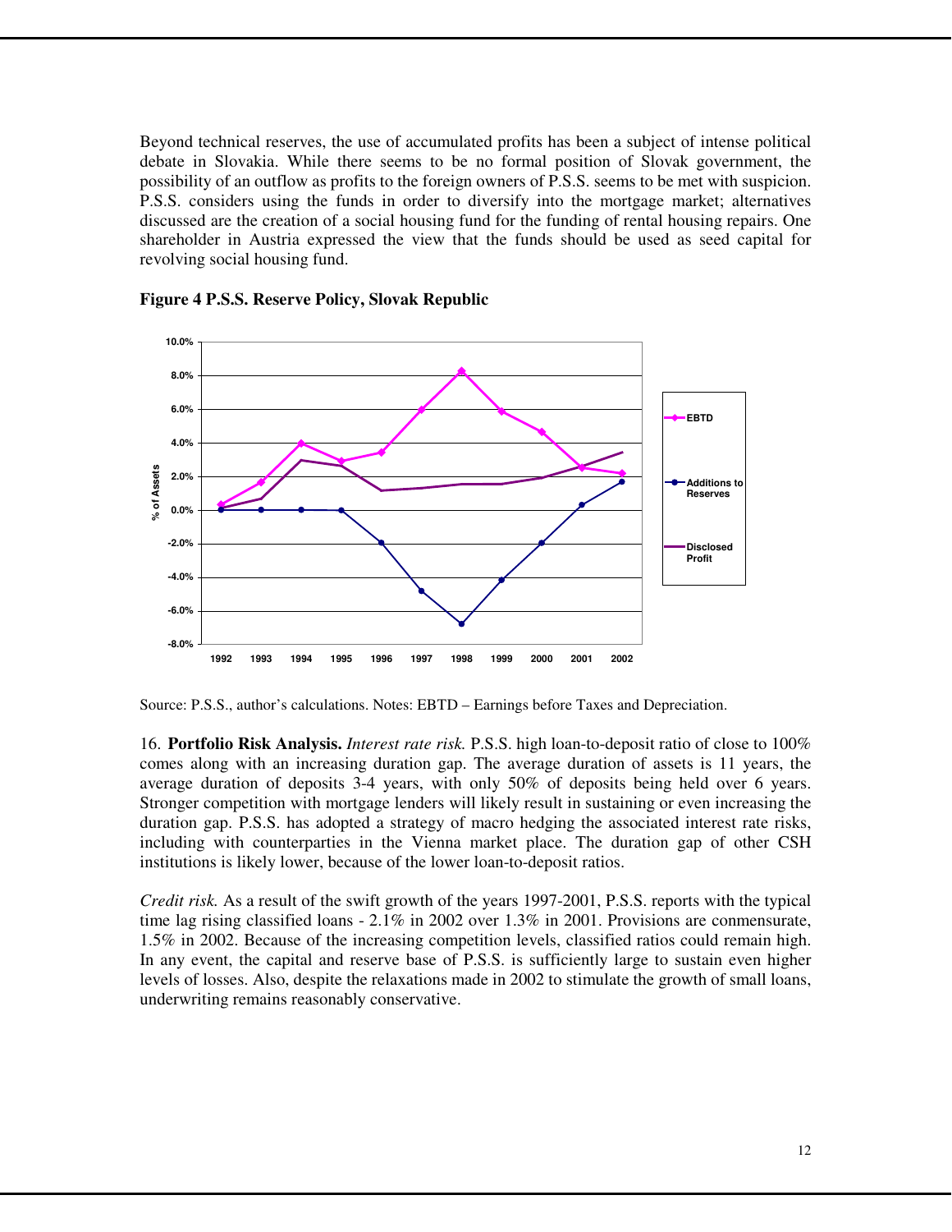Beyond technical reserves, the use of accumulated profits has been a subject of intense political debate in Slovakia. While there seems to be no formal position of Slovak government, the possibility of an outflow as profits to the foreign owners of P.S.S. seems to be met with suspicion. P.S.S. considers using the funds in order to diversify into the mortgage market; alternatives discussed are the creation of a social housing fund for the funding of rental housing repairs. One shareholder in Austria expressed the view that the funds should be used as seed capital for revolving social housing fund.

**Figure 4 P.S.S. Reserve Policy, Slovak Republic**

Source: P.S.S., author's calculations. Notes: EBTD – Earnings before Taxes and Depreciation.

16. **Portfolio Risk Analysis.** *Interest rate risk.* P.S.S. high loan-to-deposit ratio of close to 100% comes along with an increasing duration gap. The average duration of assets is 11 years, the average duration of deposits 3-4 years, with only 50% of deposits being held over 6 years. Stronger competition with mortgage lenders will likely result in sustaining or even increasing the duration gap. P.S.S. has adopted a strategy of macro hedging the associated interest rate risks, including with counterparties in the Vienna market place. The duration gap of other CSH institutions is likely lower, because of the lower loan-to-deposit ratios.

*Credit risk.* As a result of the swift growth of the years 1997-2001, P.S.S. reports with the typical time lag rising classified loans - 2.1% in 2002 over 1.3% in 2001. Provisions are conmensurate, 1.5% in 2002. Because of the increasing competition levels, classified ratios could remain high. In any event, the capital and reserve base of P.S.S. is sufficiently large to sustain even higher levels of losses. Also, despite the relaxations made in 2002 to stimulate the growth of small loans, underwriting remains reasonably conservative.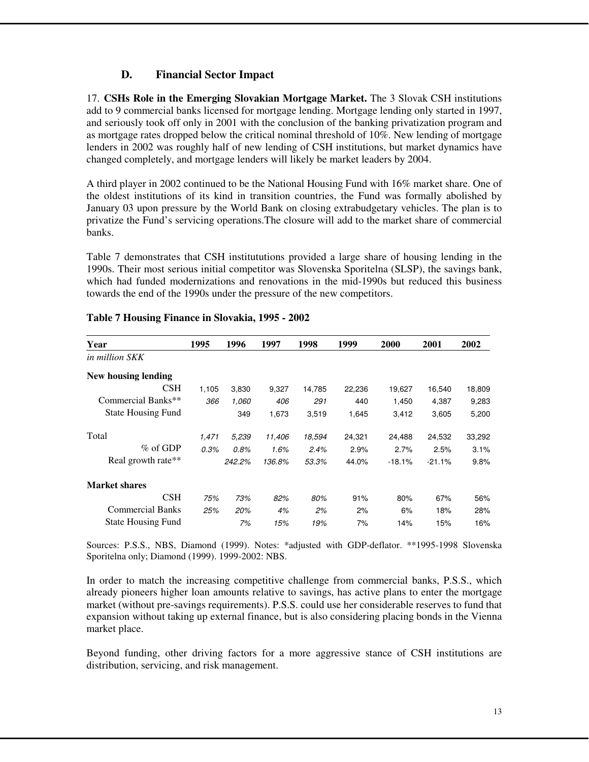## D. Financial Sector Impact

17. **CSHs Role in the Emerging Slovakian Mortgage Market.** The 3 Slovak CSH institutions add to 9 commercial banks licensed for mortgage lending. Mortgage lending only started in 1997, and seriously took off only in 2001 with the conclusion of the banking privatization program and as mortgage rates dropped below the critical nominal threshold of 10%. New lending of mortgage lenders in 2002 was roughly half of new lending of CSH institutions, but market dynamics have changed completely, and mortgage lenders will likely be market leaders by 2004.

A third player in 2002 continued to be the National Housing Fund with 16% market share. One of the oldest institutions of its kind in transition countries, the Fund was formally abolished by January 03 upon pressure by the World Bank on closing extrabudgetary vehicles. The plan is to privatize the Fund's servicing operations.The closure will add to the market share of commercial banks.

Table 7 demonstrates that CSH institututions provided a large share of housing lending in the 1990s. Their most serious initial competitor was Slovenska Sporitelna (SLSP), the savings bank, which had funded modernizations and renovations in the mid-1990s but reduced this business towards the end of the 1990s under the pressure of the new competitors.

**Table 7 Housing Finance in Slovakia, 1995 - 2002**

| Year | 1995 | 1996 | 1997 | 1998 | 1999 | 2000 | 2001 | 2002 |
|---|---|---|---|---|---|---|---|---|
| *in million SKK* | | | | | | | | |
| **New housing lending** | | | | | | | | |
| CSH | 1,105 | 3,830 | 9,327 | 14,785 | 22,236 | 19,627 | 16,540 | 18,809 |
| Commercial Banks** | *366* | *1,060* | *406* | *291* | 440 | 1,450 | 4,387 | 9,283 |
| State Housing Fund | | 349 | 1,673 | 3,519 | 1,645 | 3,412 | 3,605 | 5,200 |
| Total | *1,471* | *5,239* | *11,406* | *18,594* | 24,321 | 24,488 | 24,532 | 33,292 |
| % of GDP | *0.3%* | *0.8%* | *1.6%* | *2.4%* | 2.9% | 2.7% | 2.5% | 3.1% |
| Real growth rate** | | *242.2%* | *136.8%* | *53.3%* | 44.0% | -18.1% | -21.1% | 9.8% |
| **Market shares** | | | | | | | | |
| CSH | *75%* | *73%* | *82%* | *80%* | 91% | 80% | 67% | 56% |
| Commercial Banks | *25%* | *20%* | *4%* | *2%* | 2% | 6% | 18% | 28% |
| State Housing Fund | | *7%* | *15%* | *19%* | 7% | 14% | 15% | 16% |

Sources: P.S.S., NBS, Diamond (1999). Notes: *adjusted with GDP-deflator. **1995-1998 Slovenska Sporitelna only; Diamond (1999). 1999-2002: NBS.

In order to match the increasing competitive challenge from commercial banks, P.S.S., which already pioneers higher loan amounts relative to savings, has active plans to enter the mortgage market (without pre-savings requirements). P.S.S. could use her considerable reserves to fund that expansion without taking up external finance, but is also considering placing bonds in the Vienna market place.

Beyond funding, other driving factors for a more aggressive stance of CSH institutions are distribution, servicing, and risk management.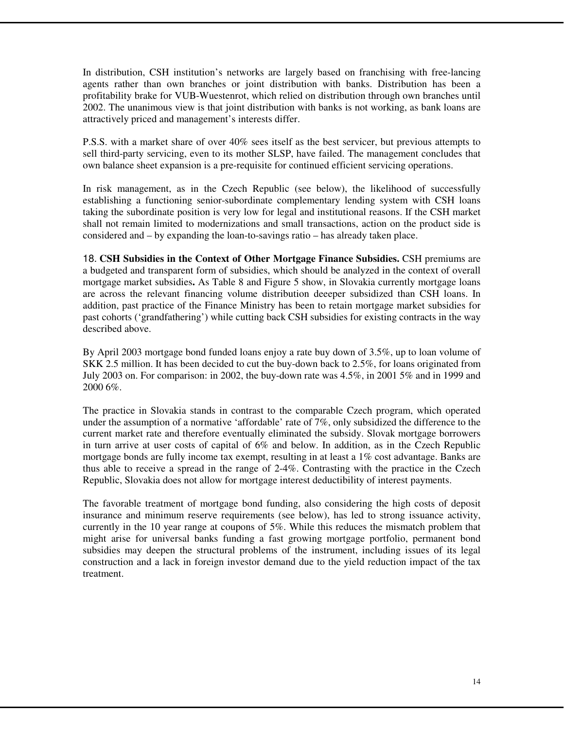In distribution, CSH institution's networks are largely based on franchising with free-lancing agents rather than own branches or joint distribution with banks. Distribution has been a profitability brake for VUB-Wuestenrot, which relied on distribution through own branches until 2002. The unanimous view is that joint distribution with banks is not working, as bank loans are attractively priced and management's interests differ.

P.S.S. with a market share of over 40% sees itself as the best servicer, but previous attempts to sell third-party servicing, even to its mother SLSP, have failed. The management concludes that own balance sheet expansion is a pre-requisite for continued efficient servicing operations.

In risk management, as in the Czech Republic (see below), the likelihood of successfully establishing a functioning senior-subordinate complementary lending system with CSH loans taking the subordinate position is very low for legal and institutional reasons. If the CSH market shall not remain limited to modernizations and small transactions, action on the product side is considered and – by expanding the loan-to-savings ratio – has already taken place.

18. **CSH Subsidies in the Context of Other Mortgage Finance Subsidies.** CSH premiums are a budgeted and transparent form of subsidies, which should be analyzed in the context of overall mortgage market subsidies**.** As Table 8 and Figure 5 show, in Slovakia currently mortgage loans are across the relevant financing volume distribution deeeper subsidized than CSH loans. In addition, past practice of the Finance Ministry has been to retain mortgage market subsidies for past cohorts ('grandfathering') while cutting back CSH subsidies for existing contracts in the way described above.

By April 2003 mortgage bond funded loans enjoy a rate buy down of 3.5%, up to loan volume of SKK 2.5 million. It has been decided to cut the buy-down back to 2.5%, for loans originated from July 2003 on. For comparison: in 2002, the buy-down rate was 4.5%, in 2001 5% and in 1999 and 2000 6%.

The practice in Slovakia stands in contrast to the comparable Czech program, which operated under the assumption of a normative 'affordable' rate of 7%, only subsidized the difference to the current market rate and therefore eventually eliminated the subsidy. Slovak mortgage borrowers in turn arrive at user costs of capital of 6% and below. In addition, as in the Czech Republic mortgage bonds are fully income tax exempt, resulting in at least a 1% cost advantage. Banks are thus able to receive a spread in the range of 2-4%. Contrasting with the practice in the Czech Republic, Slovakia does not allow for mortgage interest deductibility of interest payments.

The favorable treatment of mortgage bond funding, also considering the high costs of deposit insurance and minimum reserve requirements (see below), has led to strong issuance activity, currently in the 10 year range at coupons of 5%. While this reduces the mismatch problem that might arise for universal banks funding a fast growing mortgage portfolio, permanent bond subsidies may deepen the structural problems of the instrument, including issues of its legal construction and a lack in foreign investor demand due to the yield reduction impact of the tax treatment.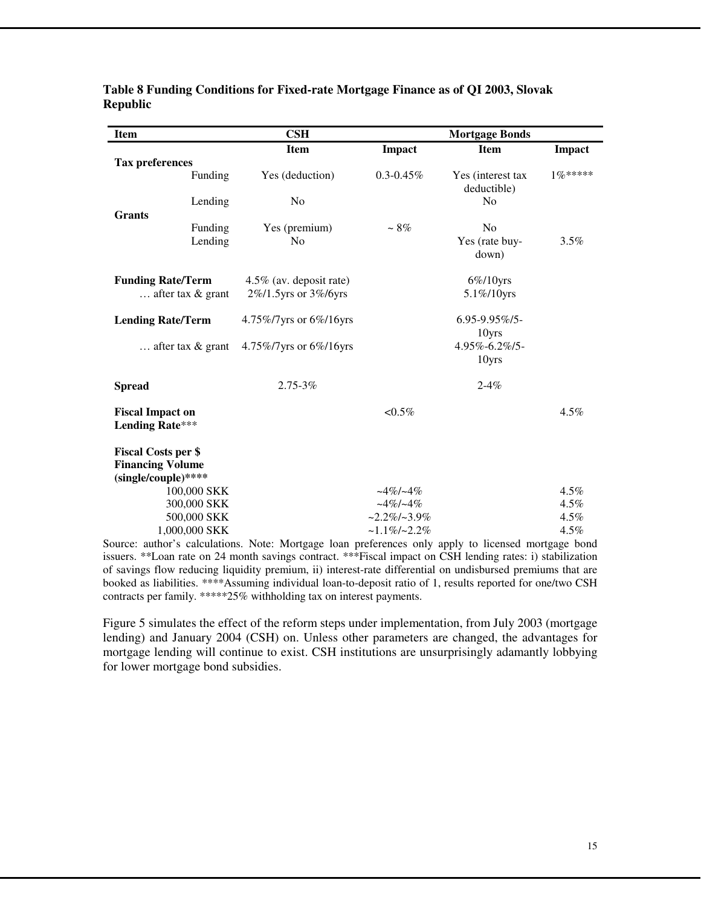**Table 8 Funding Conditions for Fixed-rate Mortgage Finance as of QI 2003, Slovak Republic**

| Item | CSH | | Mortgage Bonds | |
|---|---|---|---|---|
| | Item | Impact | Item | Impact |
| **Tax preferences** | | | | |
| Funding | Yes (deduction) | 0.3-0.45% | Yes (interest tax deductible) | 1%***** |
| Lending | No | | No | |
| **Grants** | | | | |
| Funding | Yes (premium) | ~ 8% | No | |
| Lending | No | | Yes (rate buy-down) | 3.5% |
| **Funding Rate/Term** | 4.5% (av. deposit rate) | | 6%/10yrs | |
| … after tax & grant | 2%/1.5yrs or 3%/6yrs | | 5.1%/10yrs | |
| **Lending Rate/Term** | 4.75%/7yrs or 6%/16yrs | | 6.95-9.95%/5-10yrs | |
| … after tax & grant | 4.75%/7yrs or 6%/16yrs | | 4.95%-6.2%/5-10yrs | |
| **Spread** | 2.75-3% | | 2-4% | |
| **Fiscal Impact on Lending Rate*** ** | | <0.5% | | 4.5% |
| **Fiscal Costs per $ Financing Volume (single/couple)****** | | | | |
| 100,000 SKK | | ~4%/~4% | | 4.5% |
| 300,000 SKK | | ~4%/~4% | | 4.5% |
| 500,000 SKK | | ~2.2%/~3.9% | | 4.5% |
| 1,000,000 SKK | | ~1.1%/~2.2% | | 4.5% |

Source: author's calculations. Note: Mortgage loan preferences only apply to licensed mortgage bond issuers. **Loan rate on 24 month savings contract. ***Fiscal impact on CSH lending rates: i) stabilization of savings flow reducing liquidity premium, ii) interest-rate differential on undisbursed premiums that are booked as liabilities. ****Assuming individual loan-to-deposit ratio of 1, results reported for one/two CSH contracts per family. *****25% withholding tax on interest payments.

Figure 5 simulates the effect of the reform steps under implementation, from July 2003 (mortgage lending) and January 2004 (CSH) on. Unless other parameters are changed, the advantages for mortgage lending will continue to exist. CSH institutions are unsurprisingly adamantly lobbying for lower mortgage bond subsidies.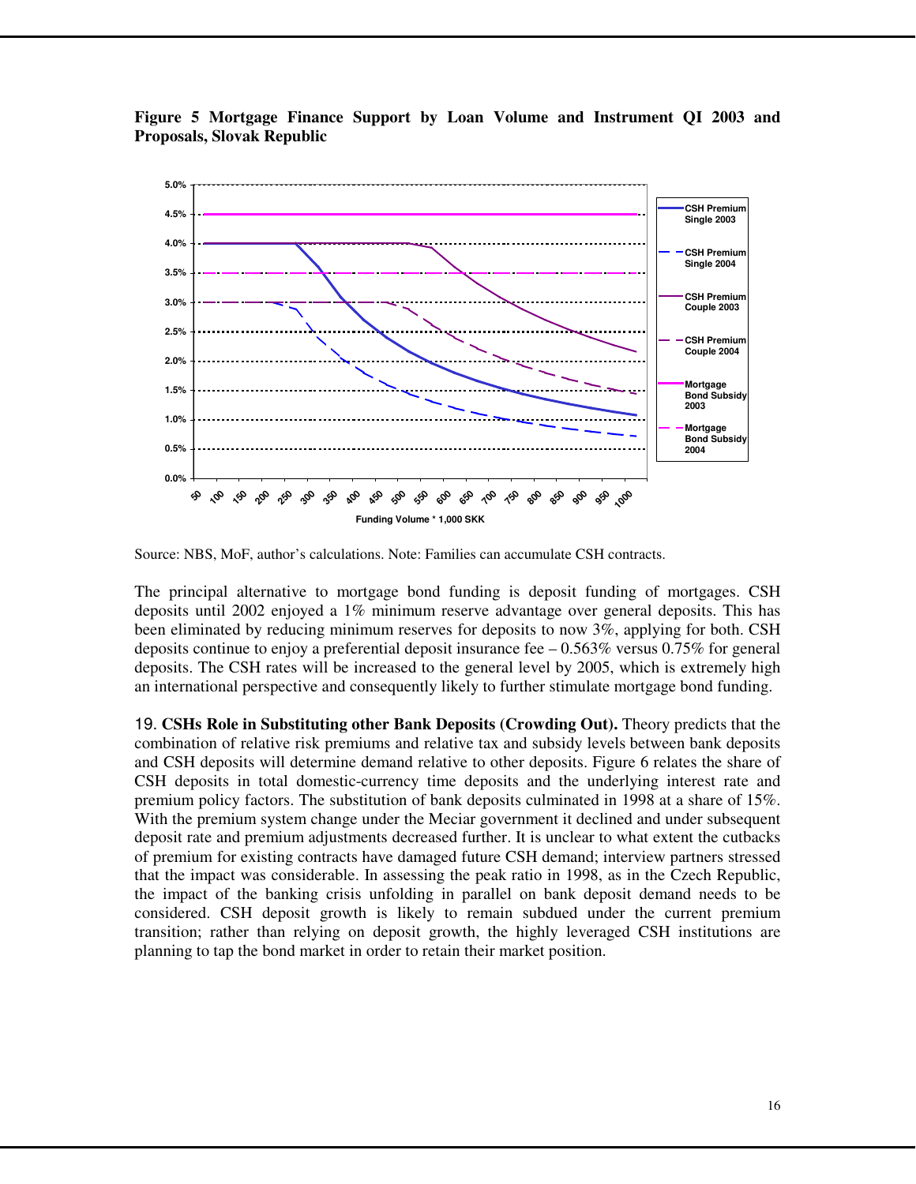**Figure 5 Mortgage Finance Support by Loan Volume and Instrument QI 2003 and Proposals, Slovak Republic**

Source: NBS, MoF, author's calculations. Note: Families can accumulate CSH contracts.

The principal alternative to mortgage bond funding is deposit funding of mortgages. CSH deposits until 2002 enjoyed a 1% minimum reserve advantage over general deposits. This has been eliminated by reducing minimum reserves for deposits to now 3%, applying for both. CSH deposits continue to enjoy a preferential deposit insurance fee – 0.563% versus 0.75% for general deposits. The CSH rates will be increased to the general level by 2005, which is extremely high an international perspective and consequently likely to further stimulate mortgage bond funding.

19. **CSHs Role in Substituting other Bank Deposits (Crowding Out).** Theory predicts that the combination of relative risk premiums and relative tax and subsidy levels between bank deposits and CSH deposits will determine demand relative to other deposits. Figure 6 relates the share of CSH deposits in total domestic-currency time deposits and the underlying interest rate and premium policy factors. The substitution of bank deposits culminated in 1998 at a share of 15%. With the premium system change under the Meciar government it declined and under subsequent deposit rate and premium adjustments decreased further. It is unclear to what extent the cutbacks of premium for existing contracts have damaged future CSH demand; interview partners stressed that the impact was considerable. In assessing the peak ratio in 1998, as in the Czech Republic, the impact of the banking crisis unfolding in parallel on bank deposit demand needs to be considered. CSH deposit growth is likely to remain subdued under the current premium transition; rather than relying on deposit growth, the highly leveraged CSH institutions are planning to tap the bond market in order to retain their market position.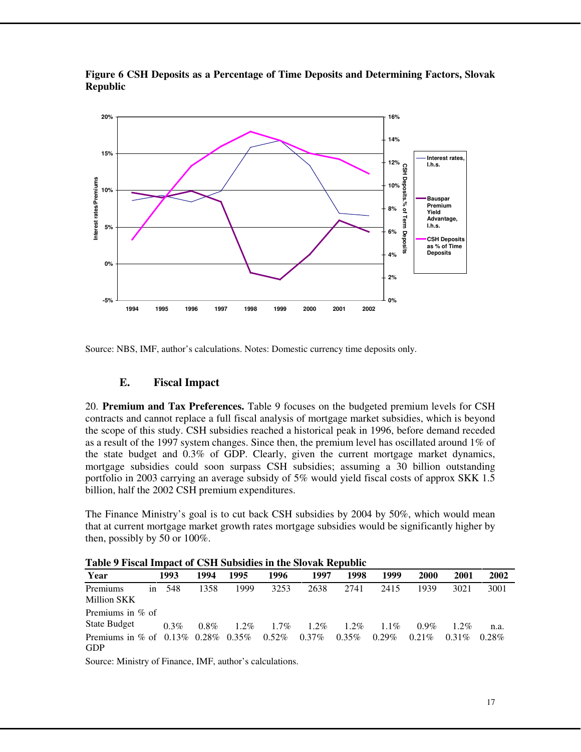**Figure 6 CSH Deposits as a Percentage of Time Deposits and Determining Factors, Slovak Republic**

Source: NBS, IMF, author's calculations. Notes: Domestic currency time deposits only.

### E. Fiscal Impact

20. **Premium and Tax Preferences.** Table 9 focuses on the budgeted premium levels for CSH contracts and cannot replace a full fiscal analysis of mortgage market subsidies, which is beyond the scope of this study. CSH subsidies reached a historical peak in 1996, before demand receded as a result of the 1997 system changes. Since then, the premium level has oscillated around 1% of the state budget and 0.3% of GDP. Clearly, given the current mortgage market dynamics, mortgage subsidies could soon surpass CSH subsidies; assuming a 30 billion outstanding portfolio in 2003 carrying an average subsidy of 5% would yield fiscal costs of approx SKK 1.5 billion, half the 2002 CSH premium expenditures.

The Finance Ministry's goal is to cut back CSH subsidies by 2004 by 50%, which would mean that at current mortgage market growth rates mortgage subsidies would be significantly higher by then, possibly by 50 or 100%.

**Table 9 Fiscal Impact of CSH Subsidies in the Slovak Republic**

| Year | 1993 | 1994 | 1995 | 1996 | 1997 | 1998 | 1999 | 2000 | 2001 | 2002 |
|---|---|---|---|---|---|---|---|---|---|---|
| Premiums in Million SKK | 548 | 1358 | 1999 | 3253 | 2638 | 2741 | 2415 | 1939 | 3021 | 3001 |
| Premiums in % of State Budget | 0.3% | 0.8% | 1.2% | 1.7% | 1.2% | 1.2% | 1.1% | 0.9% | 1.2% | n.a. |
| Premiums in % of GDP | 0.13% | 0.28% | 0.35% | 0.52% | 0.37% | 0.35% | 0.29% | 0.21% | 0.31% | 0.28% |

Source: Ministry of Finance, IMF, author's calculations.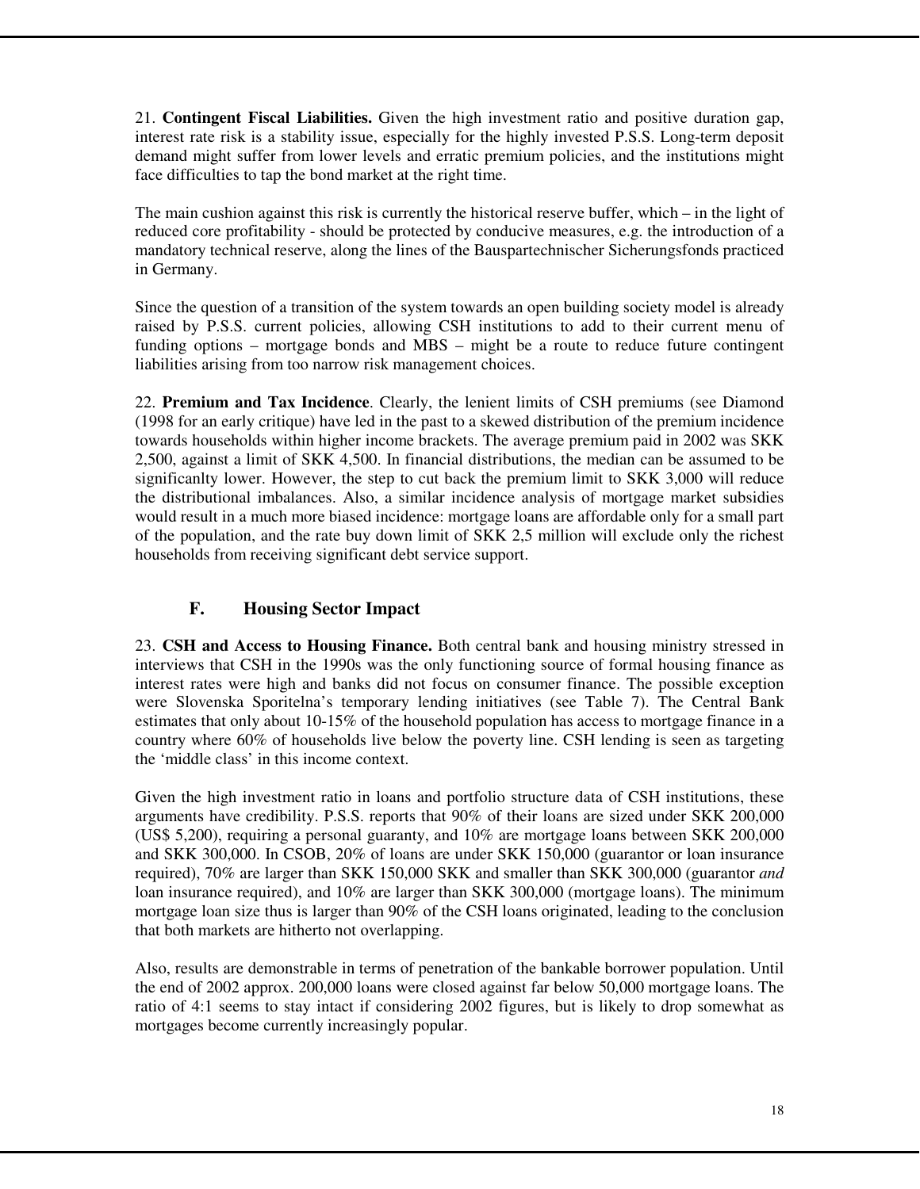21. **Contingent Fiscal Liabilities.** Given the high investment ratio and positive duration gap, interest rate risk is a stability issue, especially for the highly invested P.S.S. Long-term deposit demand might suffer from lower levels and erratic premium policies, and the institutions might face difficulties to tap the bond market at the right time.

The main cushion against this risk is currently the historical reserve buffer, which – in the light of reduced core profitability - should be protected by conducive measures, e.g. the introduction of a mandatory technical reserve, along the lines of the Bauspartechnischer Sicherungsfonds practiced in Germany.

Since the question of a transition of the system towards an open building society model is already raised by P.S.S. current policies, allowing CSH institutions to add to their current menu of funding options – mortgage bonds and MBS – might be a route to reduce future contingent liabilities arising from too narrow risk management choices.

22. **Premium and Tax Incidence**. Clearly, the lenient limits of CSH premiums (see Diamond (1998 for an early critique) have led in the past to a skewed distribution of the premium incidence towards households within higher income brackets. The average premium paid in 2002 was SKK 2,500, against a limit of SKK 4,500. In financial distributions, the median can be assumed to be significanlty lower. However, the step to cut back the premium limit to SKK 3,000 will reduce the distributional imbalances. Also, a similar incidence analysis of mortgage market subsidies would result in a much more biased incidence: mortgage loans are affordable only for a small part of the population, and the rate buy down limit of SKK 2,5 million will exclude only the richest households from receiving significant debt service support.

## F. Housing Sector Impact

23. **CSH and Access to Housing Finance.** Both central bank and housing ministry stressed in interviews that CSH in the 1990s was the only functioning source of formal housing finance as interest rates were high and banks did not focus on consumer finance. The possible exception were Slovenska Sporitelna's temporary lending initiatives (see Table 7). The Central Bank estimates that only about 10-15% of the household population has access to mortgage finance in a country where 60% of households live below the poverty line. CSH lending is seen as targeting the 'middle class' in this income context.

Given the high investment ratio in loans and portfolio structure data of CSH institutions, these arguments have credibility. P.S.S. reports that 90% of their loans are sized under SKK 200,000 (US$ 5,200), requiring a personal guaranty, and 10% are mortgage loans between SKK 200,000 and SKK 300,000. In CSOB, 20% of loans are under SKK 150,000 (guarantor or loan insurance required), 70% are larger than SKK 150,000 SKK and smaller than SKK 300,000 (guarantor *and* loan insurance required), and 10% are larger than SKK 300,000 (mortgage loans). The minimum mortgage loan size thus is larger than 90% of the CSH loans originated, leading to the conclusion that both markets are hitherto not overlapping.

Also, results are demonstrable in terms of penetration of the bankable borrower population. Until the end of 2002 approx. 200,000 loans were closed against far below 50,000 mortgage loans. The ratio of 4:1 seems to stay intact if considering 2002 figures, but is likely to drop somewhat as mortgages become currently increasingly popular.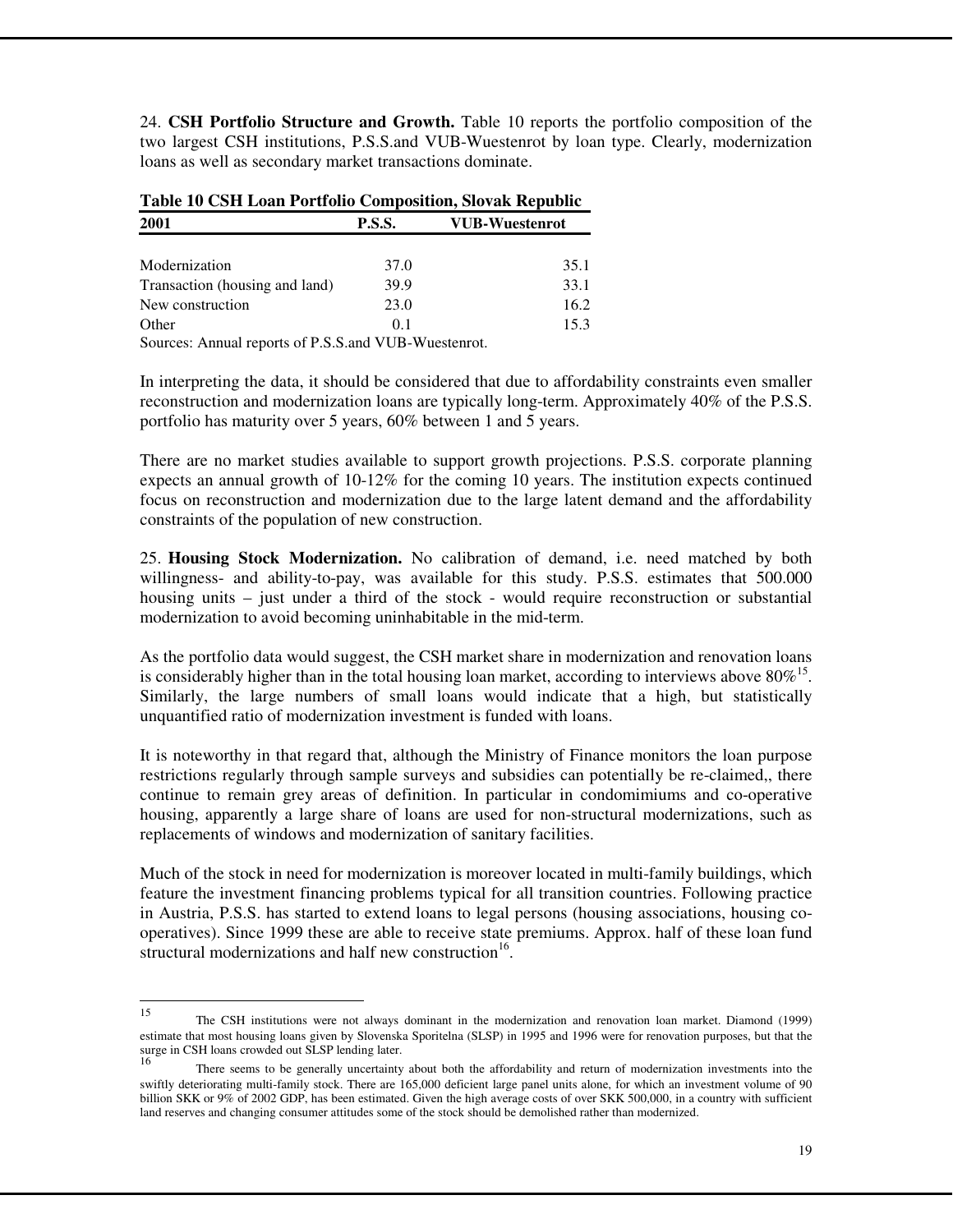24. **CSH Portfolio Structure and Growth.** Table 10 reports the portfolio composition of the two largest CSH institutions, P.S.S.and VUB-Wuestenrot by loan type. Clearly, modernization loans as well as secondary market transactions dominate.

**Table 10 CSH Loan Portfolio Composition, Slovak Republic**

| 2001 | P.S.S. | VUB-Wuestenrot |
|---|---|---|
| Modernization | 37.0 | 35.1 |
| Transaction (housing and land) | 39.9 | 33.1 |
| New construction | 23.0 | 16.2 |
| Other | 0.1 | 15.3 |

Sources: Annual reports of P.S.S.and VUB-Wuestenrot.

In interpreting the data, it should be considered that due to affordability constraints even smaller reconstruction and modernization loans are typically long-term. Approximately 40% of the P.S.S. portfolio has maturity over 5 years, 60% between 1 and 5 years.

There are no market studies available to support growth projections. P.S.S. corporate planning expects an annual growth of 10-12% for the coming 10 years. The institution expects continued focus on reconstruction and modernization due to the large latent demand and the affordability constraints of the population of new construction.

25. **Housing Stock Modernization.** No calibration of demand, i.e. need matched by both willingness- and ability-to-pay, was available for this study. P.S.S. estimates that 500.000 housing units – just under a third of the stock - would require reconstruction or substantial modernization to avoid becoming uninhabitable in the mid-term.

As the portfolio data would suggest, the CSH market share in modernization and renovation loans is considerably higher than in the total housing loan market, according to interviews above 80%[15]. Similarly, the large numbers of small loans would indicate that a high, but statistically unquantified ratio of modernization investment is funded with loans.

It is noteworthy in that regard that, although the Ministry of Finance monitors the loan purpose restrictions regularly through sample surveys and subsidies can potentially be re-claimed,, there continue to remain grey areas of definition. In particular in condomimiums and co-operative housing, apparently a large share of loans are used for non-structural modernizations, such as replacements of windows and modernization of sanitary facilities.

Much of the stock in need for modernization is moreover located in multi-family buildings, which feature the investment financing problems typical for all transition countries. Following practice in Austria, P.S.S. has started to extend loans to legal persons (housing associations, housing co-operatives). Since 1999 these are able to receive state premiums. Approx. half of these loan fund structural modernizations and half new construction[16].

---

[15] The CSH institutions were not always dominant in the modernization and renovation loan market. Diamond (1999) estimate that most housing loans given by Slovenska Sporitelna (SLSP) in 1995 and 1996 were for renovation purposes, but that the surge in CSH loans crowded out SLSP lending later.

[16] There seems to be generally uncertainty about both the affordability and return of modernization investments into the swiftly deteriorating multi-family stock. There are 165,000 deficient large panel units alone, for which an investment volume of 90 billion SKK or 9% of 2002 GDP, has been estimated. Given the high average costs of over SKK 500,000, in a country with sufficient land reserves and changing consumer attitudes some of the stock should be demolished rather than modernized.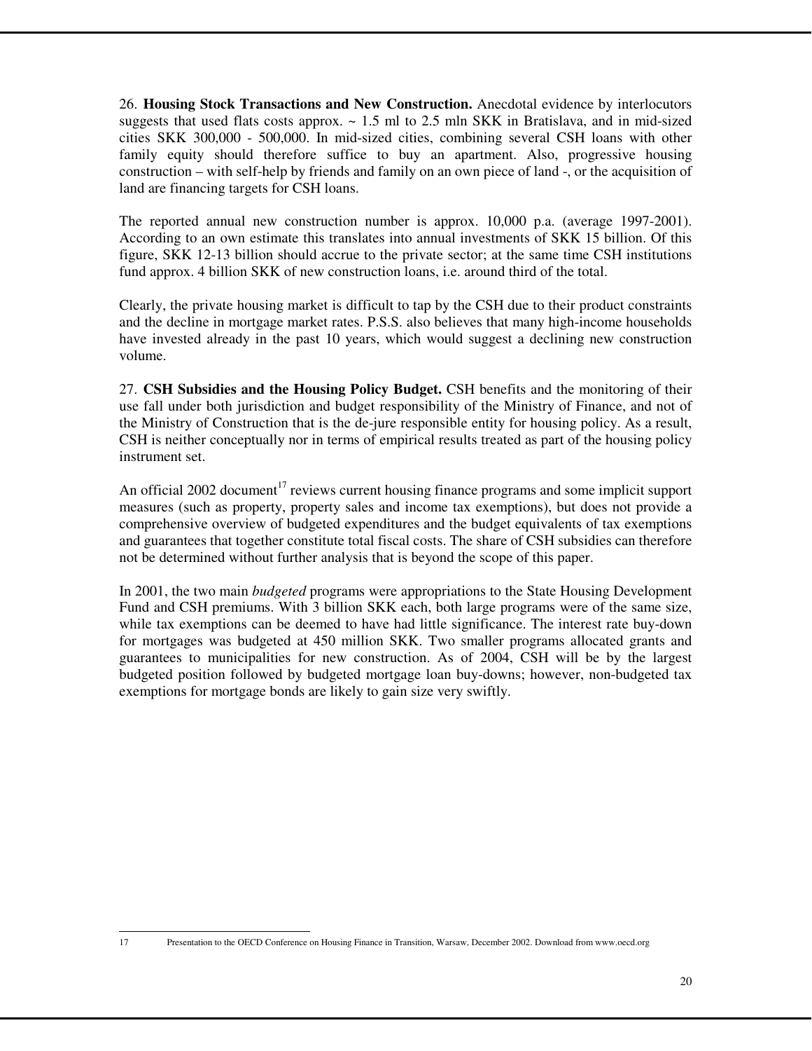26. **Housing Stock Transactions and New Construction.** Anecdotal evidence by interlocutors suggests that used flats costs approx. ~ 1.5 ml to 2.5 mln SKK in Bratislava, and in mid-sized cities SKK 300,000 - 500,000. In mid-sized cities, combining several CSH loans with other family equity should therefore suffice to buy an apartment. Also, progressive housing construction – with self-help by friends and family on an own piece of land -, or the acquisition of land are financing targets for CSH loans.

The reported annual new construction number is approx. 10,000 p.a. (average 1997-2001). According to an own estimate this translates into annual investments of SKK 15 billion. Of this figure, SKK 12-13 billion should accrue to the private sector; at the same time CSH institutions fund approx. 4 billion SKK of new construction loans, i.e. around third of the total.

Clearly, the private housing market is difficult to tap by the CSH due to their product constraints and the decline in mortgage market rates. P.S.S. also believes that many high-income households have invested already in the past 10 years, which would suggest a declining new construction volume.

27. **CSH Subsidies and the Housing Policy Budget.** CSH benefits and the monitoring of their use fall under both jurisdiction and budget responsibility of the Ministry of Finance, and not of the Ministry of Construction that is the de-jure responsible entity for housing policy. As a result, CSH is neither conceptually nor in terms of empirical results treated as part of the housing policy instrument set.

An official 2002 document[17] reviews current housing finance programs and some implicit support measures (such as property, property sales and income tax exemptions), but does not provide a comprehensive overview of budgeted expenditures and the budget equivalents of tax exemptions and guarantees that together constitute total fiscal costs. The share of CSH subsidies can therefore not be determined without further analysis that is beyond the scope of this paper.

In 2001, the two main *budgeted* programs were appropriations to the State Housing Development Fund and CSH premiums. With 3 billion SKK each, both large programs were of the same size, while tax exemptions can be deemed to have had little significance. The interest rate buy-down for mortgages was budgeted at 450 million SKK. Two smaller programs allocated grants and guarantees to municipalities for new construction. As of 2004, CSH will be by the largest budgeted position followed by budgeted mortgage loan buy-downs; however, non-budgeted tax exemptions for mortgage bonds are likely to gain size very swiftly.

---

17 Presentation to the OECD Conference on Housing Finance in Transition, Warsaw, December 2002. Download from www.oecd.org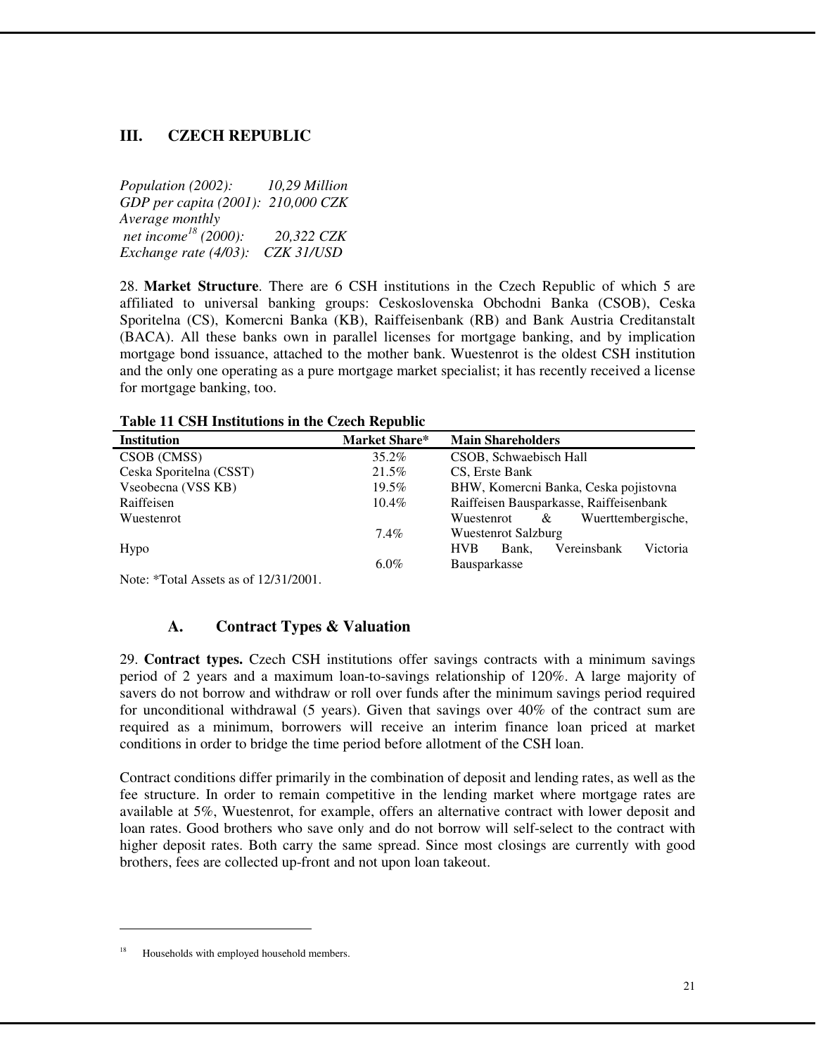## III. CZECH REPUBLIC

*Population (2002): 10,29 Million*
*GDP per capita (2001): 210,000 CZK*
*Average monthly net income[18] (2000): 20,322 CZK*
*Exchange rate (4/03): CZK 31/USD*

28. **Market Structure**. There are 6 CSH institutions in the Czech Republic of which 5 are affiliated to universal banking groups: Ceskoslovenska Obchodni Banka (CSOB), Ceska Sporitelna (CS), Komercni Banka (KB), Raiffeisenbank (RB) and Bank Austria Creditanstalt (BACA). All these banks own in parallel licenses for mortgage banking, and by implication mortgage bond issuance, attached to the mother bank. Wuestenrot is the oldest CSH institution and the only one operating as a pure mortgage market specialist; it has recently received a license for mortgage banking, too.

**Table 11 CSH Institutions in the Czech Republic**

| Institution | Market Share* | Main Shareholders |
|---|---|---|
| CSOB (CMSS) | 35.2% | CSOB, Schwaebisch Hall |
| Ceska Sporitelna (CSST) | 21.5% | CS, Erste Bank |
| Vseobecna (VSS KB) | 19.5% | BHW, Komercni Banka, Ceska pojistovna |
| Raiffeisen | 10.4% | Raiffeisen Bausparkasse, Raiffeisenbank |
| Wuestenrot | 7.4% | Wuestenrot & Wuerttembergische, Wuestenrot Salzburg |
| Hypo | 6.0% | HVB Bank, Vereinsbank Victoria Bausparkasse |

Note: *Total Assets as of 12/31/2001.

### A. Contract Types & Valuation

29. **Contract types.** Czech CSH institutions offer savings contracts with a minimum savings period of 2 years and a maximum loan-to-savings relationship of 120%. A large majority of savers do not borrow and withdraw or roll over funds after the minimum savings period required for unconditional withdrawal (5 years). Given that savings over 40% of the contract sum are required as a minimum, borrowers will receive an interim finance loan priced at market conditions in order to bridge the time period before allotment of the CSH loan.

Contract conditions differ primarily in the combination of deposit and lending rates, as well as the fee structure. In order to remain competitive in the lending market where mortgage rates are available at 5%, Wuestenrot, for example, offers an alternative contract with lower deposit and loan rates. Good brothers who save only and do not borrow will self-select to the contract with higher deposit rates. Both carry the same spread. Since most closings are currently with good brothers, fees are collected up-front and not upon loan takeout.

[18] Households with employed household members.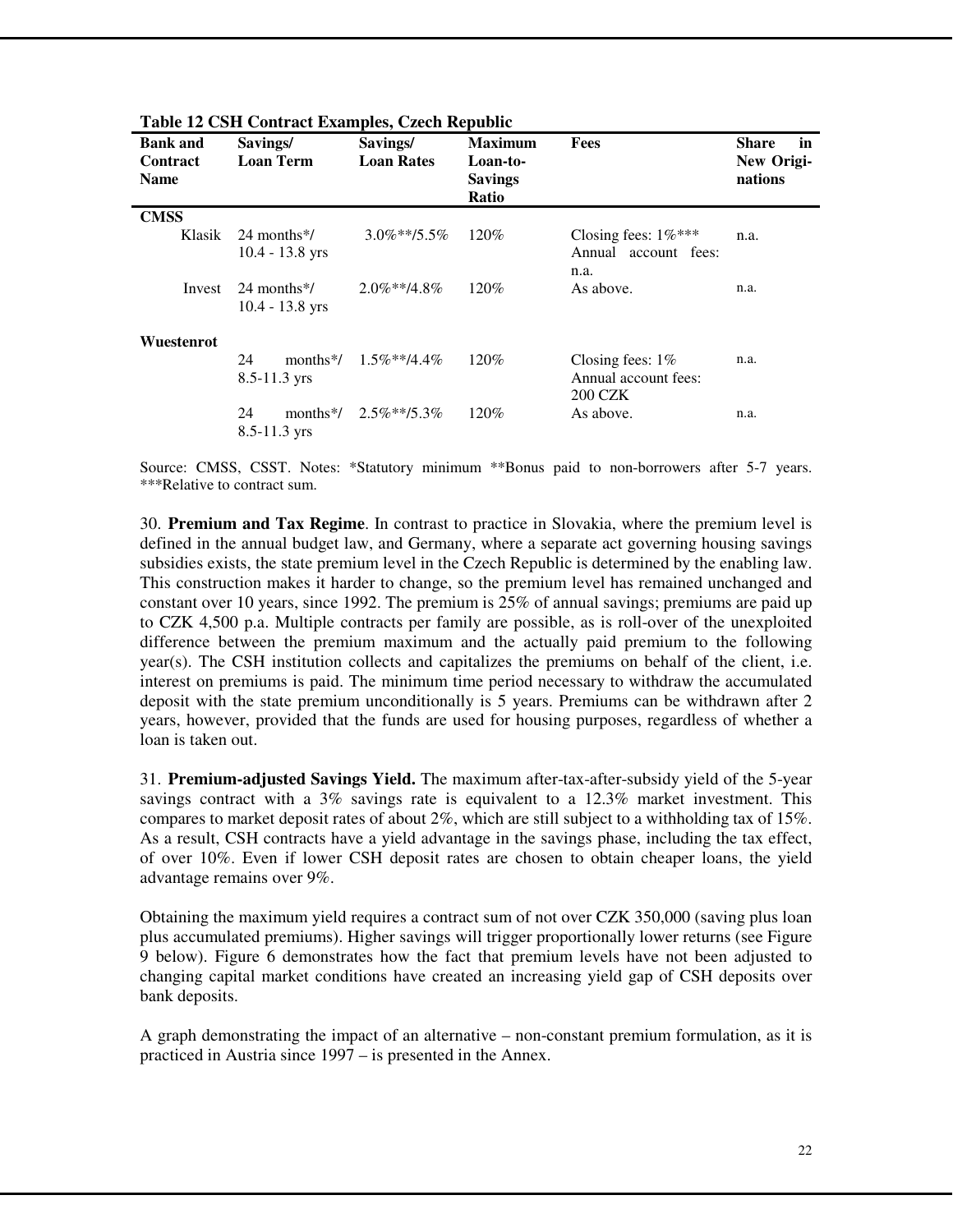**Table 12 CSH Contract Examples, Czech Republic**

| Bank and Contract Name | Savings/ Loan Term | Savings/ Loan Rates | Maximum Loan-to-Savings Ratio | Fees | Share in New Originations |
|---|---|---|---|---|---|
| **CMSS** | | | | | |
| Klasik | 24 months*/ 10.4 - 13.8 yrs | 3.0%**/5.5% | 120% | Closing fees: 1%*** Annual account fees: n.a. | n.a. |
| Invest | 24 months*/ 10.4 - 13.8 yrs | 2.0%**/4.8% | 120% | As above. | n.a. |
| **Wuestenrot** | | | | | |
| | 24 months*/ 8.5-11.3 yrs | 1.5%**/4.4% | 120% | Closing fees: 1% Annual account fees: 200 CZK | n.a. |
| | 24 months*/ 8.5-11.3 yrs | 2.5%**/5.3% | 120% | As above. | n.a. |

Source: CMSS, CSST. Notes: *Statutory minimum **Bonus paid to non-borrowers after 5-7 years. ***Relative to contract sum.

30. **Premium and Tax Regime**. In contrast to practice in Slovakia, where the premium level is defined in the annual budget law, and Germany, where a separate act governing housing savings subsidies exists, the state premium level in the Czech Republic is determined by the enabling law. This construction makes it harder to change, so the premium level has remained unchanged and constant over 10 years, since 1992. The premium is 25% of annual savings; premiums are paid up to CZK 4,500 p.a. Multiple contracts per family are possible, as is roll-over of the unexploited difference between the premium maximum and the actually paid premium to the following year(s). The CSH institution collects and capitalizes the premiums on behalf of the client, i.e. interest on premiums is paid. The minimum time period necessary to withdraw the accumulated deposit with the state premium unconditionally is 5 years. Premiums can be withdrawn after 2 years, however, provided that the funds are used for housing purposes, regardless of whether a loan is taken out.

31. **Premium-adjusted Savings Yield.** The maximum after-tax-after-subsidy yield of the 5-year savings contract with a 3% savings rate is equivalent to a 12.3% market investment. This compares to market deposit rates of about 2%, which are still subject to a withholding tax of 15%. As a result, CSH contracts have a yield advantage in the savings phase, including the tax effect, of over 10%. Even if lower CSH deposit rates are chosen to obtain cheaper loans, the yield advantage remains over 9%.

Obtaining the maximum yield requires a contract sum of not over CZK 350,000 (saving plus loan plus accumulated premiums). Higher savings will trigger proportionally lower returns (see Figure 9 below). Figure 6 demonstrates how the fact that premium levels have not been adjusted to changing capital market conditions have created an increasing yield gap of CSH deposits over bank deposits.

A graph demonstrating the impact of an alternative – non-constant premium formulation, as it is practiced in Austria since 1997 – is presented in the Annex.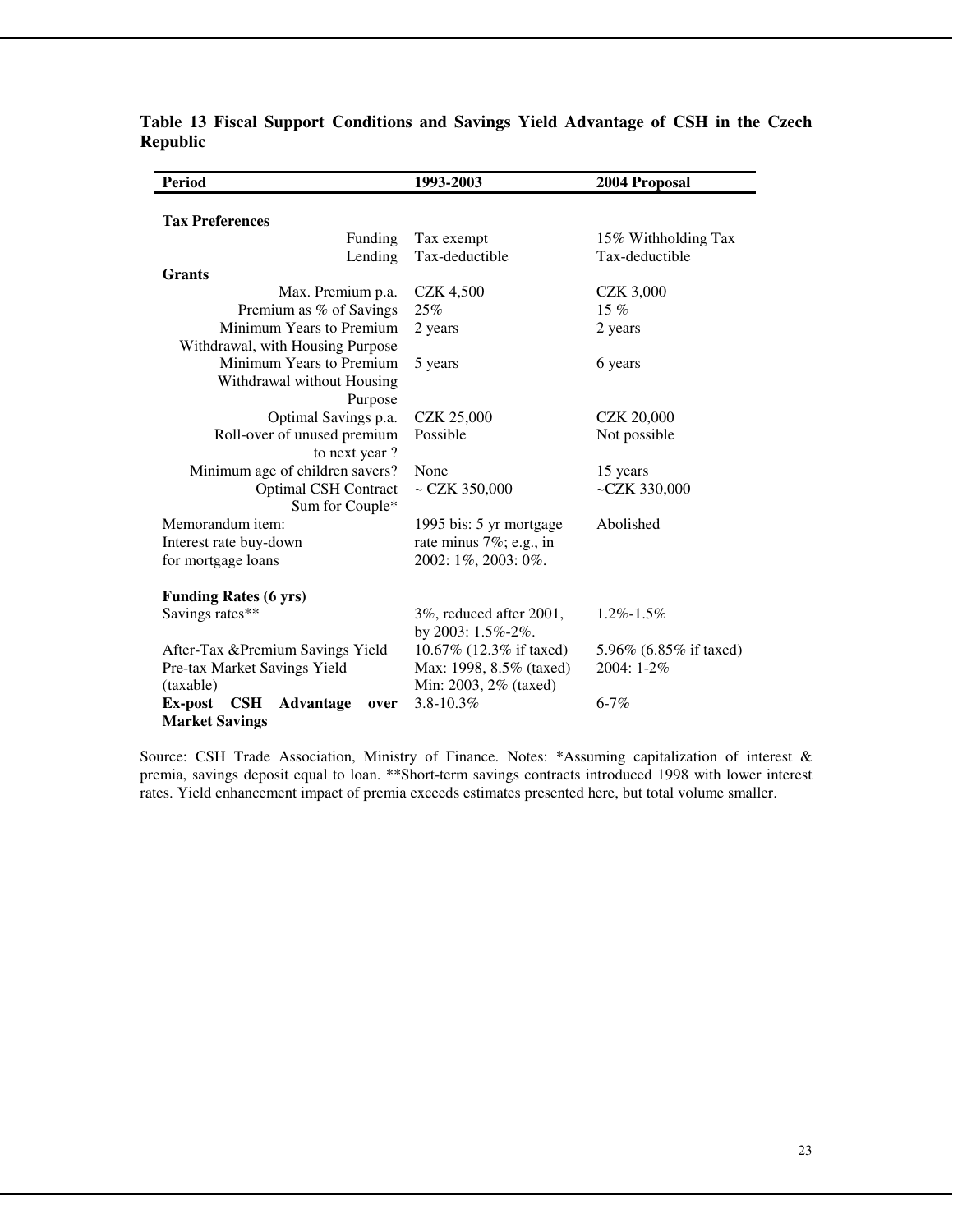**Table 13 Fiscal Support Conditions and Savings Yield Advantage of CSH in the Czech Republic**

| Period | 1993-2003 | 2004 Proposal |
|---|---|---|
| **Tax Preferences** | | |
| Funding | Tax exempt | 15% Withholding Tax |
| Lending | Tax-deductible | Tax-deductible |
| **Grants** | | |
| Max. Premium p.a. | CZK 4,500 | CZK 3,000 |
| Premium as % of Savings | 25% | 15 % |
| Minimum Years to Premium Withdrawal, with Housing Purpose | 2 years | 2 years |
| Minimum Years to Premium Withdrawal without Housing Purpose | 5 years | 6 years |
| Optimal Savings p.a. | CZK 25,000 | CZK 20,000 |
| Roll-over of unused premium to next year ? | Possible | Not possible |
| Minimum age of children savers? | None | 15 years |
| Optimal CSH Contract Sum for Couple* | ~ CZK 350,000 | ~CZK 330,000 |
| Memorandum item: Interest rate buy-down for mortgage loans | 1995 bis: 5 yr mortgage rate minus 7%; e.g., in 2002: 1%, 2003: 0%. | Abolished |
| **Funding Rates (6 yrs)** | | |
| Savings rates** | 3%, reduced after 2001, by 2003: 1.5%-2%. | 1.2%-1.5% |
| After-Tax &Premium Savings Yield | 10.67% (12.3% if taxed) | 5.96% (6.85% if taxed) |
| Pre-tax Market Savings Yield (taxable) | Max: 1998, 8.5% (taxed) Min: 2003, 2% (taxed) | 2004: 1-2% |
| **Ex-post CSH Advantage over Market Savings** | 3.8-10.3% | 6-7% |

Source: CSH Trade Association, Ministry of Finance. Notes: *Assuming capitalization of interest & premia, savings deposit equal to loan. **Short-term savings contracts introduced 1998 with lower interest rates. Yield enhancement impact of premia exceeds estimates presented here, but total volume smaller.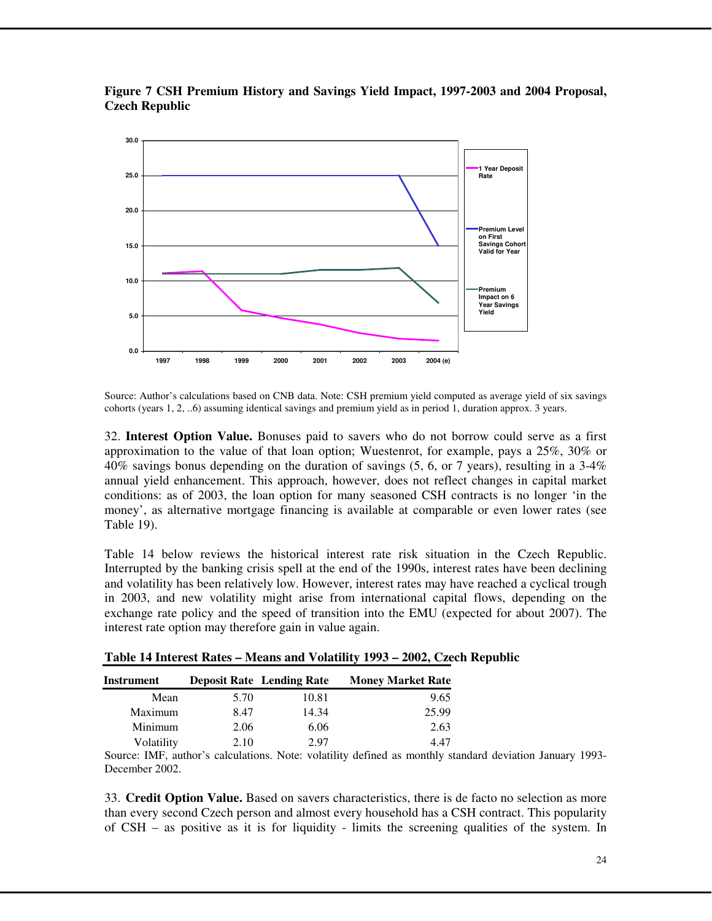**Figure 7 CSH Premium History and Savings Yield Impact, 1997-2003 and 2004 Proposal, Czech Republic**

Source: Author's calculations based on CNB data. Note: CSH premium yield computed as average yield of six savings cohorts (years 1, 2, ..6) assuming identical savings and premium yield as in period 1, duration approx. 3 years.

32. **Interest Option Value.** Bonuses paid to savers who do not borrow could serve as a first approximation to the value of that loan option; Wuestenrot, for example, pays a 25%, 30% or 40% savings bonus depending on the duration of savings (5, 6, or 7 years), resulting in a 3-4% annual yield enhancement. This approach, however, does not reflect changes in capital market conditions: as of 2003, the loan option for many seasoned CSH contracts is no longer 'in the money', as alternative mortgage financing is available at comparable or even lower rates (see Table 19).

Table 14 below reviews the historical interest rate risk situation in the Czech Republic. Interrupted by the banking crisis spell at the end of the 1990s, interest rates have been declining and volatility has been relatively low. However, interest rates may have reached a cyclical trough in 2003, and new volatility might arise from international capital flows, depending on the exchange rate policy and the speed of transition into the EMU (expected for about 2007). The interest rate option may therefore gain in value again.

**Table 14 Interest Rates – Means and Volatility 1993 – 2002, Czech Republic**

| Instrument | Deposit Rate | Lending Rate | Money Market Rate |
|---|---|---|---|
| Mean | 5.70 | 10.81 | 9.65 |
| Maximum | 8.47 | 14.34 | 25.99 |
| Minimum | 2.06 | 6.06 | 2.63 |
| Volatility | 2.10 | 2.97 | 4.47 |

Source: IMF, author's calculations. Note: volatility defined as monthly standard deviation January 1993-December 2002.

33. **Credit Option Value.** Based on savers characteristics, there is de facto no selection as more than every second Czech person and almost every household has a CSH contract. This popularity of CSH – as positive as it is for liquidity - limits the screening qualities of the system. In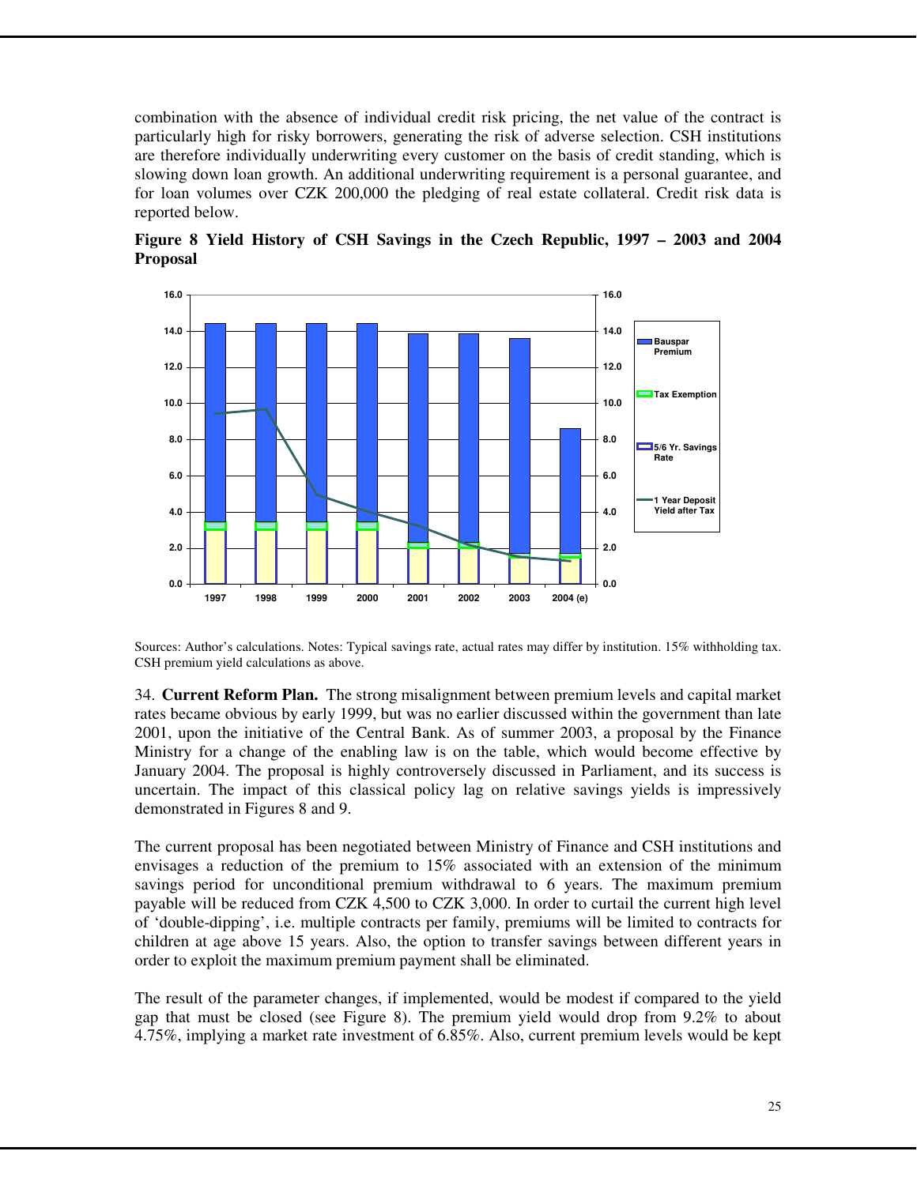combination with the absence of individual credit risk pricing, the net value of the contract is particularly high for risky borrowers, generating the risk of adverse selection. CSH institutions are therefore individually underwriting every customer on the basis of credit standing, which is slowing down loan growth. An additional underwriting requirement is a personal guarantee, and for loan volumes over CZK 200,000 the pledging of real estate collateral. Credit risk data is reported below.

**Figure 8 Yield History of CSH Savings in the Czech Republic, 1997 – 2003 and 2004 Proposal**

Sources: Author's calculations. Notes: Typical savings rate, actual rates may differ by institution. 15% withholding tax. CSH premium yield calculations as above.

34. **Current Reform Plan.** The strong misalignment between premium levels and capital market rates became obvious by early 1999, but was no earlier discussed within the government than late 2001, upon the initiative of the Central Bank. As of summer 2003, a proposal by the Finance Ministry for a change of the enabling law is on the table, which would become effective by January 2004. The proposal is highly controversely discussed in Parliament, and its success is uncertain. The impact of this classical policy lag on relative savings yields is impressively demonstrated in Figures 8 and 9.

The current proposal has been negotiated between Ministry of Finance and CSH institutions and envisages a reduction of the premium to 15% associated with an extension of the minimum savings period for unconditional premium withdrawal to 6 years. The maximum premium payable will be reduced from CZK 4,500 to CZK 3,000. In order to curtail the current high level of 'double-dipping', i.e. multiple contracts per family, premiums will be limited to contracts for children at age above 15 years. Also, the option to transfer savings between different years in order to exploit the maximum premium payment shall be eliminated.

The result of the parameter changes, if implemented, would be modest if compared to the yield gap that must be closed (see Figure 8). The premium yield would drop from 9.2% to about 4.75%, implying a market rate investment of 6.85%. Also, current premium levels would be kept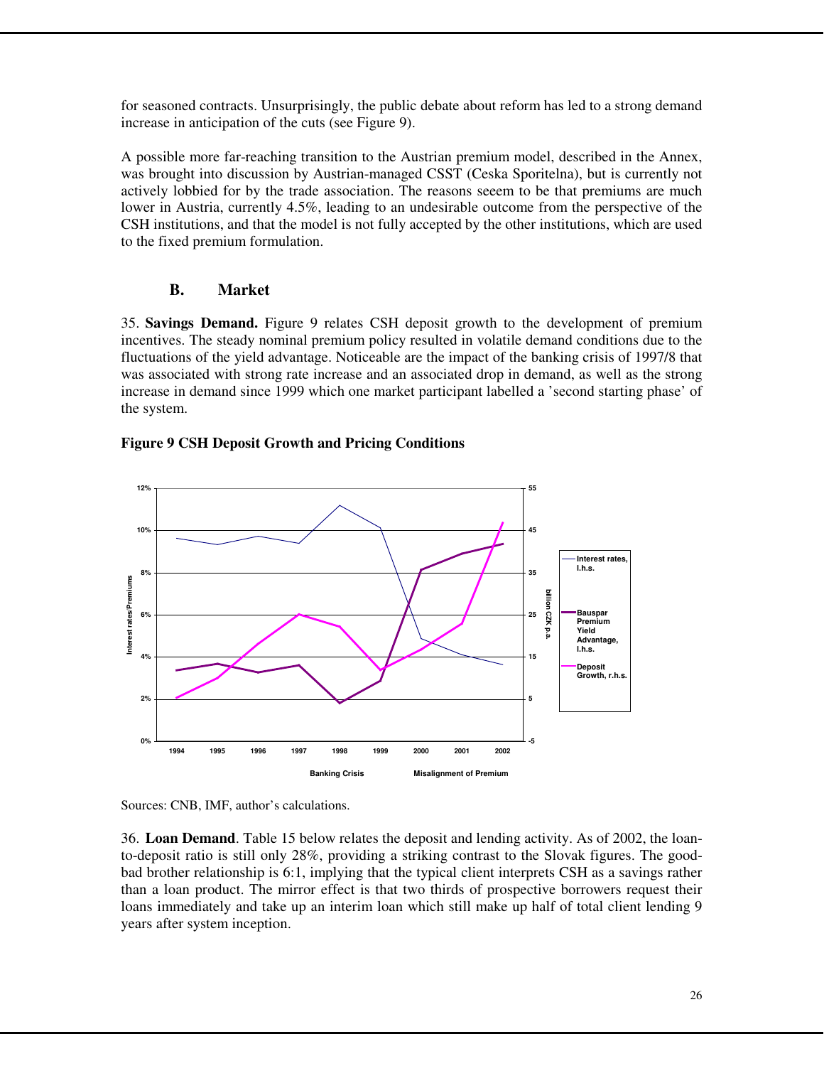for seasoned contracts. Unsurprisingly, the public debate about reform has led to a strong demand increase in anticipation of the cuts (see Figure 9).

A possible more far-reaching transition to the Austrian premium model, described in the Annex, was brought into discussion by Austrian-managed CSST (Ceska Sporitelna), but is currently not actively lobbied for by the trade association. The reasons seeem to be that premiums are much lower in Austria, currently 4.5%, leading to an undesirable outcome from the perspective of the CSH institutions, and that the model is not fully accepted by the other institutions, which are used to the fixed premium formulation.

## B. Market

35. **Savings Demand.** Figure 9 relates CSH deposit growth to the development of premium incentives. The steady nominal premium policy resulted in volatile demand conditions due to the fluctuations of the yield advantage. Noticeable are the impact of the banking crisis of 1997/8 that was associated with strong rate increase and an associated drop in demand, as well as the strong increase in demand since 1999 which one market participant labelled a 'second starting phase' of the system.

**Figure 9 CSH Deposit Growth and Pricing Conditions**

Sources: CNB, IMF, author's calculations.

36. **Loan Demand**. Table 15 below relates the deposit and lending activity. As of 2002, the loan-to-deposit ratio is still only 28%, providing a striking contrast to the Slovak figures. The good-bad brother relationship is 6:1, implying that the typical client interprets CSH as a savings rather than a loan product. The mirror effect is that two thirds of prospective borrowers request their loans immediately and take up an interim loan which still make up half of total client lending 9 years after system inception.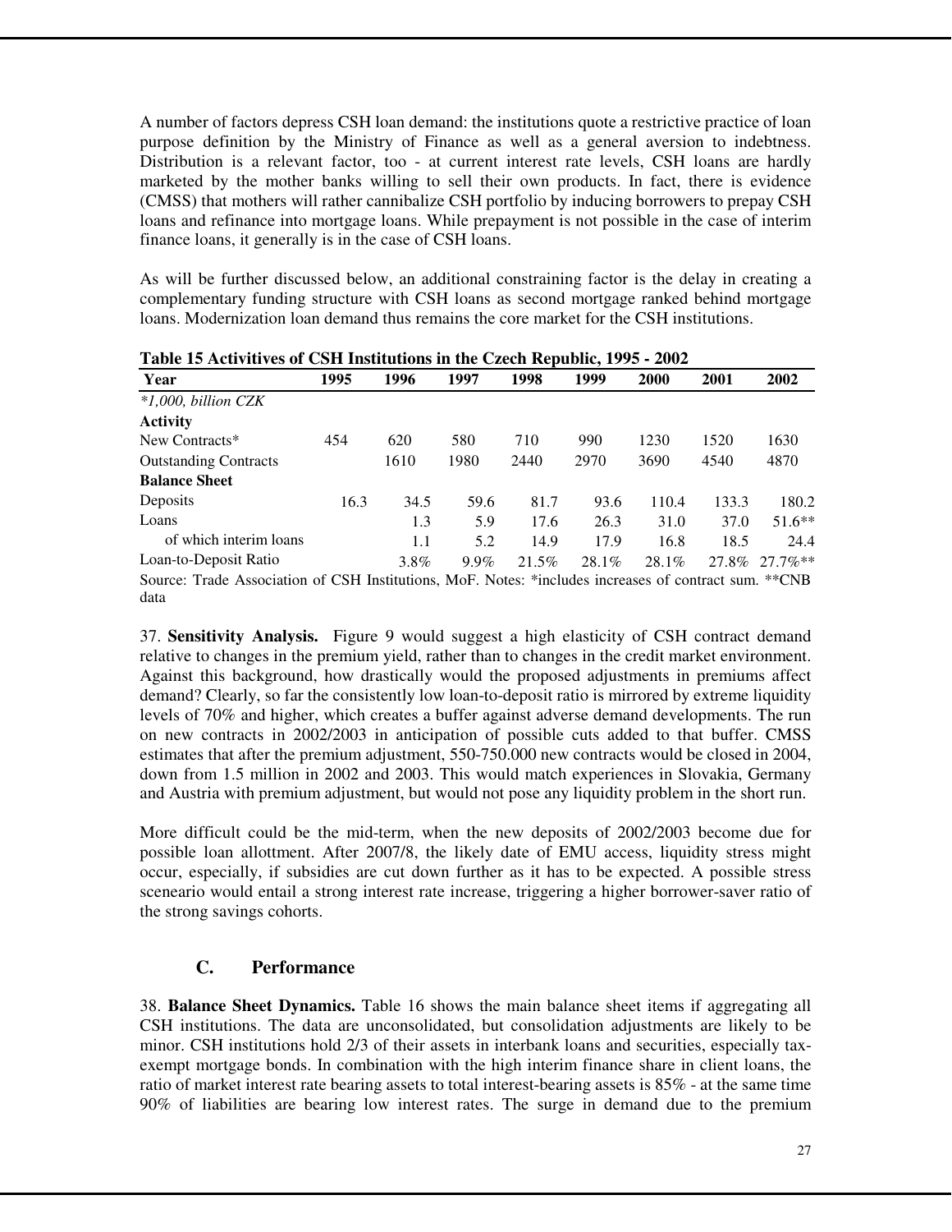A number of factors depress CSH loan demand: the institutions quote a restrictive practice of loan purpose definition by the Ministry of Finance as well as a general aversion to indebtness. Distribution is a relevant factor, too - at current interest rate levels, CSH loans are hardly marketed by the mother banks willing to sell their own products. In fact, there is evidence (CMSS) that mothers will rather cannibalize CSH portfolio by inducing borrowers to prepay CSH loans and refinance into mortgage loans. While prepayment is not possible in the case of interim finance loans, it generally is in the case of CSH loans.

As will be further discussed below, an additional constraining factor is the delay in creating a complementary funding structure with CSH loans as second mortgage ranked behind mortgage loans. Modernization loan demand thus remains the core market for the CSH institutions.

**Table 15 Activitives of CSH Institutions in the Czech Republic, 1995 - 2002**

| Year | 1995 | 1996 | 1997 | 1998 | 1999 | 2000 | 2001 | 2002 |
|---|---|---|---|---|---|---|---|---|
| *\*1,000, billion CZK* | | | | | | | | |
| **Activity** | | | | | | | | |
| New Contracts* | 454 | 620 | 580 | 710 | 990 | 1230 | 1520 | 1630 |
| Outstanding Contracts | | 1610 | 1980 | 2440 | 2970 | 3690 | 4540 | 4870 |
| **Balance Sheet** | | | | | | | | |
| Deposits | 16.3 | 34.5 | 59.6 | 81.7 | 93.6 | 110.4 | 133.3 | 180.2 |
| Loans | | 1.3 | 5.9 | 17.6 | 26.3 | 31.0 | 37.0 | 51.6** |
| of which interim loans | | 1.1 | 5.2 | 14.9 | 17.9 | 16.8 | 18.5 | 24.4 |
| Loan-to-Deposit Ratio | | 3.8% | 9.9% | 21.5% | 28.1% | 28.1% | 27.8% | 27.7%** |

Source: Trade Association of CSH Institutions, MoF. Notes: *includes increases of contract sum. **CNB data

37. **Sensitivity Analysis.** Figure 9 would suggest a high elasticity of CSH contract demand relative to changes in the premium yield, rather than to changes in the credit market environment. Against this background, how drastically would the proposed adjustments in premiums affect demand? Clearly, so far the consistently low loan-to-deposit ratio is mirrored by extreme liquidity levels of 70% and higher, which creates a buffer against adverse demand developments. The run on new contracts in 2002/2003 in anticipation of possible cuts added to that buffer. CMSS estimates that after the premium adjustment, 550-750.000 new contracts would be closed in 2004, down from 1.5 million in 2002 and 2003. This would match experiences in Slovakia, Germany and Austria with premium adjustment, but would not pose any liquidity problem in the short run.

More difficult could be the mid-term, when the new deposits of 2002/2003 become due for possible loan allottment. After 2007/8, the likely date of EMU access, liquidity stress might occur, especially, if subsidies are cut down further as it has to be expected. A possible stress sceneario would entail a strong interest rate increase, triggering a higher borrower-saver ratio of the strong savings cohorts.

## C. Performance

38. **Balance Sheet Dynamics.** Table 16 shows the main balance sheet items if aggregating all CSH institutions. The data are unconsolidated, but consolidation adjustments are likely to be minor. CSH institutions hold 2/3 of their assets in interbank loans and securities, especially tax-exempt mortgage bonds. In combination with the high interim finance share in client loans, the ratio of market interest rate bearing assets to total interest-bearing assets is 85% - at the same time 90% of liabilities are bearing low interest rates. The surge in demand due to the premium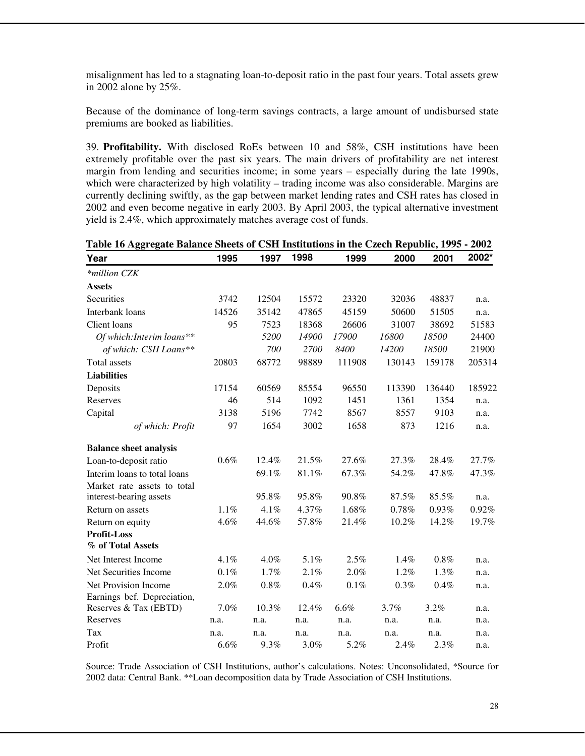misalignment has led to a stagnating loan-to-deposit ratio in the past four years. Total assets grew in 2002 alone by 25%.

Because of the dominance of long-term savings contracts, a large amount of undisbursed state premiums are booked as liabilities.

39. **Profitability.** With disclosed RoEs between 10 and 58%, CSH institutions have been extremely profitable over the past six years. The main drivers of profitability are net interest margin from lending and securities income; in some years – especially during the late 1990s, which were characterized by high volatility – trading income was also considerable. Margins are currently declining swiftly, as the gap between market lending rates and CSH rates has closed in 2002 and even become negative in early 2003. By April 2003, the typical alternative investment yield is 2.4%, which approximately matches average cost of funds.

**Table 16 Aggregate Balance Sheets of CSH Institutions in the Czech Republic, 1995 - 2002**

| Year | 1995 | 1997 | 1998 | 1999 | 2000 | 2001 | 2002* |
|---|---|---|---|---|---|---|---|
| *\*million CZK* | | | | | | | |
| **Assets** | | | | | | | |
| Securities | 3742 | 12504 | 15572 | 23320 | 32036 | 48837 | n.a. |
| Interbank loans | 14526 | 35142 | 47865 | 45159 | 50600 | 51505 | n.a. |
| Client loans | 95 | 7523 | 18368 | 26606 | 31007 | 38692 | 51583 |
| *Of which:Interim loans\*\** | | *5200* | *14900* | *17900* | *16800* | *18500* | 24400 |
| *of which: CSH Loans\*\** | | *700* | *2700* | *8400* | *14200* | *18500* | 21900 |
| Total assets | 20803 | 68772 | 98889 | 111908 | 130143 | 159178 | 205314 |
| **Liabilities** | | | | | | | |
| Deposits | 17154 | 60569 | 85554 | 96550 | 113390 | 136440 | 185922 |
| Reserves | 46 | 514 | 1092 | 1451 | 1361 | 1354 | n.a. |
| Capital | 3138 | 5196 | 7742 | 8567 | 8557 | 9103 | n.a. |
| *of which: Profit* | 97 | 1654 | 3002 | 1658 | 873 | 1216 | n.a. |
| **Balance sheet analysis** | | | | | | | |
| Loan-to-deposit ratio | 0.6% | 12.4% | 21.5% | 27.6% | 27.3% | 28.4% | 27.7% |
| Interim loans to total loans | | 69.1% | 81.1% | 67.3% | 54.2% | 47.8% | 47.3% |
| Market rate assets to total interest-bearing assets | | 95.8% | 95.8% | 90.8% | 87.5% | 85.5% | n.a. |
| Return on assets | 1.1% | 4.1% | 4.37% | 1.68% | 0.78% | 0.93% | 0.92% |
| Return on equity | 4.6% | 44.6% | 57.8% | 21.4% | 10.2% | 14.2% | 19.7% |
| **Profit-Loss** | | | | | | | |
| **% of Total Assets** | | | | | | | |
| Net Interest Income | 4.1% | 4.0% | 5.1% | 2.5% | 1.4% | 0.8% | n.a. |
| Net Securities Income | 0.1% | 1.7% | 2.1% | 2.0% | 1.2% | 1.3% | n.a. |
| Net Provision Income | 2.0% | 0.8% | 0.4% | 0.1% | 0.3% | 0.4% | n.a. |
| Earnings bef. Depreciation, Reserves & Tax (EBTD) | 7.0% | 10.3% | 12.4% | 6.6% | 3.7% | 3.2% | n.a. |
| Reserves | n.a. | n.a. | n.a. | n.a. | n.a. | n.a. | n.a. |
| Tax | n.a. | n.a. | n.a. | n.a. | n.a. | n.a. | n.a. |
| Profit | 6.6% | 9.3% | 3.0% | 5.2% | 2.4% | 2.3% | n.a. |

Source: Trade Association of CSH Institutions, author's calculations. Notes: Unconsolidated, *Source for 2002 data: Central Bank. **Loan decomposition data by Trade Association of CSH Institutions.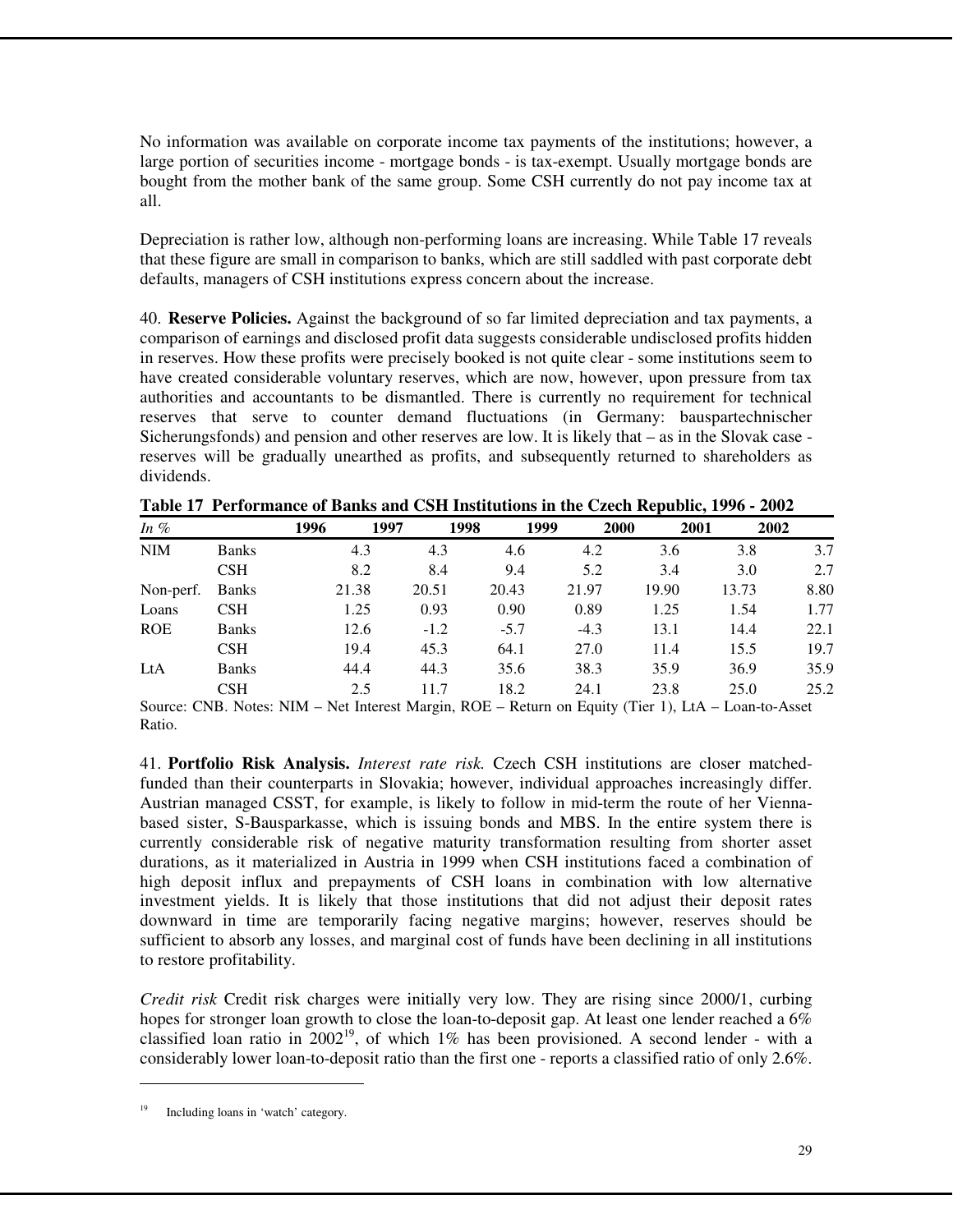No information was available on corporate income tax payments of the institutions; however, a large portion of securities income - mortgage bonds - is tax-exempt. Usually mortgage bonds are bought from the mother bank of the same group. Some CSH currently do not pay income tax at all.

Depreciation is rather low, although non-performing loans are increasing. While Table 17 reveals that these figure are small in comparison to banks, which are still saddled with past corporate debt defaults, managers of CSH institutions express concern about the increase.

40. **Reserve Policies.** Against the background of so far limited depreciation and tax payments, a comparison of earnings and disclosed profit data suggests considerable undisclosed profits hidden in reserves. How these profits were precisely booked is not quite clear - some institutions seem to have created considerable voluntary reserves, which are now, however, upon pressure from tax authorities and accountants to be dismantled. There is currently no requirement for technical reserves that serve to counter demand fluctuations (in Germany: bauspartechnischer Sicherungsfonds) and pension and other reserves are low. It is likely that – as in the Slovak case - reserves will be gradually unearthed as profits, and subsequently returned to shareholders as dividends.

**Table 17 Performance of Banks and CSH Institutions in the Czech Republic, 1996 - 2002**

| *In %* | | 1996 | 1997 | 1998 | 1999 | 2000 | 2001 | 2002 |
|---|---|---|---|---|---|---|---|---|
| NIM | Banks | 4.3 | 4.3 | 4.6 | 4.2 | 3.6 | 3.8 | 3.7 |
| | CSH | 8.2 | 8.4 | 9.4 | 5.2 | 3.4 | 3.0 | 2.7 |
| Non-perf. | Banks | 21.38 | 20.51 | 20.43 | 21.97 | 19.90 | 13.73 | 8.80 |
| Loans | CSH | 1.25 | 0.93 | 0.90 | 0.89 | 1.25 | 1.54 | 1.77 |
| ROE | Banks | 12.6 | -1.2 | -5.7 | -4.3 | 13.1 | 14.4 | 22.1 |
| | CSH | 19.4 | 45.3 | 64.1 | 27.0 | 11.4 | 15.5 | 19.7 |
| LtA | Banks | 44.4 | 44.3 | 35.6 | 38.3 | 35.9 | 36.9 | 35.9 |
| | CSH | 2.5 | 11.7 | 18.2 | 24.1 | 23.8 | 25.0 | 25.2 |

Source: CNB. Notes: NIM – Net Interest Margin, ROE – Return on Equity (Tier 1), LtA – Loan-to-Asset Ratio.

41. **Portfolio Risk Analysis.** *Interest rate risk.* Czech CSH institutions are closer matched-funded than their counterparts in Slovakia; however, individual approaches increasingly differ. Austrian managed CSST, for example, is likely to follow in mid-term the route of her Vienna-based sister, S-Bausparkasse, which is issuing bonds and MBS. In the entire system there is currently considerable risk of negative maturity transformation resulting from shorter asset durations, as it materialized in Austria in 1999 when CSH institutions faced a combination of high deposit influx and prepayments of CSH loans in combination with low alternative investment yields. It is likely that those institutions that did not adjust their deposit rates downward in time are temporarily facing negative margins; however, reserves should be sufficient to absorb any losses, and marginal cost of funds have been declining in all institutions to restore profitability.

*Credit risk* Credit risk charges were initially very low. They are rising since 2000/1, curbing hopes for stronger loan growth to close the loan-to-deposit gap. At least one lender reached a 6% classified loan ratio in 2002[19], of which 1% has been provisioned. A second lender - with a considerably lower loan-to-deposit ratio than the first one - reports a classified ratio of only 2.6%.

---

[19] Including loans in 'watch' category.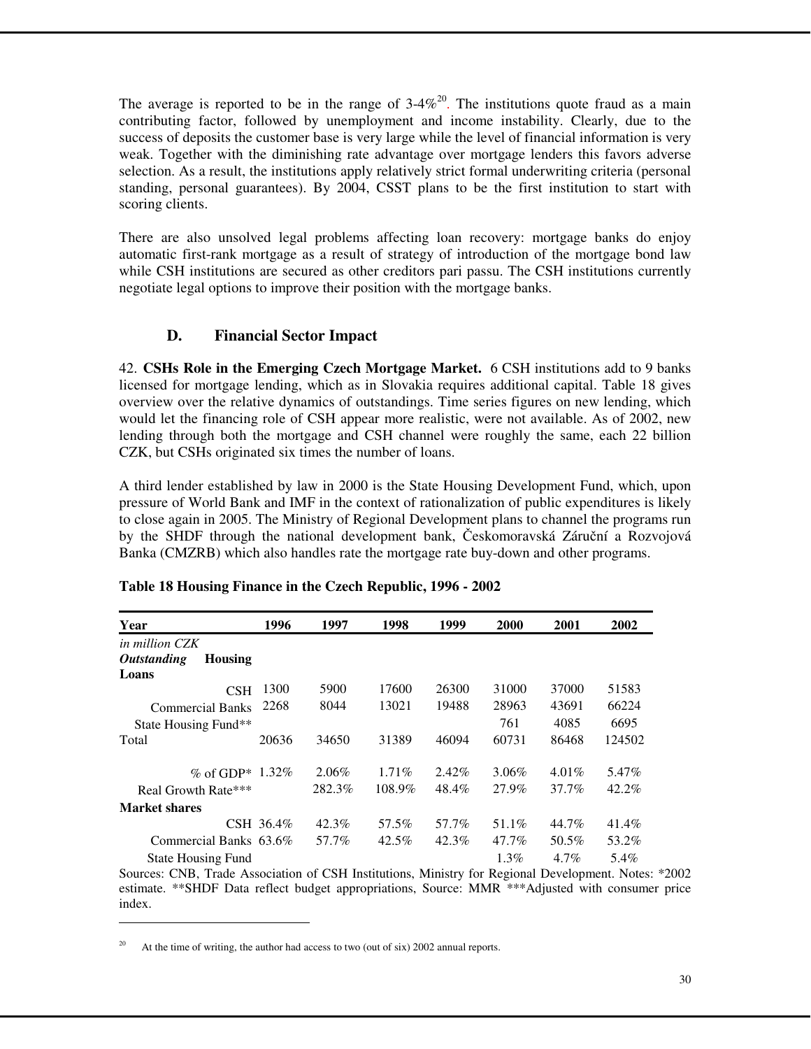The average is reported to be in the range of 3-4%[20]. The institutions quote fraud as a main contributing factor, followed by unemployment and income instability. Clearly, due to the success of deposits the customer base is very large while the level of financial information is very weak. Together with the diminishing rate advantage over mortgage lenders this favors adverse selection. As a result, the institutions apply relatively strict formal underwriting criteria (personal standing, personal guarantees). By 2004, CSST plans to be the first institution to start with scoring clients.

There are also unsolved legal problems affecting loan recovery: mortgage banks do enjoy automatic first-rank mortgage as a result of strategy of introduction of the mortgage bond law while CSH institutions are secured as other creditors pari passu. The CSH institutions currently negotiate legal options to improve their position with the mortgage banks.

### D. Financial Sector Impact

42. **CSHs Role in the Emerging Czech Mortgage Market.** 6 CSH institutions add to 9 banks licensed for mortgage lending, which as in Slovakia requires additional capital. Table 18 gives overview over the relative dynamics of outstandings. Time series figures on new lending, which would let the financing role of CSH appear more realistic, were not available. As of 2002, new lending through both the mortgage and CSH channel were roughly the same, each 22 billion CZK, but CSHs originated six times the number of loans.

A third lender established by law in 2000 is the State Housing Development Fund, which, upon pressure of World Bank and IMF in the context of rationalization of public expenditures is likely to close again in 2005. The Ministry of Regional Development plans to channel the programs run by the SHDF through the national development bank, Českomoravská Záruční a Rozvojová Banka (CMZRB) which also handles rate the mortgage rate buy-down and other programs.

**Table 18 Housing Finance in the Czech Republic, 1996 - 2002**

| Year | 1996 | 1997 | 1998 | 1999 | 2000 | 2001 | 2002 |
|---|---|---|---|---|---|---|---|
| *in million CZK* | | | | | | | |
| ***Outstanding* Housing Loans** | | | | | | | |
| CSH | 1300 | 5900 | 17600 | 26300 | 31000 | 37000 | 51583 |
| Commercial Banks | 2268 | 8044 | 13021 | 19488 | 28963 | 43691 | 66224 |
| State Housing Fund** | | | | | 761 | 4085 | 6695 |
| Total | 20636 | 34650 | 31389 | 46094 | 60731 | 86468 | 124502 |
| % of GDP* | 1.32% | 2.06% | 1.71% | 2.42% | 3.06% | 4.01% | 5.47% |
| Real Growth Rate*** | | 282.3% | 108.9% | 48.4% | 27.9% | 37.7% | 42.2% |
| **Market shares** | | | | | | | |
| CSH | 36.4% | 42.3% | 57.5% | 57.7% | 51.1% | 44.7% | 41.4% |
| Commercial Banks | 63.6% | 57.7% | 42.5% | 42.3% | 47.7% | 50.5% | 53.2% |
| State Housing Fund | | | | | 1.3% | 4.7% | 5.4% |

Sources: CNB, Trade Association of CSH Institutions, Ministry for Regional Development. Notes: *2002 estimate. **SHDF Data reflect budget appropriations, Source: MMR ***Adjusted with consumer price index.

---

[20] At the time of writing, the author had access to two (out of six) 2002 annual reports.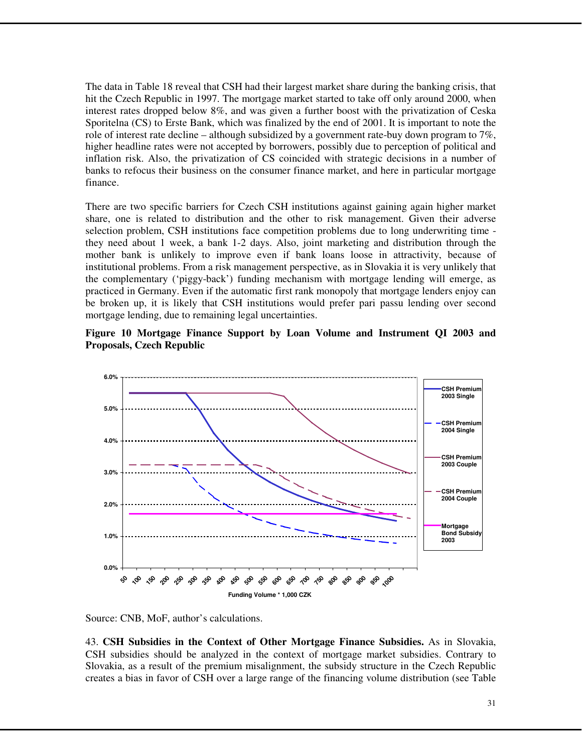The data in Table 18 reveal that CSH had their largest market share during the banking crisis, that hit the Czech Republic in 1997. The mortgage market started to take off only around 2000, when interest rates dropped below 8%, and was given a further boost with the privatization of Ceska Sporitelna (CS) to Erste Bank, which was finalized by the end of 2001. It is important to note the role of interest rate decline – although subsidized by a government rate-buy down program to 7%, higher headline rates were not accepted by borrowers, possibly due to perception of political and inflation risk. Also, the privatization of CS coincided with strategic decisions in a number of banks to refocus their business on the consumer finance market, and here in particular mortgage finance.

There are two specific barriers for Czech CSH institutions against gaining again higher market share, one is related to distribution and the other to risk management. Given their adverse selection problem, CSH institutions face competition problems due to long underwriting time - they need about 1 week, a bank 1-2 days. Also, joint marketing and distribution through the mother bank is unlikely to improve even if bank loans loose in attractivity, because of institutional problems. From a risk management perspective, as in Slovakia it is very unlikely that the complementary ('piggy-back') funding mechanism with mortgage lending will emerge, as practiced in Germany. Even if the automatic first rank monopoly that mortgage lenders enjoy can be broken up, it is likely that CSH institutions would prefer pari passu lending over second mortgage lending, due to remaining legal uncertainties.

**Figure 10 Mortgage Finance Support by Loan Volume and Instrument QI 2003 and Proposals, Czech Republic**

Source: CNB, MoF, author's calculations.

43. **CSH Subsidies in the Context of Other Mortgage Finance Subsidies.** As in Slovakia, CSH subsidies should be analyzed in the context of mortgage market subsidies. Contrary to Slovakia, as a result of the premium misalignment, the subsidy structure in the Czech Republic creates a bias in favor of CSH over a large range of the financing volume distribution (see Table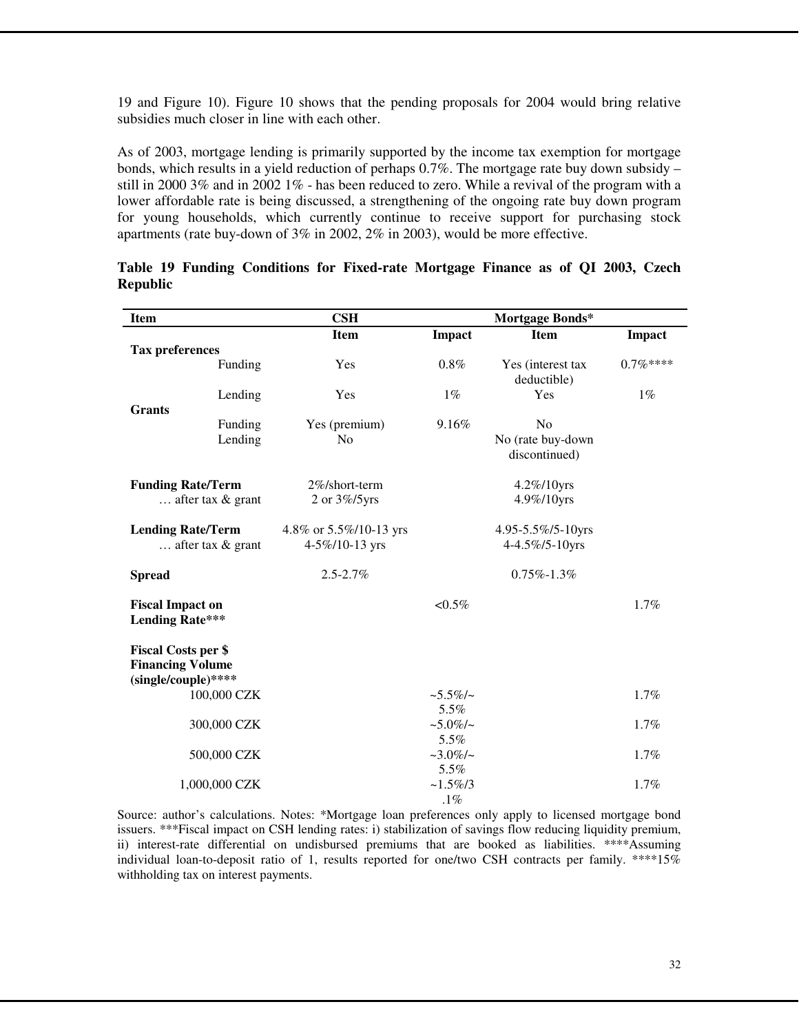19 and Figure 10). Figure 10 shows that the pending proposals for 2004 would bring relative subsidies much closer in line with each other.

As of 2003, mortgage lending is primarily supported by the income tax exemption for mortgage bonds, which results in a yield reduction of perhaps 0.7%. The mortgage rate buy down subsidy – still in 2000 3% and in 2002 1% - has been reduced to zero. While a revival of the program with a lower affordable rate is being discussed, a strengthening of the ongoing rate buy down program for young households, which currently continue to receive support for purchasing stock apartments (rate buy-down of 3% in 2002, 2% in 2003), would be more effective.

**Table 19 Funding Conditions for Fixed-rate Mortgage Finance as of QI 2003, Czech Republic**

| Item | CSH | | Mortgage Bonds* | |
|---|---|---|---|---|
| | **Item** | **Impact** | **Item** | **Impact** |
| **Tax preferences** | | | | |
| Funding | Yes | 0.8% | Yes (interest tax deductible) | 0.7%**** |
| Lending | Yes | 1% | Yes | 1% |
| **Grants** | | | | |
| Funding | Yes (premium) | 9.16% | No | |
| Lending | No | | No (rate buy-down discontinued) | |
| **Funding Rate/Term** | 2%/short-term | | 4.2%/10yrs | |
| … after tax & grant | 2 or 3%/5yrs | | 4.9%/10yrs | |
| **Lending Rate/Term** | 4.8% or 5.5%/10-13 yrs | | 4.95-5.5%/5-10yrs | |
| … after tax & grant | 4-5%/10-13 yrs | | 4-4.5%/5-10yrs | |
| **Spread** | 2.5-2.7% | | 0.75%-1.3% | |
| **Fiscal Impact on Lending Rate*** ** | | <0.5% | | 1.7% |
| **Fiscal Costs per $ Financing Volume (single/couple)****** | | | | |
| 100,000 CZK | | ~5.5%/~5.5% | | 1.7% |
| 300,000 CZK | | ~5.0%/~5.5% | | 1.7% |
| 500,000 CZK | | ~3.0%/~5.5% | | 1.7% |
| 1,000,000 CZK | | ~1.5%/3.1% | | 1.7% |

Source: author's calculations. Notes: *Mortgage loan preferences only apply to licensed mortgage bond issuers. ***Fiscal impact on CSH lending rates: i) stabilization of savings flow reducing liquidity premium, ii) interest-rate differential on undisbursed premiums that are booked as liabilities. ****Assuming individual loan-to-deposit ratio of 1, results reported for one/two CSH contracts per family. ****15% withholding tax on interest payments.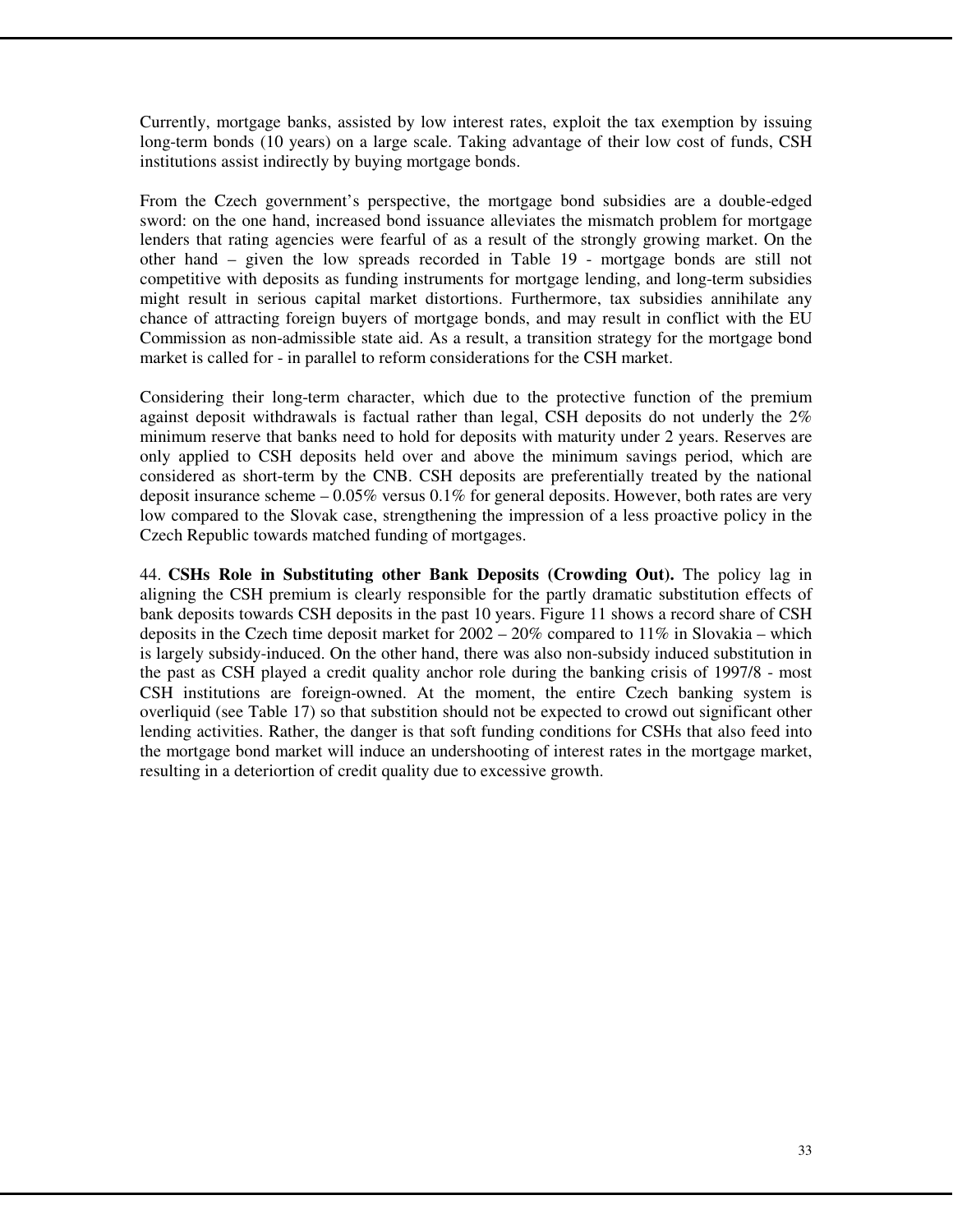Currently, mortgage banks, assisted by low interest rates, exploit the tax exemption by issuing long-term bonds (10 years) on a large scale. Taking advantage of their low cost of funds, CSH institutions assist indirectly by buying mortgage bonds.

From the Czech government's perspective, the mortgage bond subsidies are a double-edged sword: on the one hand, increased bond issuance alleviates the mismatch problem for mortgage lenders that rating agencies were fearful of as a result of the strongly growing market. On the other hand – given the low spreads recorded in Table 19 - mortgage bonds are still not competitive with deposits as funding instruments for mortgage lending, and long-term subsidies might result in serious capital market distortions. Furthermore, tax subsidies annihilate any chance of attracting foreign buyers of mortgage bonds, and may result in conflict with the EU Commission as non-admissible state aid. As a result, a transition strategy for the mortgage bond market is called for - in parallel to reform considerations for the CSH market.

Considering their long-term character, which due to the protective function of the premium against deposit withdrawals is factual rather than legal, CSH deposits do not underly the 2% minimum reserve that banks need to hold for deposits with maturity under 2 years. Reserves are only applied to CSH deposits held over and above the minimum savings period, which are considered as short-term by the CNB. CSH deposits are preferentially treated by the national deposit insurance scheme – 0.05% versus 0.1% for general deposits. However, both rates are very low compared to the Slovak case, strengthening the impression of a less proactive policy in the Czech Republic towards matched funding of mortgages.

44. **CSHs Role in Substituting other Bank Deposits (Crowding Out).** The policy lag in aligning the CSH premium is clearly responsible for the partly dramatic substitution effects of bank deposits towards CSH deposits in the past 10 years. Figure 11 shows a record share of CSH deposits in the Czech time deposit market for 2002 – 20% compared to 11% in Slovakia – which is largely subsidy-induced. On the other hand, there was also non-subsidy induced substitution in the past as CSH played a credit quality anchor role during the banking crisis of 1997/8 - most CSH institutions are foreign-owned. At the moment, the entire Czech banking system is overliquid (see Table 17) so that substition should not be expected to crowd out significant other lending activities. Rather, the danger is that soft funding conditions for CSHs that also feed into the mortgage bond market will induce an undershooting of interest rates in the mortgage market, resulting in a deteriortion of credit quality due to excessive growth.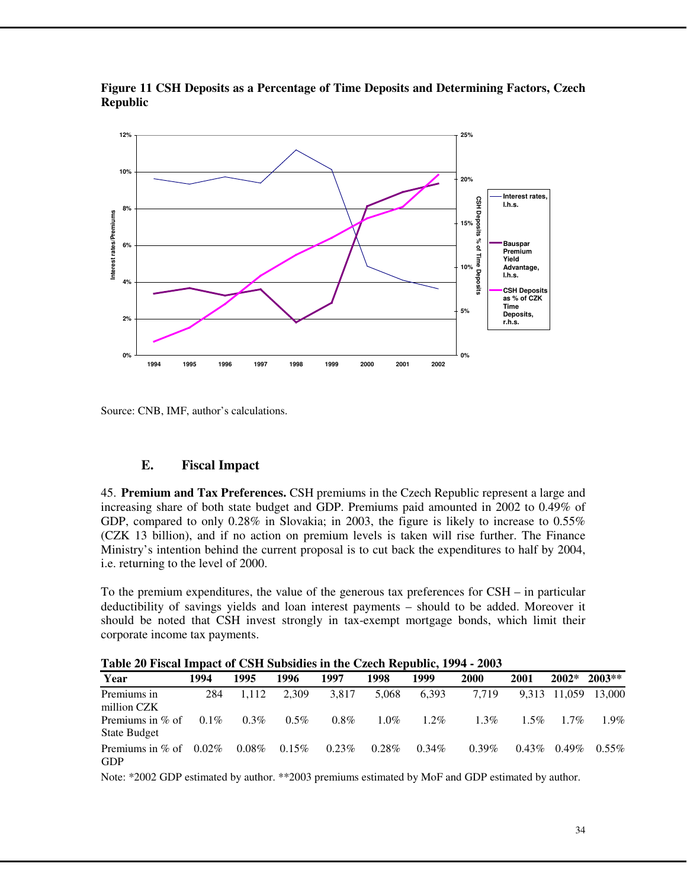**Figure 11 CSH Deposits as a Percentage of Time Deposits and Determining Factors, Czech Republic**

Source: CNB, IMF, author's calculations.

## E. Fiscal Impact

45. **Premium and Tax Preferences.** CSH premiums in the Czech Republic represent a large and increasing share of both state budget and GDP. Premiums paid amounted in 2002 to 0.49% of GDP, compared to only 0.28% in Slovakia; in 2003, the figure is likely to increase to 0.55% (CZK 13 billion), and if no action on premium levels is taken will rise further. The Finance Ministry's intention behind the current proposal is to cut back the expenditures to half by 2004, i.e. returning to the level of 2000.

To the premium expenditures, the value of the generous tax preferences for CSH – in particular deductibility of savings yields and loan interest payments – should to be added. Moreover it should be noted that CSH invest strongly in tax-exempt mortgage bonds, which limit their corporate income tax payments.

**Table 20 Fiscal Impact of CSH Subsidies in the Czech Republic, 1994 - 2003**

| Year | 1994 | 1995 | 1996 | 1997 | 1998 | 1999 | 2000 | 2001 | 2002* | 2003** |
|---|---|---|---|---|---|---|---|---|---|---|
| Premiums in million CZK | 284 | 1,112 | 2,309 | 3,817 | 5,068 | 6,393 | 7,719 | 9,313 | 11,059 | 13,000 |
| Premiums in % of State Budget | 0.1% | 0.3% | 0.5% | 0.8% | 1.0% | 1.2% | 1.3% | 1.5% | 1.7% | 1.9% |
| Premiums in % of GDP | 0.02% | 0.08% | 0.15% | 0.23% | 0.28% | 0.34% | 0.39% | 0.43% | 0.49% | 0.55% |

Note: *2002 GDP estimated by author. **2003 premiums estimated by MoF and GDP estimated by author.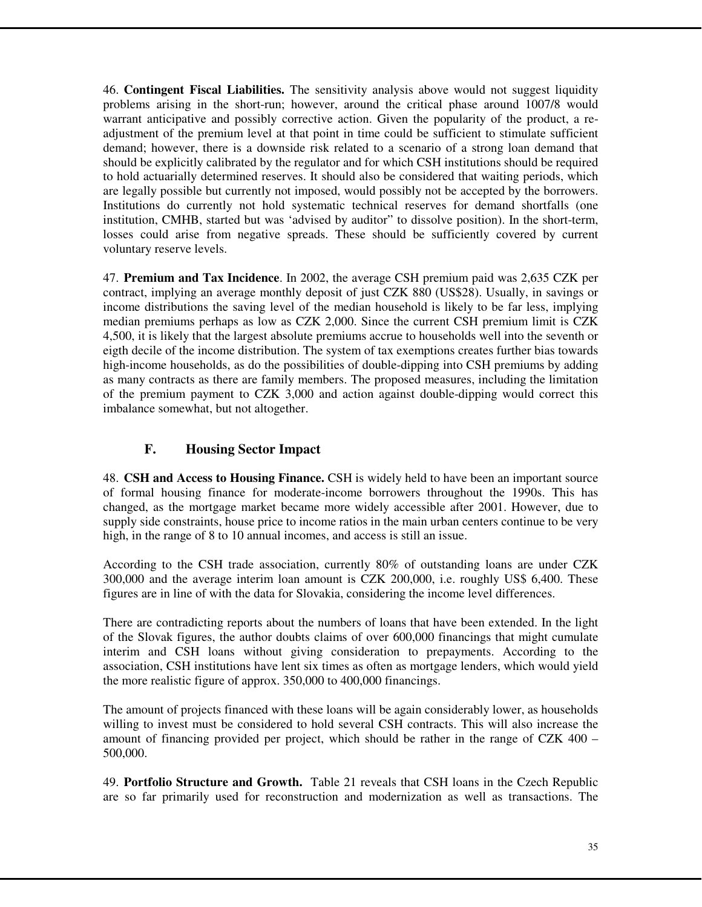46. **Contingent Fiscal Liabilities.** The sensitivity analysis above would not suggest liquidity problems arising in the short-run; however, around the critical phase around 1007/8 would warrant anticipative and possibly corrective action. Given the popularity of the product, a re-adjustment of the premium level at that point in time could be sufficient to stimulate sufficient demand; however, there is a downside risk related to a scenario of a strong loan demand that should be explicitly calibrated by the regulator and for which CSH institutions should be required to hold actuarially determined reserves. It should also be considered that waiting periods, which are legally possible but currently not imposed, would possibly not be accepted by the borrowers. Institutions do currently not hold systematic technical reserves for demand shortfalls (one institution, CMHB, started but was 'advised by auditor" to dissolve position). In the short-term, losses could arise from negative spreads. These should be sufficiently covered by current voluntary reserve levels.

47. **Premium and Tax Incidence**. In 2002, the average CSH premium paid was 2,635 CZK per contract, implying an average monthly deposit of just CZK 880 (US$28). Usually, in savings or income distributions the saving level of the median household is likely to be far less, implying median premiums perhaps as low as CZK 2,000. Since the current CSH premium limit is CZK 4,500, it is likely that the largest absolute premiums accrue to households well into the seventh or eigth decile of the income distribution. The system of tax exemptions creates further bias towards high-income households, as do the possibilities of double-dipping into CSH premiums by adding as many contracts as there are family members. The proposed measures, including the limitation of the premium payment to CZK 3,000 and action against double-dipping would correct this imbalance somewhat, but not altogether.

## F. Housing Sector Impact

48. **CSH and Access to Housing Finance.** CSH is widely held to have been an important source of formal housing finance for moderate-income borrowers throughout the 1990s. This has changed, as the mortgage market became more widely accessible after 2001. However, due to supply side constraints, house price to income ratios in the main urban centers continue to be very high, in the range of 8 to 10 annual incomes, and access is still an issue.

According to the CSH trade association, currently 80% of outstanding loans are under CZK 300,000 and the average interim loan amount is CZK 200,000, i.e. roughly US$ 6,400. These figures are in line of with the data for Slovakia, considering the income level differences.

There are contradicting reports about the numbers of loans that have been extended. In the light of the Slovak figures, the author doubts claims of over 600,000 financings that might cumulate interim and CSH loans without giving consideration to prepayments. According to the association, CSH institutions have lent six times as often as mortgage lenders, which would yield the more realistic figure of approx. 350,000 to 400,000 financings.

The amount of projects financed with these loans will be again considerably lower, as households willing to invest must be considered to hold several CSH contracts. This will also increase the amount of financing provided per project, which should be rather in the range of CZK 400 – 500,000.

49. **Portfolio Structure and Growth.** Table 21 reveals that CSH loans in the Czech Republic are so far primarily used for reconstruction and modernization as well as transactions. The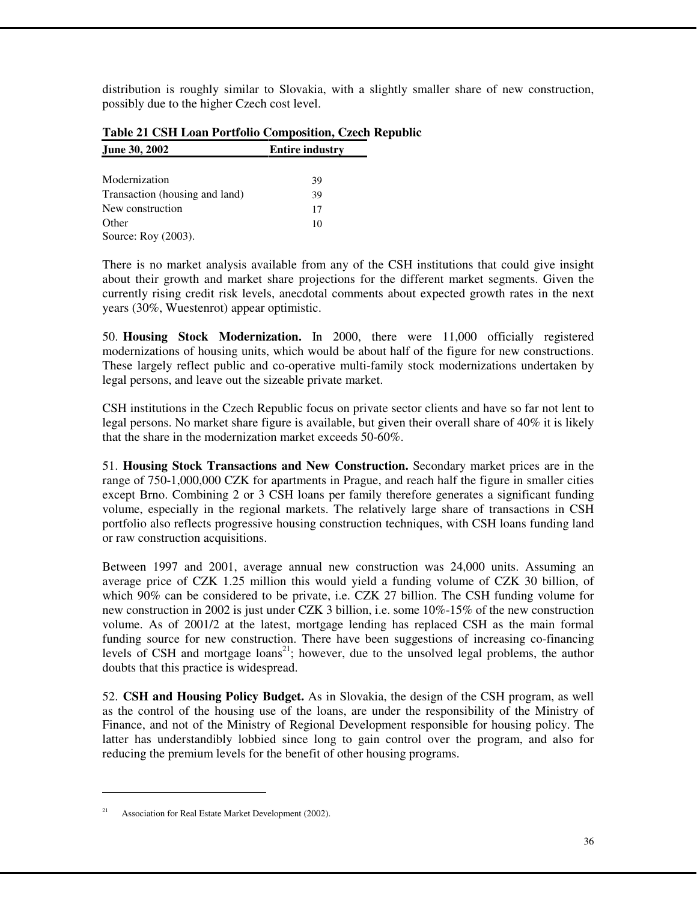distribution is roughly similar to Slovakia, with a slightly smaller share of new construction, possibly due to the higher Czech cost level.

**Table 21 CSH Loan Portfolio Composition, Czech Republic**

| June 30, 2002 | Entire industry |
|---|---|
| Modernization | 39 |
| Transaction (housing and land) | 39 |
| New construction | 17 |
| Other | 10 |

Source: Roy (2003).

There is no market analysis available from any of the CSH institutions that could give insight about their growth and market share projections for the different market segments. Given the currently rising credit risk levels, anecdotal comments about expected growth rates in the next years (30%, Wuestenrot) appear optimistic.

50. **Housing Stock Modernization.** In 2000, there were 11,000 officially registered modernizations of housing units, which would be about half of the figure for new constructions. These largely reflect public and co-operative multi-family stock modernizations undertaken by legal persons, and leave out the sizeable private market.

CSH institutions in the Czech Republic focus on private sector clients and have so far not lent to legal persons. No market share figure is available, but given their overall share of 40% it is likely that the share in the modernization market exceeds 50-60%.

51. **Housing Stock Transactions and New Construction.** Secondary market prices are in the range of 750-1,000,000 CZK for apartments in Prague, and reach half the figure in smaller cities except Brno. Combining 2 or 3 CSH loans per family therefore generates a significant funding volume, especially in the regional markets. The relatively large share of transactions in CSH portfolio also reflects progressive housing construction techniques, with CSH loans funding land or raw construction acquisitions.

Between 1997 and 2001, average annual new construction was 24,000 units. Assuming an average price of CZK 1.25 million this would yield a funding volume of CZK 30 billion, of which 90% can be considered to be private, i.e. CZK 27 billion. The CSH funding volume for new construction in 2002 is just under CZK 3 billion, i.e. some 10%-15% of the new construction volume. As of 2001/2 at the latest, mortgage lending has replaced CSH as the main formal funding source for new construction. There have been suggestions of increasing co-financing levels of CSH and mortgage loans[21]; however, due to the unsolved legal problems, the author doubts that this practice is widespread.

52. **CSH and Housing Policy Budget.** As in Slovakia, the design of the CSH program, as well as the control of the housing use of the loans, are under the responsibility of the Ministry of Finance, and not of the Ministry of Regional Development responsible for housing policy. The latter has understandibly lobbied since long to gain control over the program, and also for reducing the premium levels for the benefit of other housing programs.

---

[21] Association for Real Estate Market Development (2002).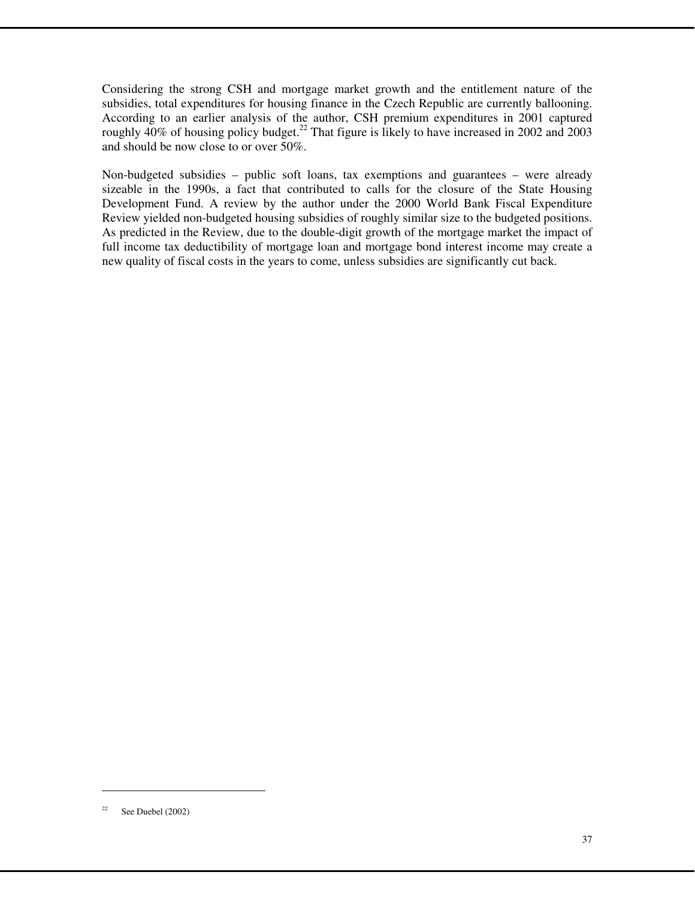Considering the strong CSH and mortgage market growth and the entitlement nature of the subsidies, total expenditures for housing finance in the Czech Republic are currently ballooning. According to an earlier analysis of the author, CSH premium expenditures in 2001 captured roughly 40% of housing policy budget.[22] That figure is likely to have increased in 2002 and 2003 and should be now close to or over 50%.

Non-budgeted subsidies – public soft loans, tax exemptions and guarantees – were already sizeable in the 1990s, a fact that contributed to calls for the closure of the State Housing Development Fund. A review by the author under the 2000 World Bank Fiscal Expenditure Review yielded non-budgeted housing subsidies of roughly similar size to the budgeted positions. As predicted in the Review, due to the double-digit growth of the mortgage market the impact of full income tax deductibility of mortgage loan and mortgage bond interest income may create a new quality of fiscal costs in the years to come, unless subsidies are significantly cut back.

---

[22] See Duebel (2002)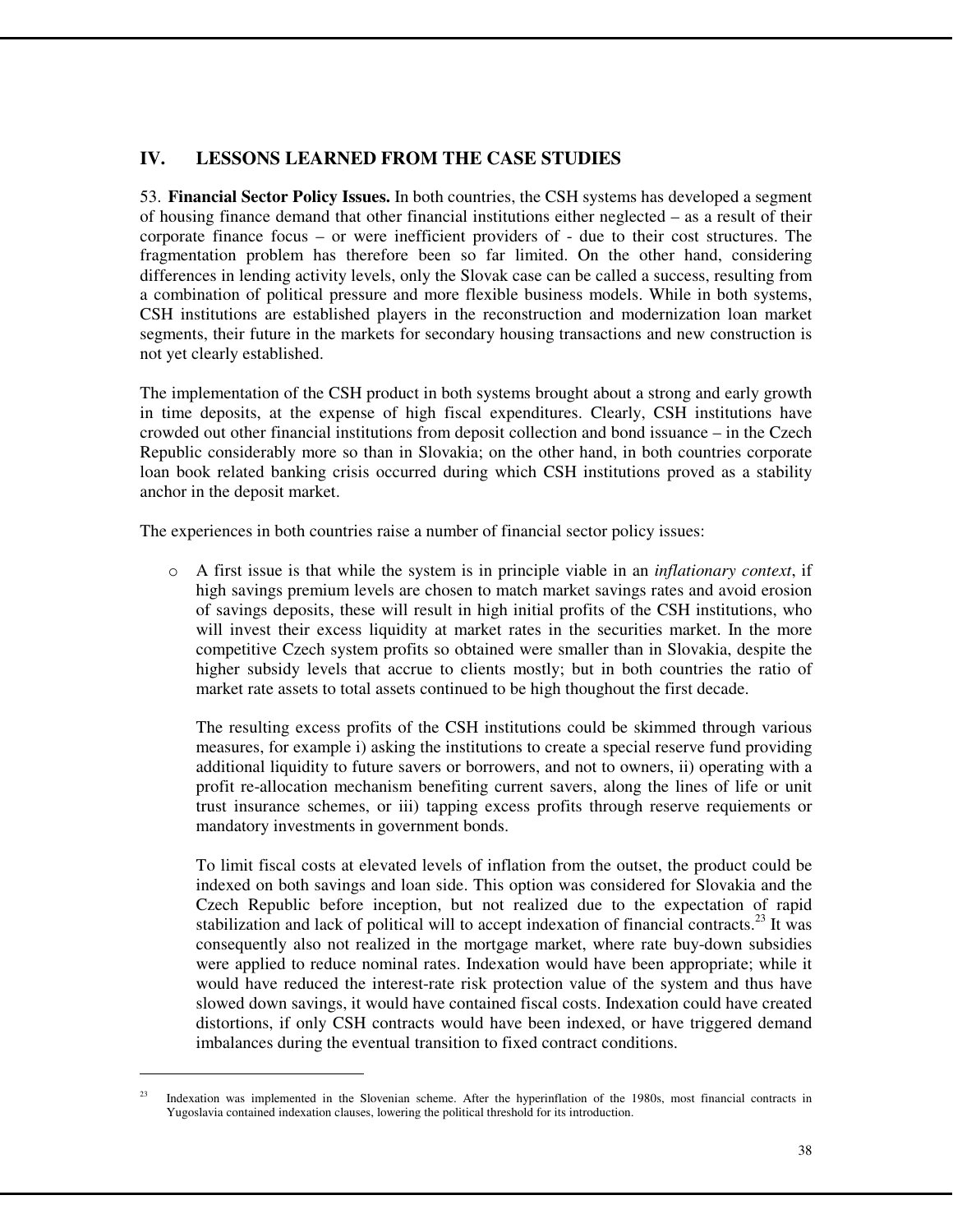## IV. LESSONS LEARNED FROM THE CASE STUDIES

53. **Financial Sector Policy Issues.** In both countries, the CSH systems has developed a segment of housing finance demand that other financial institutions either neglected – as a result of their corporate finance focus – or were inefficient providers of - due to their cost structures. The fragmentation problem has therefore been so far limited. On the other hand, considering differences in lending activity levels, only the Slovak case can be called a success, resulting from a combination of political pressure and more flexible business models. While in both systems, CSH institutions are established players in the reconstruction and modernization loan market segments, their future in the markets for secondary housing transactions and new construction is not yet clearly established.

The implementation of the CSH product in both systems brought about a strong and early growth in time deposits, at the expense of high fiscal expenditures. Clearly, CSH institutions have crowded out other financial institutions from deposit collection and bond issuance – in the Czech Republic considerably more so than in Slovakia; on the other hand, in both countries corporate loan book related banking crisis occurred during which CSH institutions proved as a stability anchor in the deposit market.

The experiences in both countries raise a number of financial sector policy issues:

- A first issue is that while the system is in principle viable in an *inflationary context*, if high savings premium levels are chosen to match market savings rates and avoid erosion of savings deposits, these will result in high initial profits of the CSH institutions, who will invest their excess liquidity at market rates in the securities market. In the more competitive Czech system profits so obtained were smaller than in Slovakia, despite the higher subsidy levels that accrue to clients mostly; but in both countries the ratio of market rate assets to total assets continued to be high thoughout the first decade.

  The resulting excess profits of the CSH institutions could be skimmed through various measures, for example i) asking the institutions to create a special reserve fund providing additional liquidity to future savers or borrowers, and not to owners, ii) operating with a profit re-allocation mechanism benefiting current savers, along the lines of life or unit trust insurance schemes, or iii) tapping excess profits through reserve requiements or mandatory investments in government bonds.

  To limit fiscal costs at elevated levels of inflation from the outset, the product could be indexed on both savings and loan side. This option was considered for Slovakia and the Czech Republic before inception, but not realized due to the expectation of rapid stabilization and lack of political will to accept indexation of financial contracts.[23] It was consequently also not realized in the mortgage market, where rate buy-down subsidies were applied to reduce nominal rates. Indexation would have been appropriate; while it would have reduced the interest-rate risk protection value of the system and thus have slowed down savings, it would have contained fiscal costs. Indexation could have created distortions, if only CSH contracts would have been indexed, or have triggered demand imbalances during the eventual transition to fixed contract conditions.

---

[23] Indexation was implemented in the Slovenian scheme. After the hyperinflation of the 1980s, most financial contracts in Yugoslavia contained indexation clauses, lowering the political threshold for its introduction.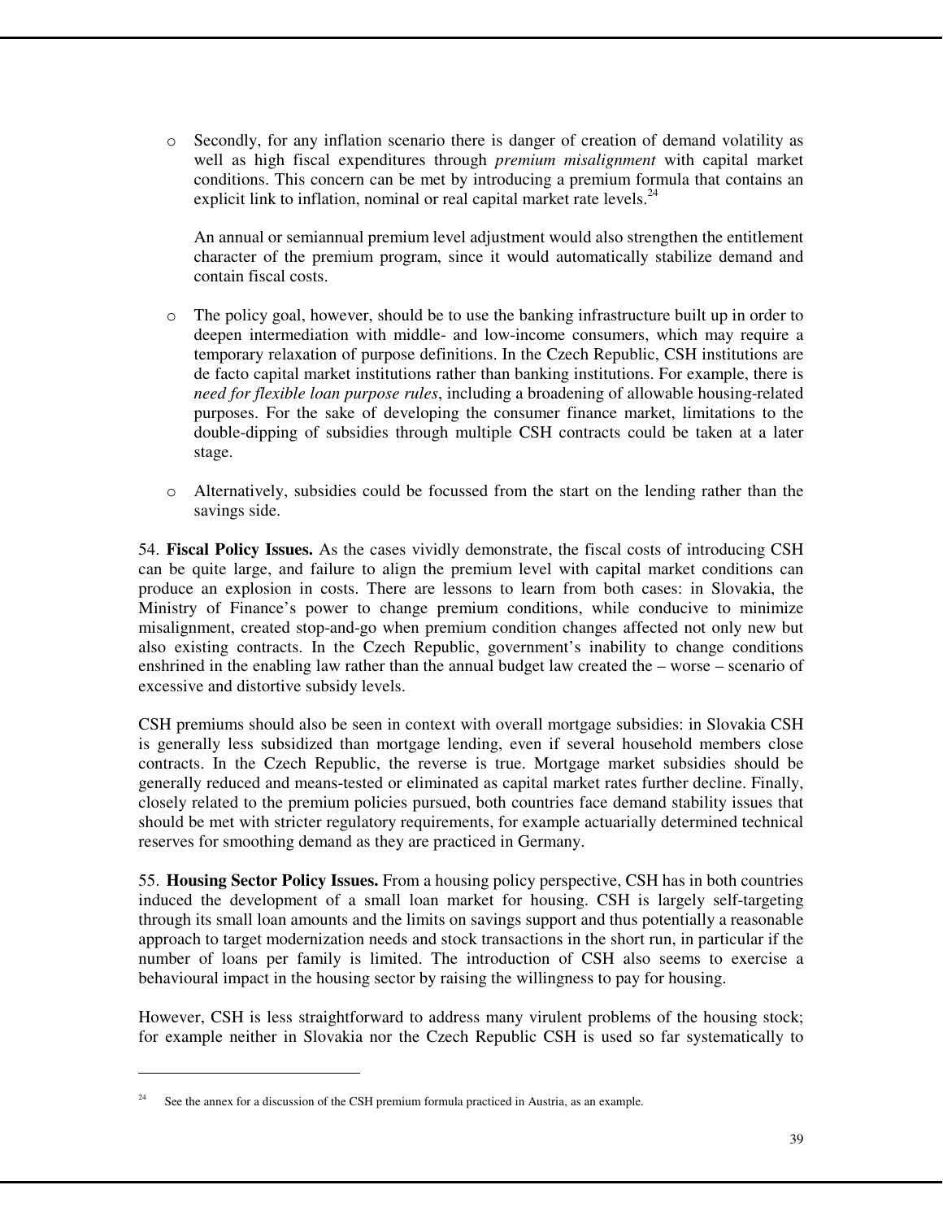- Secondly, for any inflation scenario there is danger of creation of demand volatility as well as high fiscal expenditures through *premium misalignment* with capital market conditions. This concern can be met by introducing a premium formula that contains an explicit link to inflation, nominal or real capital market rate levels.[24]

  An annual or semiannual premium level adjustment would also strengthen the entitlement character of the premium program, since it would automatically stabilize demand and contain fiscal costs.

- The policy goal, however, should be to use the banking infrastructure built up in order to deepen intermediation with middle- and low-income consumers, which may require a temporary relaxation of purpose definitions. In the Czech Republic, CSH institutions are de facto capital market institutions rather than banking institutions. For example, there is *need for flexible loan purpose rules*, including a broadening of allowable housing-related purposes. For the sake of developing the consumer finance market, limitations to the double-dipping of subsidies through multiple CSH contracts could be taken at a later stage.

- Alternatively, subsidies could be focussed from the start on the lending rather than the savings side.

54. **Fiscal Policy Issues.** As the cases vividly demonstrate, the fiscal costs of introducing CSH can be quite large, and failure to align the premium level with capital market conditions can produce an explosion in costs. There are lessons to learn from both cases: in Slovakia, the Ministry of Finance's power to change premium conditions, while conducive to minimize misalignment, created stop-and-go when premium condition changes affected not only new but also existing contracts. In the Czech Republic, government's inability to change conditions enshrined in the enabling law rather than the annual budget law created the – worse – scenario of excessive and distortive subsidy levels.

CSH premiums should also be seen in context with overall mortgage subsidies: in Slovakia CSH is generally less subsidized than mortgage lending, even if several household members close contracts. In the Czech Republic, the reverse is true. Mortgage market subsidies should be generally reduced and means-tested or eliminated as capital market rates further decline. Finally, closely related to the premium policies pursued, both countries face demand stability issues that should be met with stricter regulatory requirements, for example actuarially determined technical reserves for smoothing demand as they are practiced in Germany.

55. **Housing Sector Policy Issues.** From a housing policy perspective, CSH has in both countries induced the development of a small loan market for housing. CSH is largely self-targeting through its small loan amounts and the limits on savings support and thus potentially a reasonable approach to target modernization needs and stock transactions in the short run, in particular if the number of loans per family is limited. The introduction of CSH also seems to exercise a behavioural impact in the housing sector by raising the willingness to pay for housing.

However, CSH is less straightforward to address many virulent problems of the housing stock; for example neither in Slovakia nor the Czech Republic CSH is used so far systematically to

---

[24] See the annex for a discussion of the CSH premium formula practiced in Austria, as an example.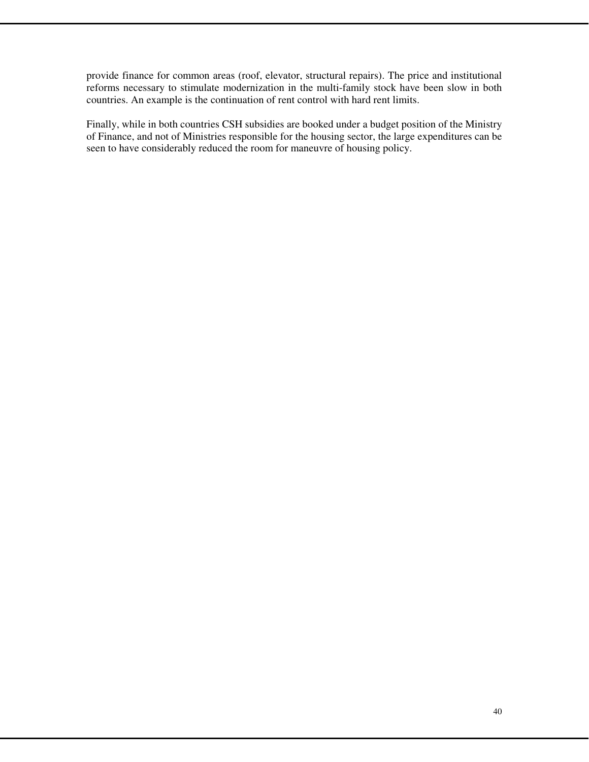provide finance for common areas (roof, elevator, structural repairs). The price and institutional reforms necessary to stimulate modernization in the multi-family stock have been slow in both countries. An example is the continuation of rent control with hard rent limits.

Finally, while in both countries CSH subsidies are booked under a budget position of the Ministry of Finance, and not of Ministries responsible for the housing sector, the large expenditures can be seen to have considerably reduced the room for maneuvre of housing policy.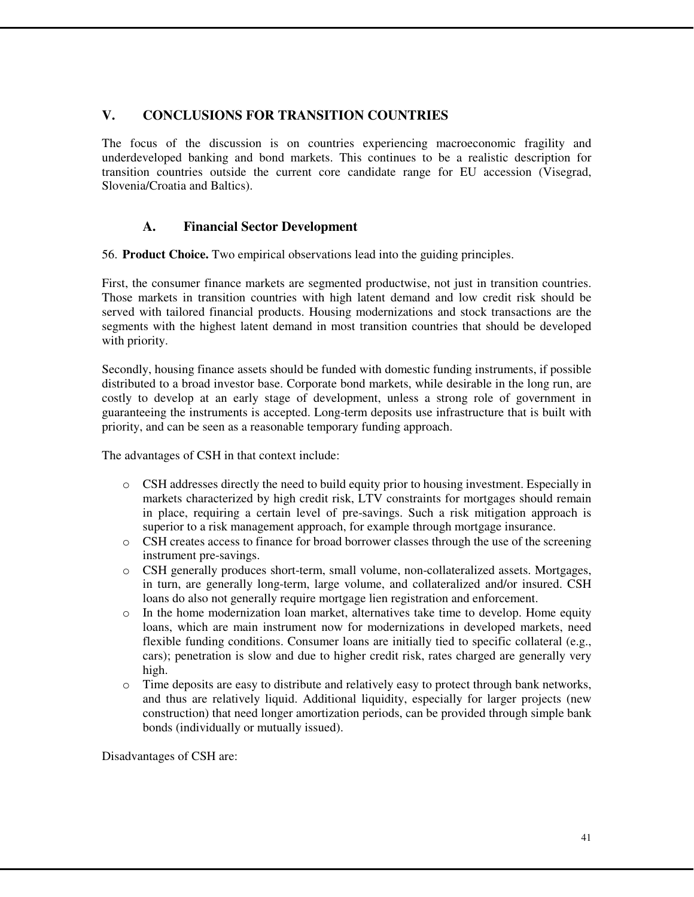## V. CONCLUSIONS FOR TRANSITION COUNTRIES

The focus of the discussion is on countries experiencing macroeconomic fragility and underdeveloped banking and bond markets. This continues to be a realistic description for transition countries outside the current core candidate range for EU accession (Visegrad, Slovenia/Croatia and Baltics).

### A. Financial Sector Development

56. **Product Choice.** Two empirical observations lead into the guiding principles.

First, the consumer finance markets are segmented productwise, not just in transition countries. Those markets in transition countries with high latent demand and low credit risk should be served with tailored financial products. Housing modernizations and stock transactions are the segments with the highest latent demand in most transition countries that should be developed with priority.

Secondly, housing finance assets should be funded with domestic funding instruments, if possible distributed to a broad investor base. Corporate bond markets, while desirable in the long run, are costly to develop at an early stage of development, unless a strong role of government in guaranteeing the instruments is accepted. Long-term deposits use infrastructure that is built with priority, and can be seen as a reasonable temporary funding approach.

The advantages of CSH in that context include:

- CSH addresses directly the need to build equity prior to housing investment. Especially in markets characterized by high credit risk, LTV constraints for mortgages should remain in place, requiring a certain level of pre-savings. Such a risk mitigation approach is superior to a risk management approach, for example through mortgage insurance.
- CSH creates access to finance for broad borrower classes through the use of the screening instrument pre-savings.
- CSH generally produces short-term, small volume, non-collateralized assets. Mortgages, in turn, are generally long-term, large volume, and collateralized and/or insured. CSH loans do also not generally require mortgage lien registration and enforcement.
- In the home modernization loan market, alternatives take time to develop. Home equity loans, which are main instrument now for modernizations in developed markets, need flexible funding conditions. Consumer loans are initially tied to specific collateral (e.g., cars); penetration is slow and due to higher credit risk, rates charged are generally very high.
- Time deposits are easy to distribute and relatively easy to protect through bank networks, and thus are relatively liquid. Additional liquidity, especially for larger projects (new construction) that need longer amortization periods, can be provided through simple bank bonds (individually or mutually issued).

Disadvantages of CSH are: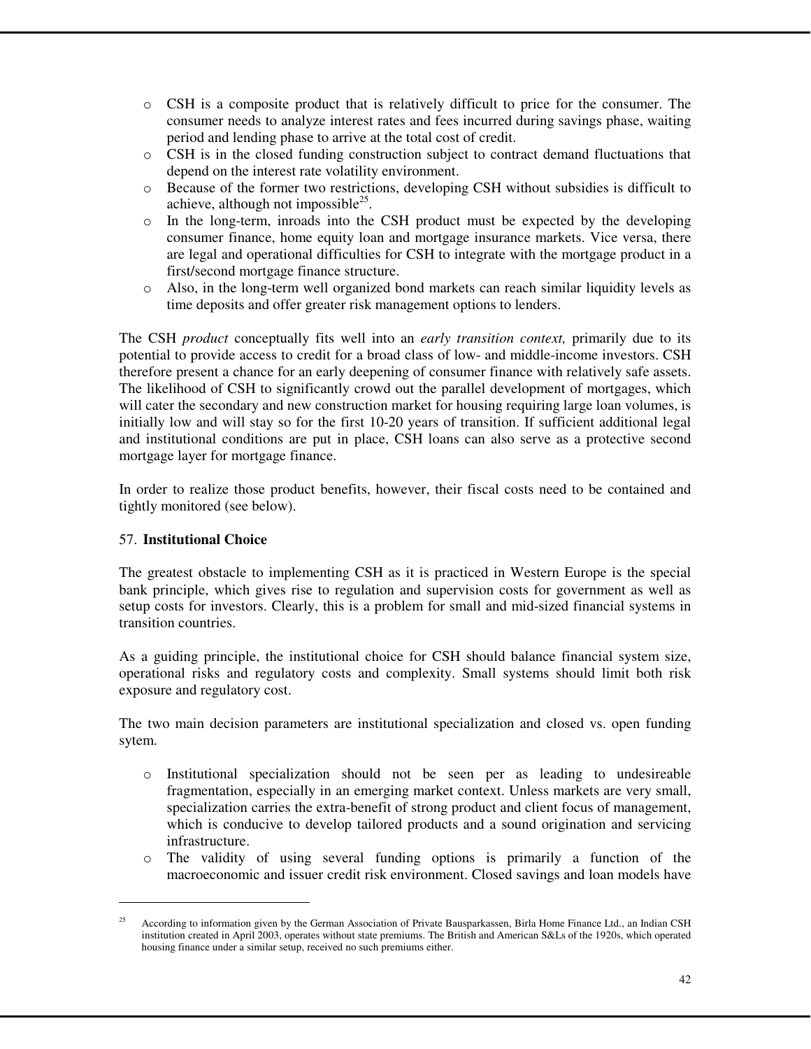- CSH is a composite product that is relatively difficult to price for the consumer. The consumer needs to analyze interest rates and fees incurred during savings phase, waiting period and lending phase to arrive at the total cost of credit.
- CSH is in the closed funding construction subject to contract demand fluctuations that depend on the interest rate volatility environment.
- Because of the former two restrictions, developing CSH without subsidies is difficult to achieve, although not impossible[25].
- In the long-term, inroads into the CSH product must be expected by the developing consumer finance, home equity loan and mortgage insurance markets. Vice versa, there are legal and operational difficulties for CSH to integrate with the mortgage product in a first/second mortgage finance structure.
- Also, in the long-term well organized bond markets can reach similar liquidity levels as time deposits and offer greater risk management options to lenders.

The CSH *product* conceptually fits well into an *early transition context,* primarily due to its potential to provide access to credit for a broad class of low- and middle-income investors. CSH therefore present a chance for an early deepening of consumer finance with relatively safe assets. The likelihood of CSH to significantly crowd out the parallel development of mortgages, which will cater the secondary and new construction market for housing requiring large loan volumes, is initially low and will stay so for the first 10-20 years of transition. If sufficient additional legal and institutional conditions are put in place, CSH loans can also serve as a protective second mortgage layer for mortgage finance.

In order to realize those product benefits, however, their fiscal costs need to be contained and tightly monitored (see below).

57. **Institutional Choice**

The greatest obstacle to implementing CSH as it is practiced in Western Europe is the special bank principle, which gives rise to regulation and supervision costs for government as well as setup costs for investors. Clearly, this is a problem for small and mid-sized financial systems in transition countries.

As a guiding principle, the institutional choice for CSH should balance financial system size, operational risks and regulatory costs and complexity. Small systems should limit both risk exposure and regulatory cost.

The two main decision parameters are institutional specialization and closed vs. open funding sytem.

- Institutional specialization should not be seen per as leading to undesireable fragmentation, especially in an emerging market context. Unless markets are very small, specialization carries the extra-benefit of strong product and client focus of management, which is conducive to develop tailored products and a sound origination and servicing infrastructure.
- The validity of using several funding options is primarily a function of the macroeconomic and issuer credit risk environment. Closed savings and loan models have

---

[25] According to information given by the German Association of Private Bausparkassen, Birla Home Finance Ltd., an Indian CSH institution created in April 2003, operates without state premiums. The British and American S&Ls of the 1920s, which operated housing finance under a similar setup, received no such premiums either.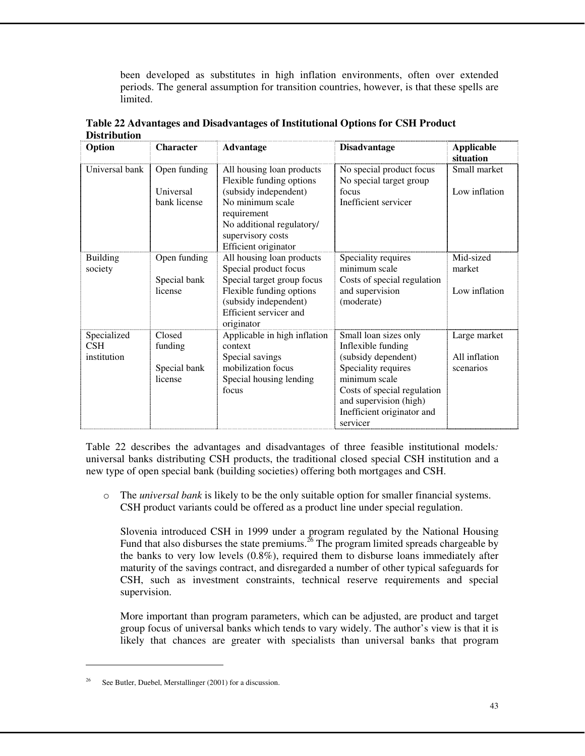been developed as substitutes in high inflation environments, often over extended periods. The general assumption for transition countries, however, is that these spells are limited.

**Table 22 Advantages and Disadvantages of Institutional Options for CSH Product Distribution**

| Option | Character | Advantage | Disadvantage | Applicable situation |
|---|---|---|---|---|
| Universal bank | Open funding<br><br>Universal bank license | All housing loan products<br>Flexible funding options (subsidy independent)<br>No minimum scale requirement<br>No additional regulatory/ supervisory costs<br>Efficient originator | No special product focus<br>No special target group focus<br>Inefficient servicer | Small market<br><br>Low inflation |
| Building society | Open funding<br><br>Special bank license | All housing loan products<br>Special product focus<br>Special target group focus<br>Flexible funding options (subsidy independent)<br>Efficient servicer and originator | Speciality requires minimum scale<br>Costs of special regulation and supervision (moderate) | Mid-sized market<br><br>Low inflation |
| Specialized CSH institution | Closed funding<br><br>Special bank license | Applicable in high inflation context<br>Special savings mobilization focus<br>Special housing lending focus | Small loan sizes only<br>Inflexible funding (subsidy dependent)<br>Speciality requires minimum scale<br>Costs of special regulation and supervision (high)<br>Inefficient originator and servicer | Large market<br><br>All inflation scenarios |

Table 22 describes the advantages and disadvantages of three feasible institutional models*:* universal banks distributing CSH products, the traditional closed special CSH institution and a new type of open special bank (building societies) offering both mortgages and CSH.

- The *universal bank* is likely to be the only suitable option for smaller financial systems. CSH product variants could be offered as a product line under special regulation.

  Slovenia introduced CSH in 1999 under a program regulated by the National Housing Fund that also disburses the state premiums.[26] The program limited spreads chargeable by the banks to very low levels (0.8%), required them to disburse loans immediately after maturity of the savings contract, and disregarded a number of other typical safeguards for CSH, such as investment constraints, technical reserve requirements and special supervision.

  More important than program parameters, which can be adjusted, are product and target group focus of universal banks which tends to vary widely. The author's view is that it is likely that chances are greater with specialists than universal banks that program

[26] See Butler, Duebel, Merstallinger (2001) for a discussion.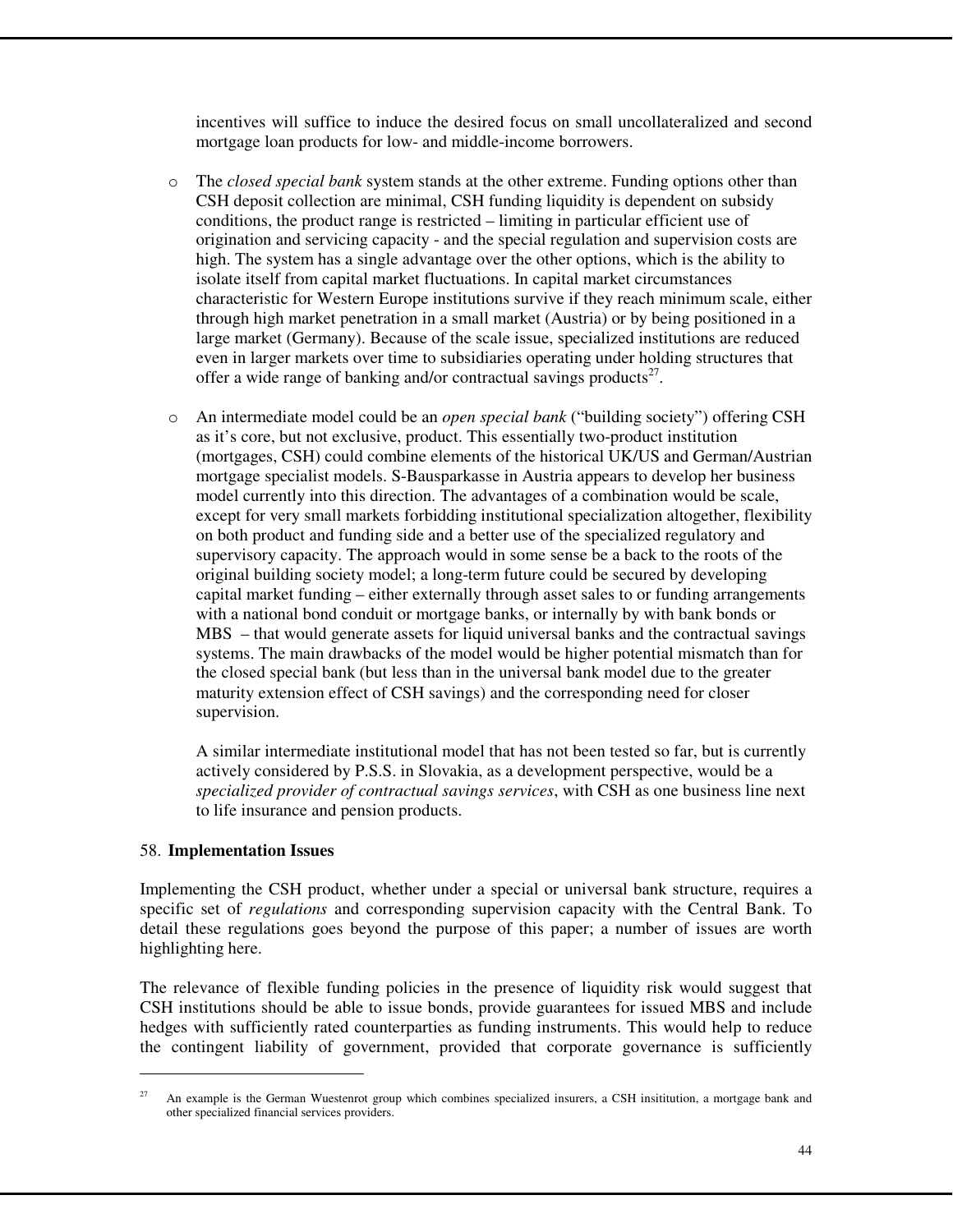incentives will suffice to induce the desired focus on small uncollateralized and second mortgage loan products for low- and middle-income borrowers.

- The *closed special bank* system stands at the other extreme. Funding options other than CSH deposit collection are minimal, CSH funding liquidity is dependent on subsidy conditions, the product range is restricted – limiting in particular efficient use of origination and servicing capacity - and the special regulation and supervision costs are high. The system has a single advantage over the other options, which is the ability to isolate itself from capital market fluctuations. In capital market circumstances characteristic for Western Europe institutions survive if they reach minimum scale, either through high market penetration in a small market (Austria) or by being positioned in a large market (Germany). Because of the scale issue, specialized institutions are reduced even in larger markets over time to subsidiaries operating under holding structures that offer a wide range of banking and/or contractual savings products[27].

- An intermediate model could be an *open special bank* ("building society") offering CSH as it's core, but not exclusive, product. This essentially two-product institution (mortgages, CSH) could combine elements of the historical UK/US and German/Austrian mortgage specialist models. S-Bausparkasse in Austria appears to develop her business model currently into this direction. The advantages of a combination would be scale, except for very small markets forbidding institutional specialization altogether, flexibility on both product and funding side and a better use of the specialized regulatory and supervisory capacity. The approach would in some sense be a back to the roots of the original building society model; a long-term future could be secured by developing capital market funding – either externally through asset sales to or funding arrangements with a national bond conduit or mortgage banks, or internally by with bank bonds or MBS – that would generate assets for liquid universal banks and the contractual savings systems. The main drawbacks of the model would be higher potential mismatch than for the closed special bank (but less than in the universal bank model due to the greater maturity extension effect of CSH savings) and the corresponding need for closer supervision.

  A similar intermediate institutional model that has not been tested so far, but is currently actively considered by P.S.S. in Slovakia, as a development perspective, would be a *specialized provider of contractual savings services*, with CSH as one business line next to life insurance and pension products.

58. **Implementation Issues**

Implementing the CSH product, whether under a special or universal bank structure, requires a specific set of *regulations* and corresponding supervision capacity with the Central Bank. To detail these regulations goes beyond the purpose of this paper; a number of issues are worth highlighting here.

The relevance of flexible funding policies in the presence of liquidity risk would suggest that CSH institutions should be able to issue bonds, provide guarantees for issued MBS and include hedges with sufficiently rated counterparties as funding instruments. This would help to reduce the contingent liability of government, provided that corporate governance is sufficiently

---

[27] An example is the German Wuestenrot group which combines specialized insurers, a CSH insititution, a mortgage bank and other specialized financial services providers.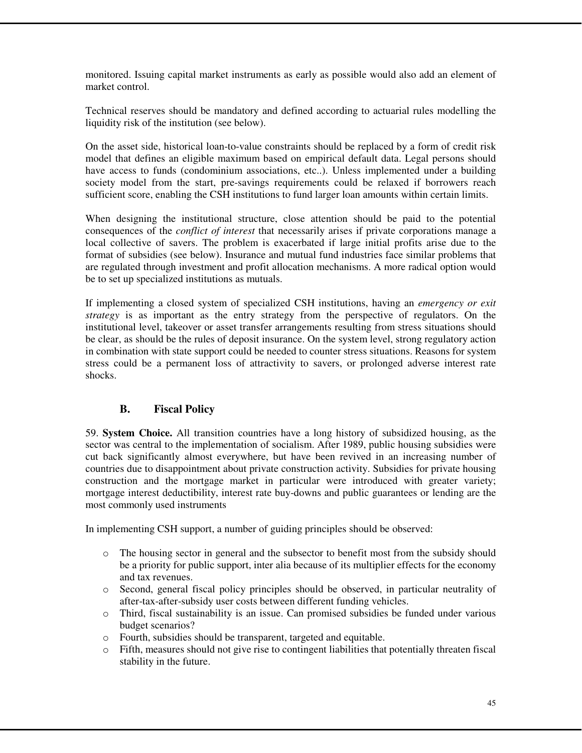monitored. Issuing capital market instruments as early as possible would also add an element of market control.

Technical reserves should be mandatory and defined according to actuarial rules modelling the liquidity risk of the institution (see below).

On the asset side, historical loan-to-value constraints should be replaced by a form of credit risk model that defines an eligible maximum based on empirical default data. Legal persons should have access to funds (condominium associations, etc..). Unless implemented under a building society model from the start, pre-savings requirements could be relaxed if borrowers reach sufficient score, enabling the CSH institutions to fund larger loan amounts within certain limits.

When designing the institutional structure, close attention should be paid to the potential consequences of the *conflict of interest* that necessarily arises if private corporations manage a local collective of savers. The problem is exacerbated if large initial profits arise due to the format of subsidies (see below). Insurance and mutual fund industries face similar problems that are regulated through investment and profit allocation mechanisms. A more radical option would be to set up specialized institutions as mutuals.

If implementing a closed system of specialized CSH institutions, having an *emergency or exit strategy* is as important as the entry strategy from the perspective of regulators. On the institutional level, takeover or asset transfer arrangements resulting from stress situations should be clear, as should be the rules of deposit insurance. On the system level, strong regulatory action in combination with state support could be needed to counter stress situations. Reasons for system stress could be a permanent loss of attractivity to savers, or prolonged adverse interest rate shocks.

## B. Fiscal Policy

59. **System Choice.** All transition countries have a long history of subsidized housing, as the sector was central to the implementation of socialism. After 1989, public housing subsidies were cut back significantly almost everywhere, but have been revived in an increasing number of countries due to disappointment about private construction activity. Subsidies for private housing construction and the mortgage market in particular were introduced with greater variety; mortgage interest deductibility, interest rate buy-downs and public guarantees or lending are the most commonly used instruments

In implementing CSH support, a number of guiding principles should be observed:

- The housing sector in general and the subsector to benefit most from the subsidy should be a priority for public support, inter alia because of its multiplier effects for the economy and tax revenues.
- Second, general fiscal policy principles should be observed, in particular neutrality of after-tax-after-subsidy user costs between different funding vehicles.
- Third, fiscal sustainability is an issue. Can promised subsidies be funded under various budget scenarios?
- Fourth, subsidies should be transparent, targeted and equitable.
- Fifth, measures should not give rise to contingent liabilities that potentially threaten fiscal stability in the future.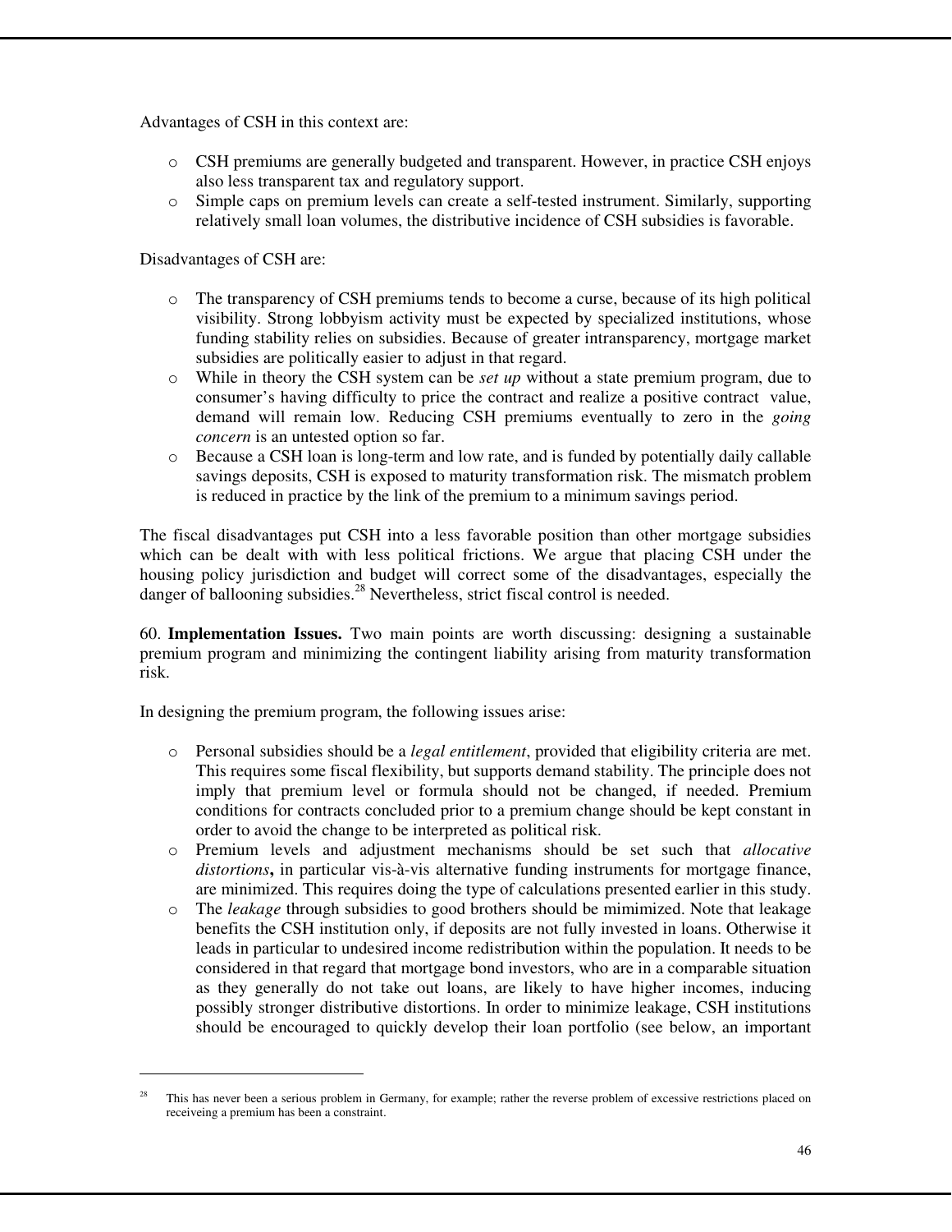Advantages of CSH in this context are:

- CSH premiums are generally budgeted and transparent. However, in practice CSH enjoys also less transparent tax and regulatory support.
- Simple caps on premium levels can create a self-tested instrument. Similarly, supporting relatively small loan volumes, the distributive incidence of CSH subsidies is favorable.

Disadvantages of CSH are:

- The transparency of CSH premiums tends to become a curse, because of its high political visibility. Strong lobbyism activity must be expected by specialized institutions, whose funding stability relies on subsidies. Because of greater intransparency, mortgage market subsidies are politically easier to adjust in that regard.
- While in theory the CSH system can be *set up* without a state premium program, due to consumer's having difficulty to price the contract and realize a positive contract value, demand will remain low. Reducing CSH premiums eventually to zero in the *going concern* is an untested option so far.
- Because a CSH loan is long-term and low rate, and is funded by potentially daily callable savings deposits, CSH is exposed to maturity transformation risk. The mismatch problem is reduced in practice by the link of the premium to a minimum savings period.

The fiscal disadvantages put CSH into a less favorable position than other mortgage subsidies which can be dealt with with less political frictions. We argue that placing CSH under the housing policy jurisdiction and budget will correct some of the disadvantages, especially the danger of ballooning subsidies.[28] Nevertheless, strict fiscal control is needed.

60. **Implementation Issues.** Two main points are worth discussing: designing a sustainable premium program and minimizing the contingent liability arising from maturity transformation risk.

In designing the premium program, the following issues arise:

- Personal subsidies should be a *legal entitlement*, provided that eligibility criteria are met. This requires some fiscal flexibility, but supports demand stability. The principle does not imply that premium level or formula should not be changed, if needed. Premium conditions for contracts concluded prior to a premium change should be kept constant in order to avoid the change to be interpreted as political risk.
- Premium levels and adjustment mechanisms should be set such that *allocative distortions***,** in particular vis-à-vis alternative funding instruments for mortgage finance, are minimized. This requires doing the type of calculations presented earlier in this study.
- The *leakage* through subsidies to good brothers should be mimimized. Note that leakage benefits the CSH institution only, if deposits are not fully invested in loans. Otherwise it leads in particular to undesired income redistribution within the population. It needs to be considered in that regard that mortgage bond investors, who are in a comparable situation as they generally do not take out loans, are likely to have higher incomes, inducing possibly stronger distributive distortions. In order to minimize leakage, CSH institutions should be encouraged to quickly develop their loan portfolio (see below, an important

[28] This has never been a serious problem in Germany, for example; rather the reverse problem of excessive restrictions placed on receiveing a premium has been a constraint.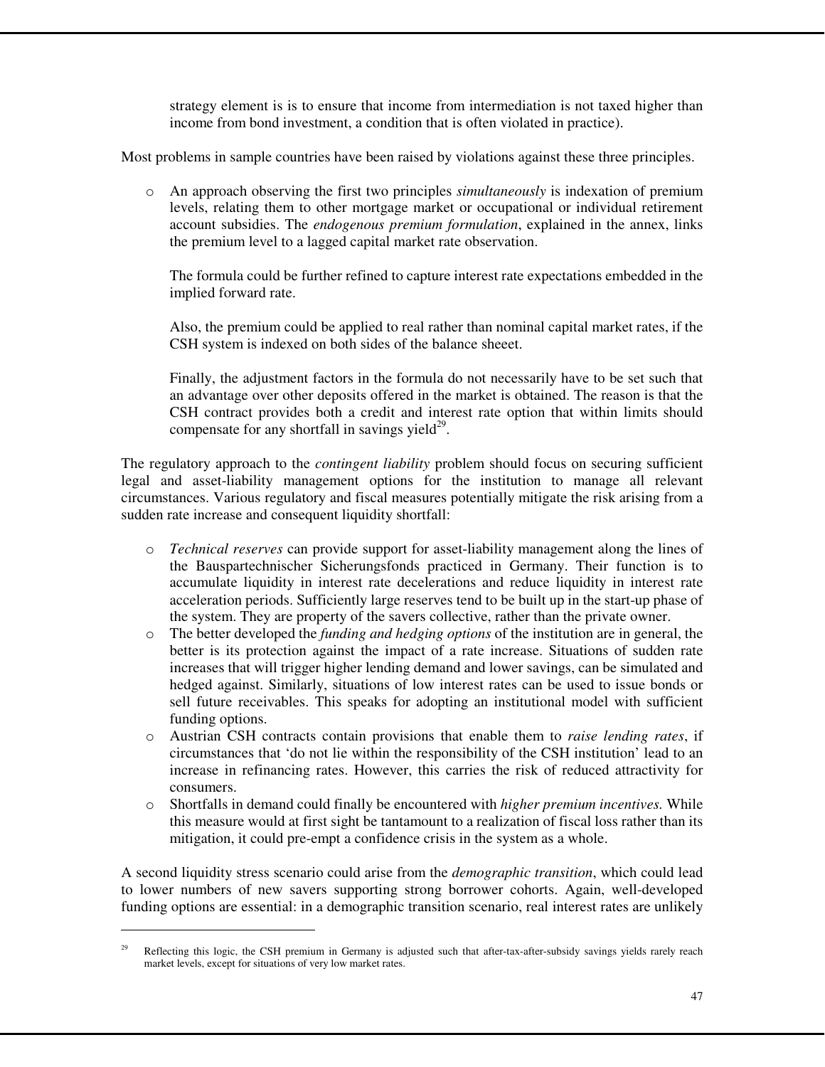strategy element is is to ensure that income from intermediation is not taxed higher than income from bond investment, a condition that is often violated in practice).

Most problems in sample countries have been raised by violations against these three principles.

- An approach observing the first two principles *simultaneously* is indexation of premium levels, relating them to other mortgage market or occupational or individual retirement account subsidies. The *endogenous premium formulation*, explained in the annex, links the premium level to a lagged capital market rate observation.

  The formula could be further refined to capture interest rate expectations embedded in the implied forward rate.

  Also, the premium could be applied to real rather than nominal capital market rates, if the CSH system is indexed on both sides of the balance sheeet.

  Finally, the adjustment factors in the formula do not necessarily have to be set such that an advantage over other deposits offered in the market is obtained. The reason is that the CSH contract provides both a credit and interest rate option that within limits should compensate for any shortfall in savings yield[29].

The regulatory approach to the *contingent liability* problem should focus on securing sufficient legal and asset-liability management options for the institution to manage all relevant circumstances. Various regulatory and fiscal measures potentially mitigate the risk arising from a sudden rate increase and consequent liquidity shortfall:

- *Technical reserves* can provide support for asset-liability management along the lines of the Bauspartechnischer Sicherungsfonds practiced in Germany. Their function is to accumulate liquidity in interest rate decelerations and reduce liquidity in interest rate acceleration periods. Sufficiently large reserves tend to be built up in the start-up phase of the system. They are property of the savers collective, rather than the private owner.
- The better developed the *funding and hedging options* of the institution are in general, the better is its protection against the impact of a rate increase. Situations of sudden rate increases that will trigger higher lending demand and lower savings, can be simulated and hedged against. Similarly, situations of low interest rates can be used to issue bonds or sell future receivables. This speaks for adopting an institutional model with sufficient funding options.
- Austrian CSH contracts contain provisions that enable them to *raise lending rates*, if circumstances that 'do not lie within the responsibility of the CSH institution' lead to an increase in refinancing rates. However, this carries the risk of reduced attractivity for consumers.
- Shortfalls in demand could finally be encountered with *higher premium incentives.* While this measure would at first sight be tantamount to a realization of fiscal loss rather than its mitigation, it could pre-empt a confidence crisis in the system as a whole.

A second liquidity stress scenario could arise from the *demographic transition*, which could lead to lower numbers of new savers supporting strong borrower cohorts. Again, well-developed funding options are essential: in a demographic transition scenario, real interest rates are unlikely

---

[29] Reflecting this logic, the CSH premium in Germany is adjusted such that after-tax-after-subsidy savings yields rarely reach market levels, except for situations of very low market rates.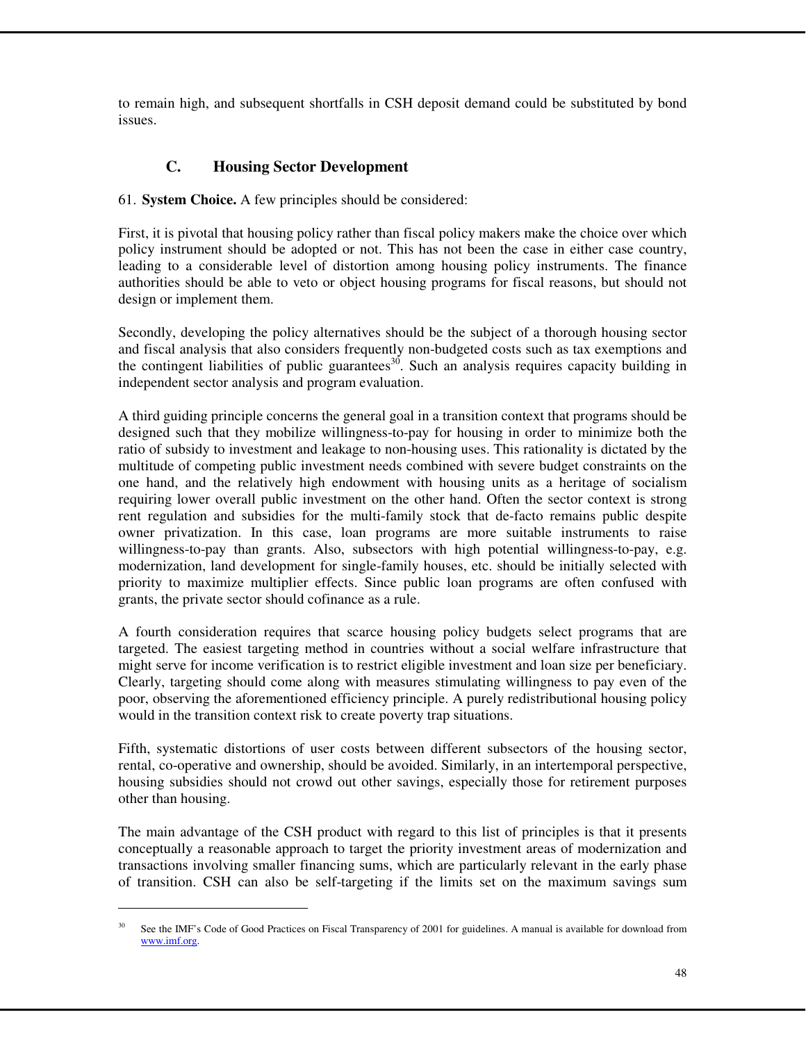to remain high, and subsequent shortfalls in CSH deposit demand could be substituted by bond issues.

## C. Housing Sector Development

61. **System Choice.** A few principles should be considered:

First, it is pivotal that housing policy rather than fiscal policy makers make the choice over which policy instrument should be adopted or not. This has not been the case in either case country, leading to a considerable level of distortion among housing policy instruments. The finance authorities should be able to veto or object housing programs for fiscal reasons, but should not design or implement them.

Secondly, developing the policy alternatives should be the subject of a thorough housing sector and fiscal analysis that also considers frequently non-budgeted costs such as tax exemptions and the contingent liabilities of public guarantees[30]. Such an analysis requires capacity building in independent sector analysis and program evaluation.

A third guiding principle concerns the general goal in a transition context that programs should be designed such that they mobilize willingness-to-pay for housing in order to minimize both the ratio of subsidy to investment and leakage to non-housing uses. This rationality is dictated by the multitude of competing public investment needs combined with severe budget constraints on the one hand, and the relatively high endowment with housing units as a heritage of socialism requiring lower overall public investment on the other hand. Often the sector context is strong rent regulation and subsidies for the multi-family stock that de-facto remains public despite owner privatization. In this case, loan programs are more suitable instruments to raise willingness-to-pay than grants. Also, subsectors with high potential willingness-to-pay, e.g. modernization, land development for single-family houses, etc. should be initially selected with priority to maximize multiplier effects. Since public loan programs are often confused with grants, the private sector should cofinance as a rule.

A fourth consideration requires that scarce housing policy budgets select programs that are targeted. The easiest targeting method in countries without a social welfare infrastructure that might serve for income verification is to restrict eligible investment and loan size per beneficiary. Clearly, targeting should come along with measures stimulating willingness to pay even of the poor, observing the aforementioned efficiency principle. A purely redistributional housing policy would in the transition context risk to create poverty trap situations.

Fifth, systematic distortions of user costs between different subsectors of the housing sector, rental, co-operative and ownership, should be avoided. Similarly, in an intertemporal perspective, housing subsidies should not crowd out other savings, especially those for retirement purposes other than housing.

The main advantage of the CSH product with regard to this list of principles is that it presents conceptually a reasonable approach to target the priority investment areas of modernization and transactions involving smaller financing sums, which are particularly relevant in the early phase of transition. CSH can also be self-targeting if the limits set on the maximum savings sum

---

[30] See the IMF's Code of Good Practices on Fiscal Transparency of 2001 for guidelines. A manual is available for download from www.imf.org.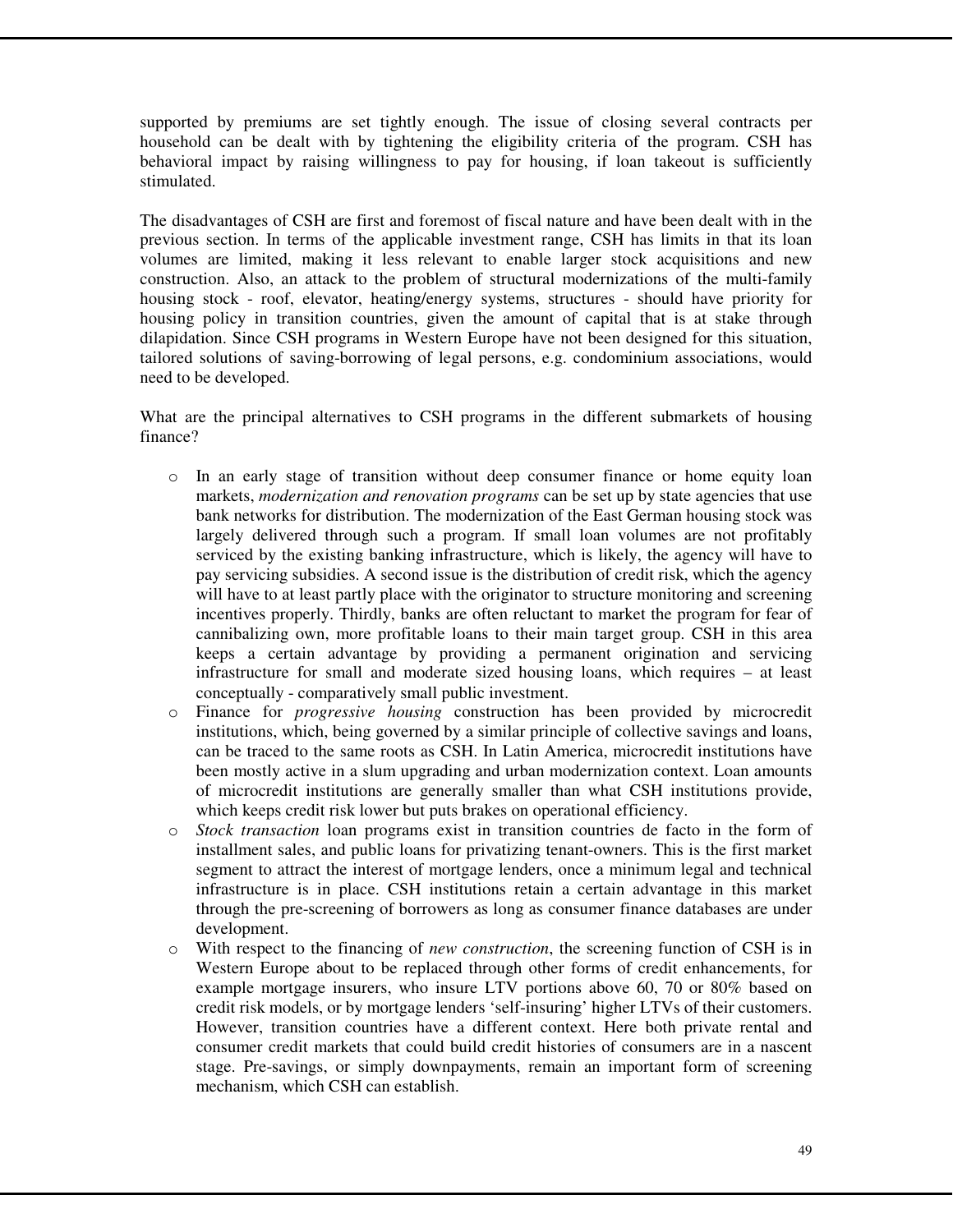supported by premiums are set tightly enough. The issue of closing several contracts per household can be dealt with by tightening the eligibility criteria of the program. CSH has behavioral impact by raising willingness to pay for housing, if loan takeout is sufficiently stimulated.

The disadvantages of CSH are first and foremost of fiscal nature and have been dealt with in the previous section. In terms of the applicable investment range, CSH has limits in that its loan volumes are limited, making it less relevant to enable larger stock acquisitions and new construction. Also, an attack to the problem of structural modernizations of the multi-family housing stock - roof, elevator, heating/energy systems, structures - should have priority for housing policy in transition countries, given the amount of capital that is at stake through dilapidation. Since CSH programs in Western Europe have not been designed for this situation, tailored solutions of saving-borrowing of legal persons, e.g. condominium associations, would need to be developed.

What are the principal alternatives to CSH programs in the different submarkets of housing finance?

- In an early stage of transition without deep consumer finance or home equity loan markets, *modernization and renovation programs* can be set up by state agencies that use bank networks for distribution. The modernization of the East German housing stock was largely delivered through such a program. If small loan volumes are not profitably serviced by the existing banking infrastructure, which is likely, the agency will have to pay servicing subsidies. A second issue is the distribution of credit risk, which the agency will have to at least partly place with the originator to structure monitoring and screening incentives properly. Thirdly, banks are often reluctant to market the program for fear of cannibalizing own, more profitable loans to their main target group. CSH in this area keeps a certain advantage by providing a permanent origination and servicing infrastructure for small and moderate sized housing loans, which requires – at least conceptually - comparatively small public investment.
- Finance for *progressive housing* construction has been provided by microcredit institutions, which, being governed by a similar principle of collective savings and loans, can be traced to the same roots as CSH. In Latin America, microcredit institutions have been mostly active in a slum upgrading and urban modernization context. Loan amounts of microcredit institutions are generally smaller than what CSH institutions provide, which keeps credit risk lower but puts brakes on operational efficiency.
- *Stock transaction* loan programs exist in transition countries de facto in the form of installment sales, and public loans for privatizing tenant-owners. This is the first market segment to attract the interest of mortgage lenders, once a minimum legal and technical infrastructure is in place. CSH institutions retain a certain advantage in this market through the pre-screening of borrowers as long as consumer finance databases are under development.
- With respect to the financing of *new construction*, the screening function of CSH is in Western Europe about to be replaced through other forms of credit enhancements, for example mortgage insurers, who insure LTV portions above 60, 70 or 80% based on credit risk models, or by mortgage lenders 'self-insuring' higher LTVs of their customers. However, transition countries have a different context. Here both private rental and consumer credit markets that could build credit histories of consumers are in a nascent stage. Pre-savings, or simply downpayments, remain an important form of screening mechanism, which CSH can establish.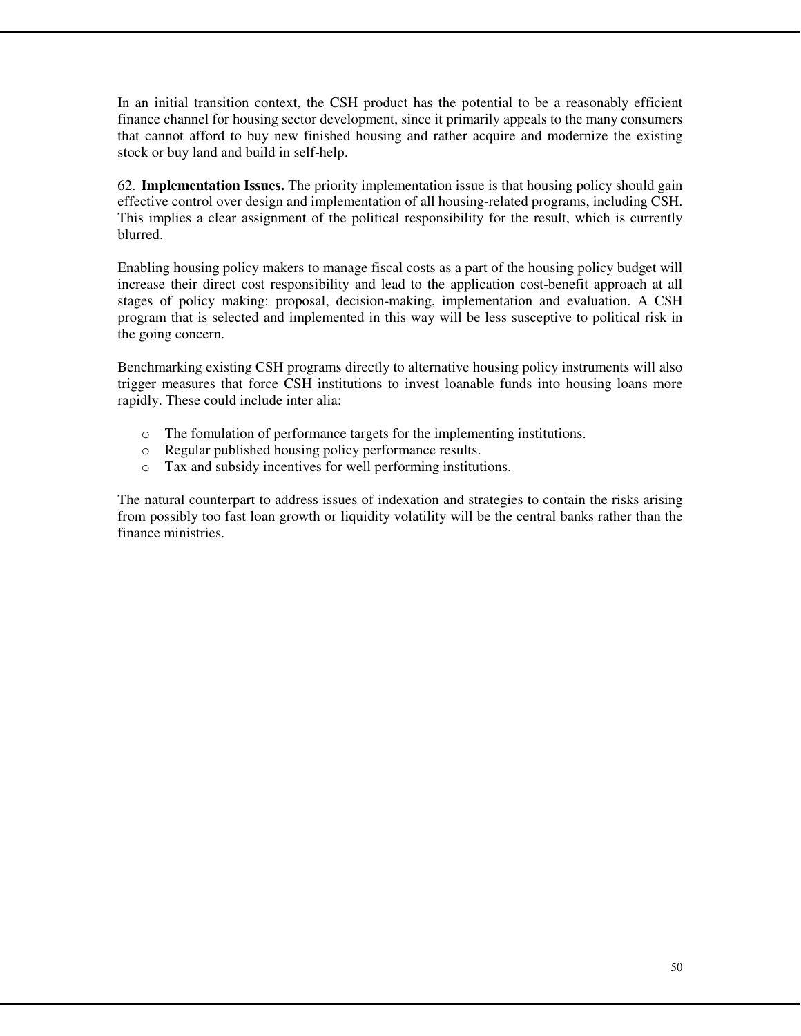In an initial transition context, the CSH product has the potential to be a reasonably efficient finance channel for housing sector development, since it primarily appeals to the many consumers that cannot afford to buy new finished housing and rather acquire and modernize the existing stock or buy land and build in self-help.

62. **Implementation Issues.** The priority implementation issue is that housing policy should gain effective control over design and implementation of all housing-related programs, including CSH. This implies a clear assignment of the political responsibility for the result, which is currently blurred.

Enabling housing policy makers to manage fiscal costs as a part of the housing policy budget will increase their direct cost responsibility and lead to the application cost-benefit approach at all stages of policy making: proposal, decision-making, implementation and evaluation. A CSH program that is selected and implemented in this way will be less susceptive to political risk in the going concern.

Benchmarking existing CSH programs directly to alternative housing policy instruments will also trigger measures that force CSH institutions to invest loanable funds into housing loans more rapidly. These could include inter alia:

- The fomulation of performance targets for the implementing institutions.
- Regular published housing policy performance results.
- Tax and subsidy incentives for well performing institutions.

The natural counterpart to address issues of indexation and strategies to contain the risks arising from possibly too fast loan growth or liquidity volatility will be the central banks rather than the finance ministries.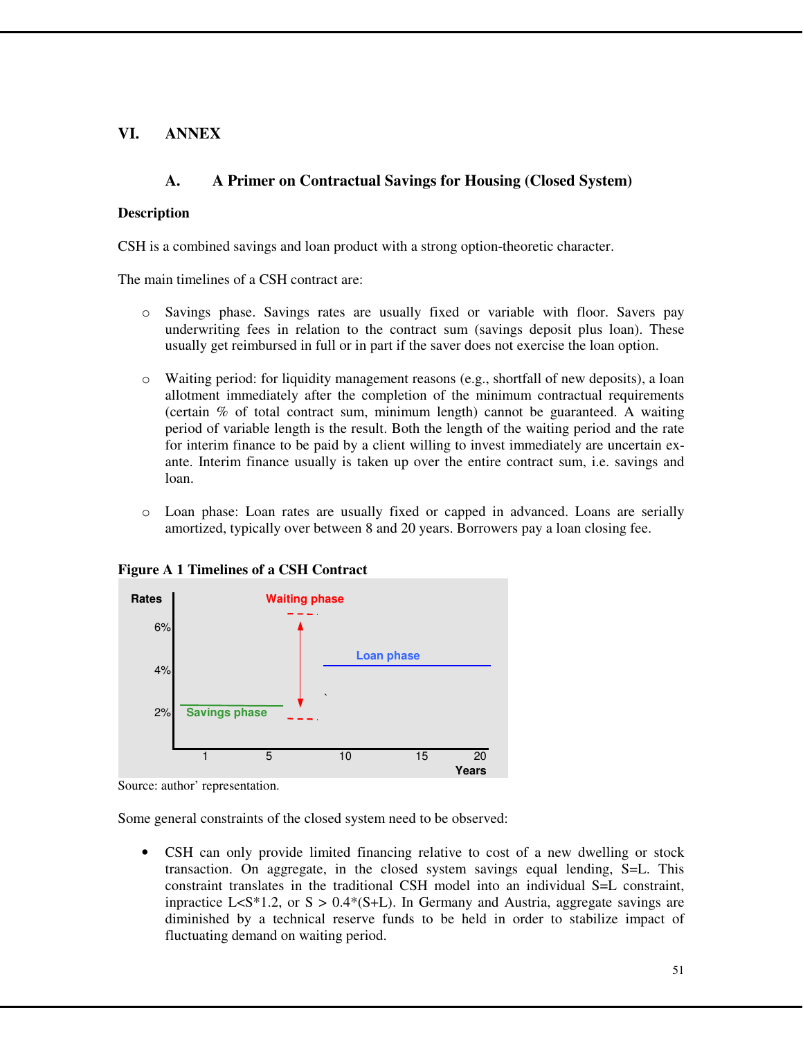## VI. ANNEX

### A. A Primer on Contractual Savings for Housing (Closed System)

**Description**

CSH is a combined savings and loan product with a strong option-theoretic character.

The main timelines of a CSH contract are:

- Savings phase. Savings rates are usually fixed or variable with floor. Savers pay underwriting fees in relation to the contract sum (savings deposit plus loan). These usually get reimbursed in full or in part if the saver does not exercise the loan option.

- Waiting period: for liquidity management reasons (e.g., shortfall of new deposits), a loan allotment immediately after the completion of the minimum contractual requirements (certain % of total contract sum, minimum length) cannot be guaranteed. A waiting period of variable length is the result. Both the length of the waiting period and the rate for interim finance to be paid by a client willing to invest immediately are uncertain ex-ante. Interim finance usually is taken up over the entire contract sum, i.e. savings and loan.

- Loan phase: Loan rates are usually fixed or capped in advanced. Loans are serially amortized, typically over between 8 and 20 years. Borrowers pay a loan closing fee.

**Figure A 1 Timelines of a CSH Contract**

Source: author' representation.

Some general constraints of the closed system need to be observed:

- CSH can only provide limited financing relative to cost of a new dwelling or stock transaction. On aggregate, in the closed system savings equal lending, S=L. This constraint translates in the traditional CSH model into an individual S=L constraint, inpractice L<S*1.2, or S > 0.4*(S+L). In Germany and Austria, aggregate savings are diminished by a technical reserve funds to be held in order to stabilize impact of fluctuating demand on waiting period.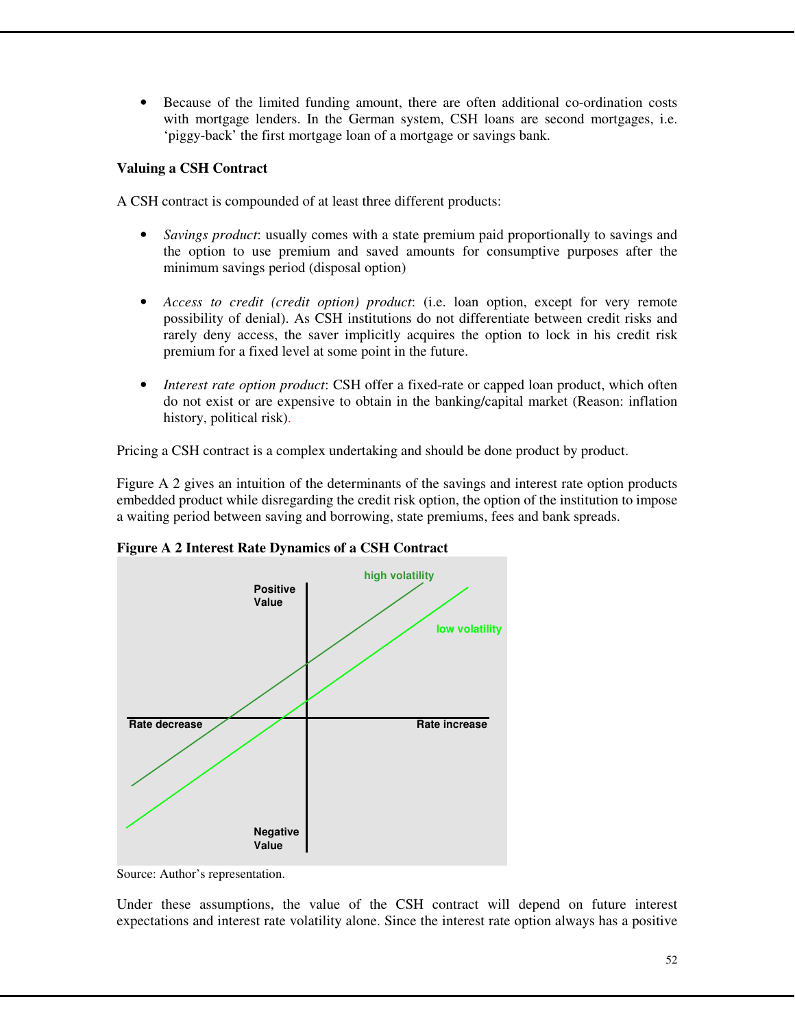- Because of the limited funding amount, there are often additional co-ordination costs with mortgage lenders. In the German system, CSH loans are second mortgages, i.e. 'piggy-back' the first mortgage loan of a mortgage or savings bank.

**Valuing a CSH Contract**

A CSH contract is compounded of at least three different products:

- *Savings product*: usually comes with a state premium paid proportionally to savings and the option to use premium and saved amounts for consumptive purposes after the minimum savings period (disposal option)

- *Access to credit (credit option) product*: (i.e. loan option, except for very remote possibility of denial). As CSH institutions do not differentiate between credit risks and rarely deny access, the saver implicitly acquires the option to lock in his credit risk premium for a fixed level at some point in the future.

- *Interest rate option product*: CSH offer a fixed-rate or capped loan product, which often do not exist or are expensive to obtain in the banking/capital market (Reason: inflation history, political risk).

Pricing a CSH contract is a complex undertaking and should be done product by product.

Figure A 2 gives an intuition of the determinants of the savings and interest rate option products embedded product while disregarding the credit risk option, the option of the institution to impose a waiting period between saving and borrowing, state premiums, fees and bank spreads.

**Figure A 2 Interest Rate Dynamics of a CSH Contract**

Source: Author's representation.

Under these assumptions, the value of the CSH contract will depend on future interest expectations and interest rate volatility alone. Since the interest rate option always has a positive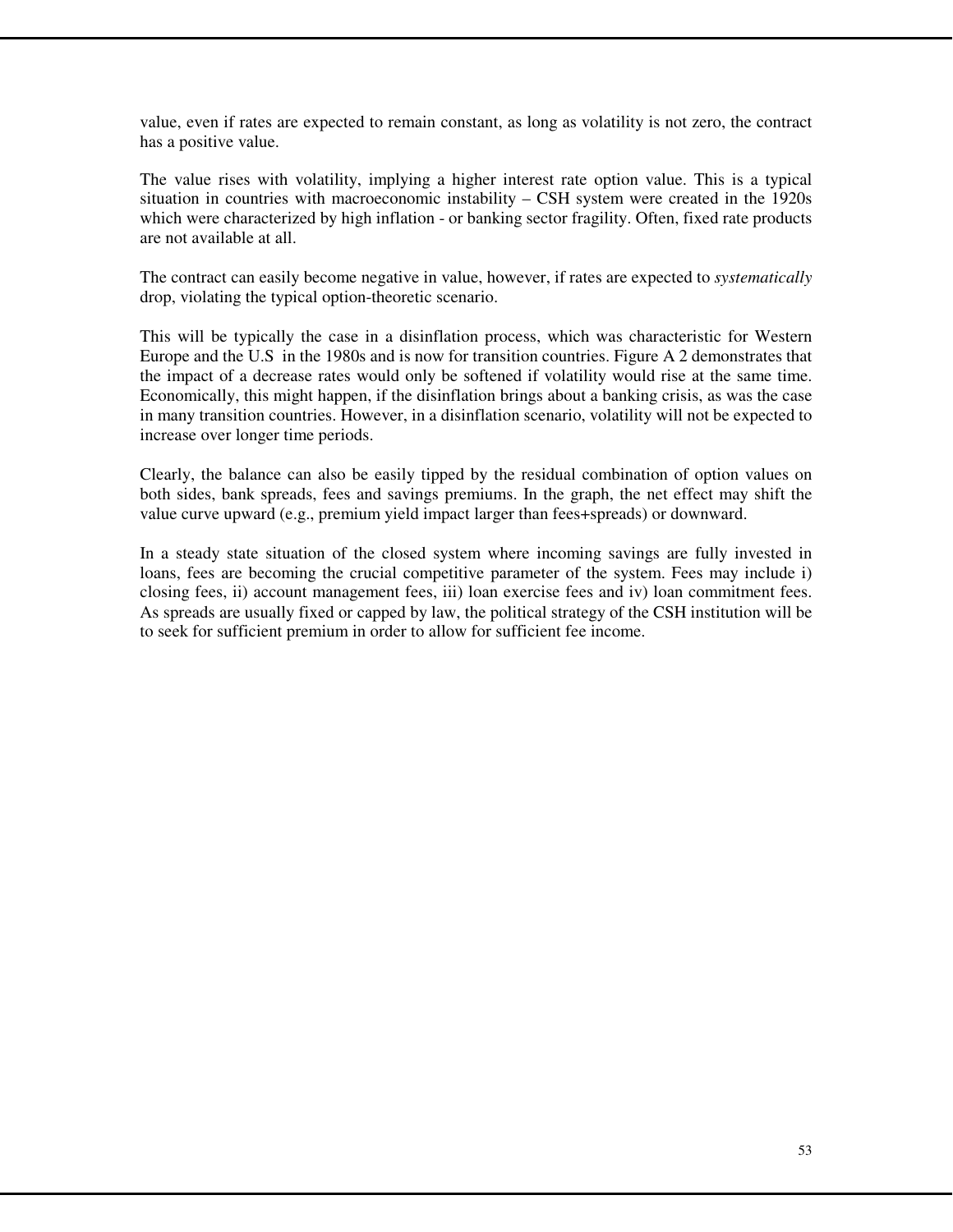value, even if rates are expected to remain constant, as long as volatility is not zero, the contract has a positive value.

The value rises with volatility, implying a higher interest rate option value. This is a typical situation in countries with macroeconomic instability – CSH system were created in the 1920s which were characterized by high inflation - or banking sector fragility. Often, fixed rate products are not available at all.

The contract can easily become negative in value, however, if rates are expected to *systematically* drop, violating the typical option-theoretic scenario.

This will be typically the case in a disinflation process, which was characteristic for Western Europe and the U.S in the 1980s and is now for transition countries. Figure A 2 demonstrates that the impact of a decrease rates would only be softened if volatility would rise at the same time. Economically, this might happen, if the disinflation brings about a banking crisis, as was the case in many transition countries. However, in a disinflation scenario, volatility will not be expected to increase over longer time periods.

Clearly, the balance can also be easily tipped by the residual combination of option values on both sides, bank spreads, fees and savings premiums. In the graph, the net effect may shift the value curve upward (e.g., premium yield impact larger than fees+spreads) or downward.

In a steady state situation of the closed system where incoming savings are fully invested in loans, fees are becoming the crucial competitive parameter of the system. Fees may include i) closing fees, ii) account management fees, iii) loan exercise fees and iv) loan commitment fees. As spreads are usually fixed or capped by law, the political strategy of the CSH institution will be to seek for sufficient premium in order to allow for sufficient fee income.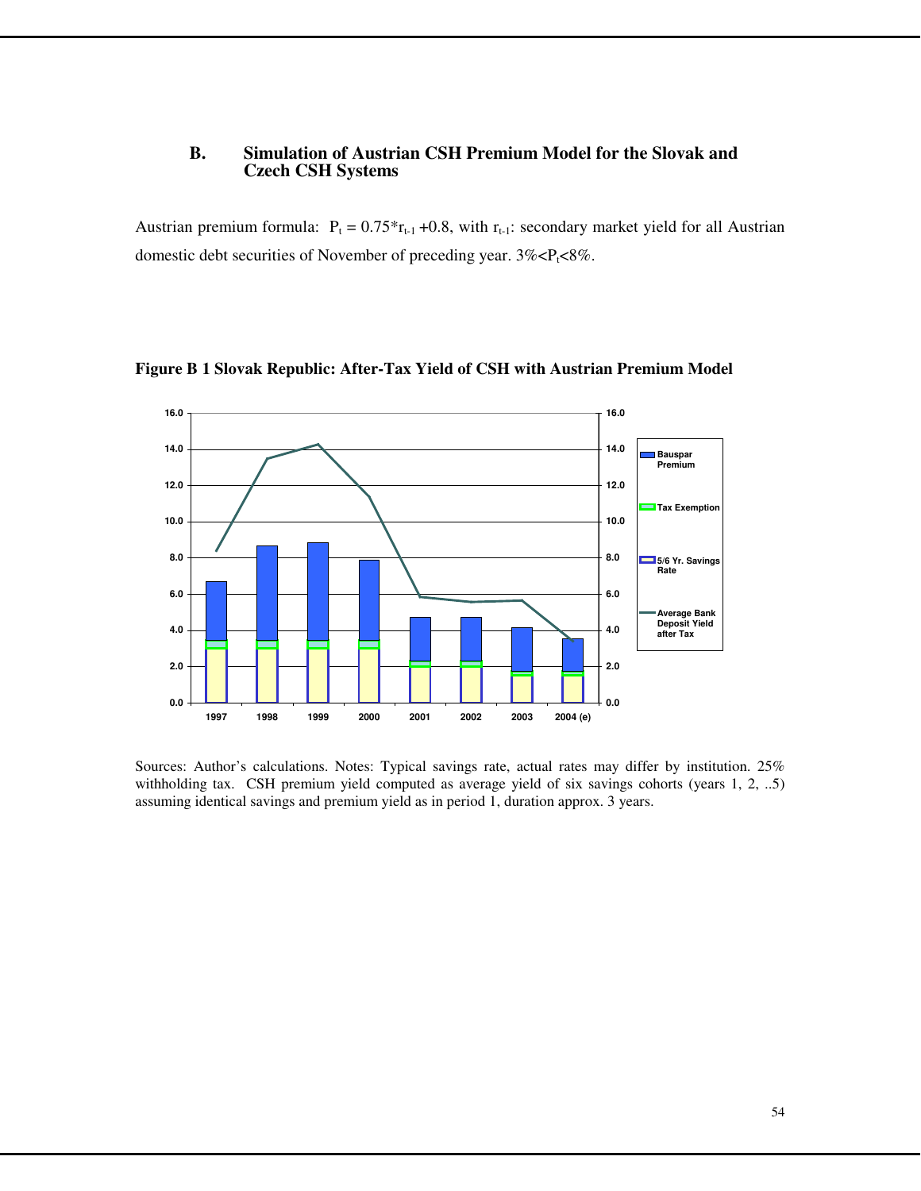## B. Simulation of Austrian CSH Premium Model for the Slovak and Czech CSH Systems

Austrian premium formula: $P_t = 0.75*r_{t-1} + 0.8$, with $r_{t-1}$: secondary market yield for all Austrian domestic debt securities of November of preceding year. $3\% < P_t < 8\%$.

**Figure B 1 Slovak Republic: After-Tax Yield of CSH with Austrian Premium Model**

Sources: Author's calculations. Notes: Typical savings rate, actual rates may differ by institution. 25% withholding tax. CSH premium yield computed as average yield of six savings cohorts (years 1, 2, ..5) assuming identical savings and premium yield as in period 1, duration approx. 3 years.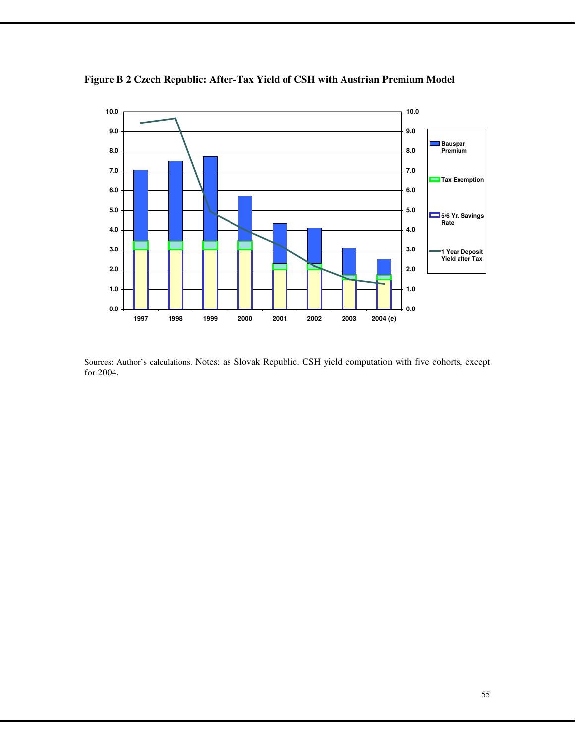**Figure B 2 Czech Republic: After-Tax Yield of CSH with Austrian Premium Model**

Sources: Author's calculations. Notes: as Slovak Republic. CSH yield computation with five cohorts, except for 2004.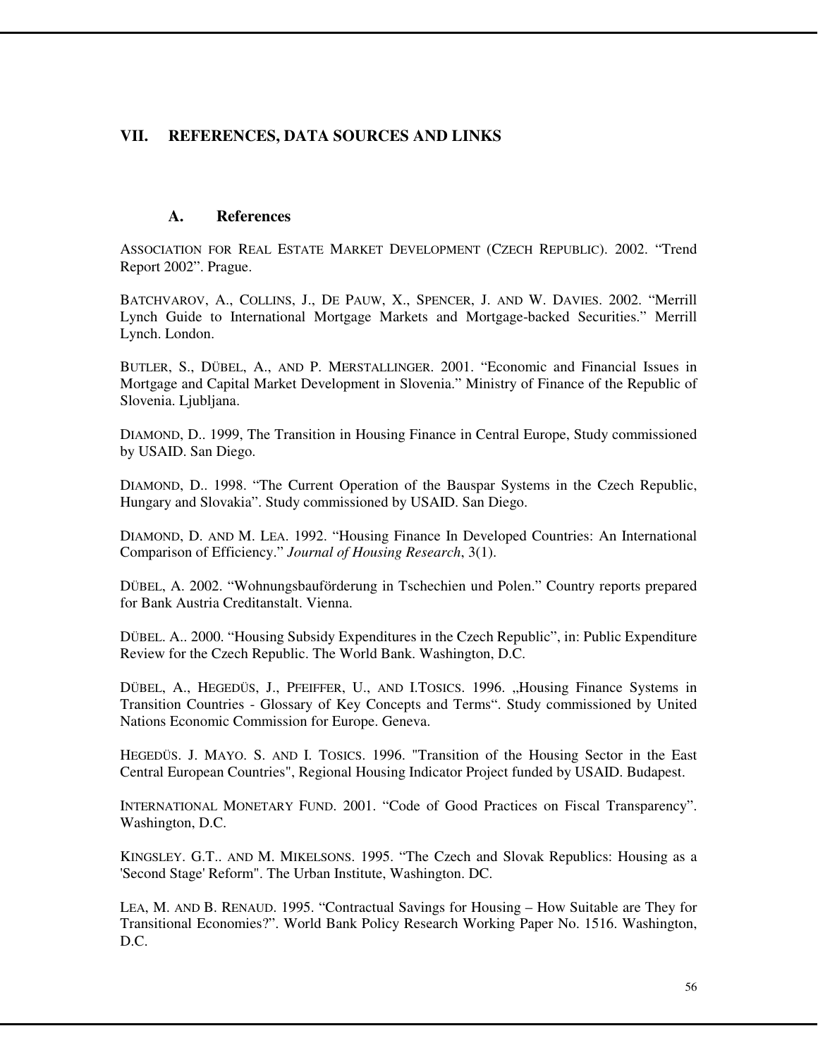## VII. REFERENCES, DATA SOURCES AND LINKS

### A. References

ASSOCIATION FOR REAL ESTATE MARKET DEVELOPMENT (CZECH REPUBLIC). 2002. "Trend Report 2002". Prague.

BATCHVAROV, A., COLLINS, J., DE PAUW, X., SPENCER, J. AND W. DAVIES. 2002. "Merrill Lynch Guide to International Mortgage Markets and Mortgage-backed Securities." Merrill Lynch. London.

BUTLER, S., DÜBEL, A., AND P. MERSTALLINGER. 2001. "Economic and Financial Issues in Mortgage and Capital Market Development in Slovenia." Ministry of Finance of the Republic of Slovenia. Ljubljana.

DIAMOND, D.. 1999, The Transition in Housing Finance in Central Europe, Study commissioned by USAID. San Diego.

DIAMOND, D.. 1998. "The Current Operation of the Bauspar Systems in the Czech Republic, Hungary and Slovakia". Study commissioned by USAID. San Diego.

DIAMOND, D. AND M. LEA. 1992. "Housing Finance In Developed Countries: An International Comparison of Efficiency." *Journal of Housing Research*, 3(1).

DÜBEL, A. 2002. "Wohnungsbauförderung in Tschechien und Polen." Country reports prepared for Bank Austria Creditanstalt. Vienna.

DÜBEL. A.. 2000. "Housing Subsidy Expenditures in the Czech Republic", in: Public Expenditure Review for the Czech Republic. The World Bank. Washington, D.C.

DÜBEL, A., HEGEDÜS, J., PFEIFFER, U., AND I.TOSICS. 1996. „Housing Finance Systems in Transition Countries - Glossary of Key Concepts and Terms". Study commissioned by United Nations Economic Commission for Europe. Geneva.

HEGEDÜS. J. MAYO. S. AND I. TOSICS. 1996. "Transition of the Housing Sector in the East Central European Countries", Regional Housing Indicator Project funded by USAID. Budapest.

INTERNATIONAL MONETARY FUND. 2001. "Code of Good Practices on Fiscal Transparency". Washington, D.C.

KINGSLEY. G.T.. AND M. MIKELSONS. 1995. "The Czech and Slovak Republics: Housing as a 'Second Stage' Reform". The Urban Institute, Washington. DC.

LEA, M. AND B. RENAUD. 1995. "Contractual Savings for Housing – How Suitable are They for Transitional Economies?". World Bank Policy Research Working Paper No. 1516. Washington, D.C.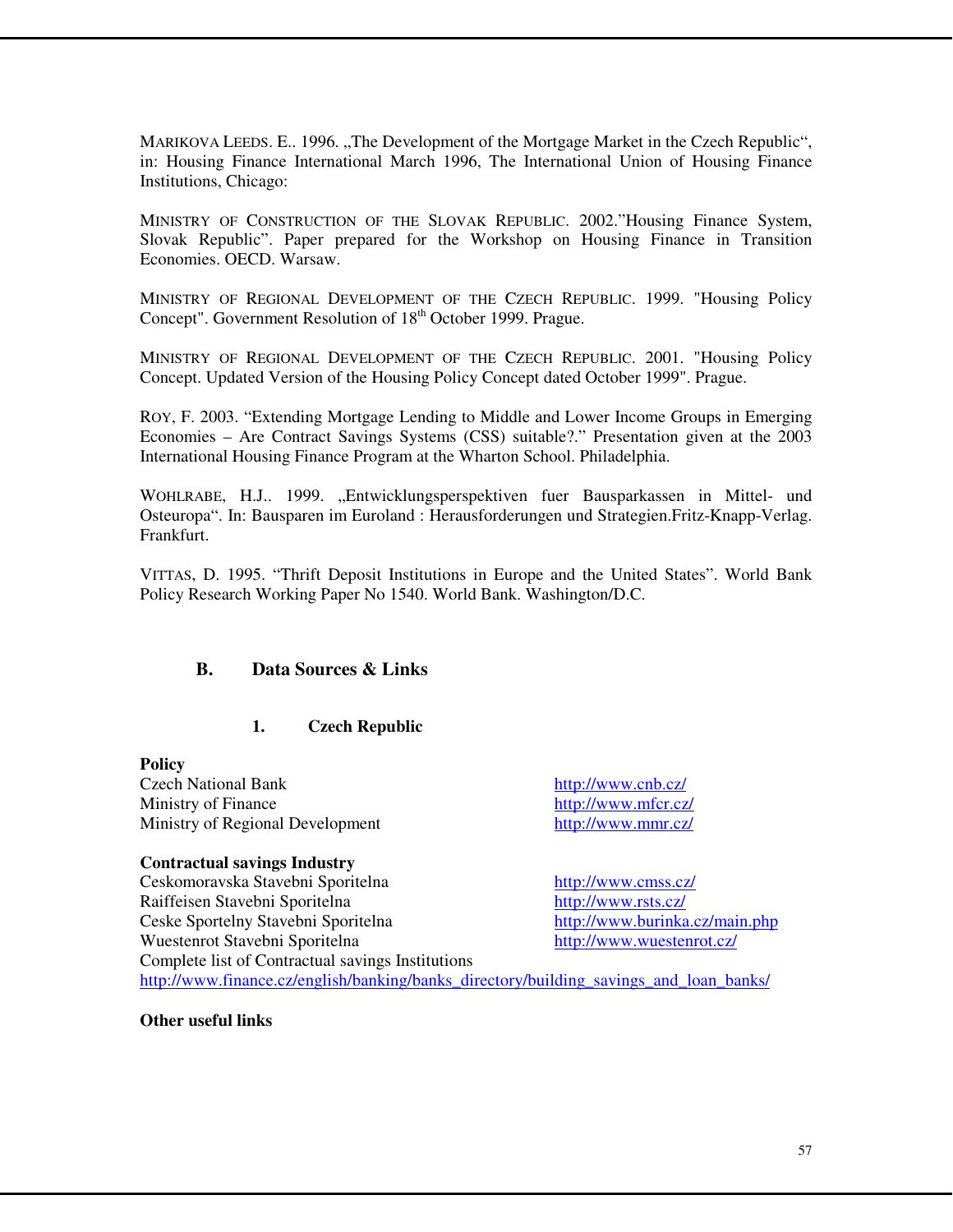MARIKOVA LEEDS. E.. 1996. „The Development of the Mortgage Market in the Czech Republic“, in: Housing Finance International March 1996, The International Union of Housing Finance Institutions, Chicago:

MINISTRY OF CONSTRUCTION OF THE SLOVAK REPUBLIC. 2002.”Housing Finance System, Slovak Republic”. Paper prepared for the Workshop on Housing Finance in Transition Economies. OECD. Warsaw.

MINISTRY OF REGIONAL DEVELOPMENT OF THE CZECH REPUBLIC. 1999. "Housing Policy Concept". Government Resolution of 18th October 1999. Prague.

MINISTRY OF REGIONAL DEVELOPMENT OF THE CZECH REPUBLIC. 2001. "Housing Policy Concept. Updated Version of the Housing Policy Concept dated October 1999". Prague.

ROY, F. 2003. “Extending Mortgage Lending to Middle and Lower Income Groups in Emerging Economies – Are Contract Savings Systems (CSS) suitable?.” Presentation given at the 2003 International Housing Finance Program at the Wharton School. Philadelphia.

WOHLRABE, H.J.. 1999. „Entwicklungsperspektiven fuer Bausparkassen in Mittel- und Osteuropa“. In: Bausparen im Euroland : Herausforderungen und Strategien.Fritz-Knapp-Verlag. Frankfurt.

VITTAS, D. 1995. “Thrift Deposit Institutions in Europe and the United States”. World Bank Policy Research Working Paper No 1540. World Bank. Washington/D.C.

## B. Data Sources & Links

### 1. Czech Republic

**Policy**

| | |
|---|---|
| Czech National Bank | http://www.cnb.cz/ |
| Ministry of Finance | http://www.mfcr.cz/ |
| Ministry of Regional Development | http://www.mmr.cz/ |

**Contractual savings Industry**

| | |
|---|---|
| Ceskomoravska Stavebni Sporitelna | http://www.cmss.cz/ |
| Raiffeisen Stavebni Sporitelna | http://www.rsts.cz/ |
| Ceske Sportelny Stavebni Sporitelna | http://www.burinka.cz/main.php |
| Wuestenrot Stavebni Sporitelna | http://www.wuestenrot.cz/ |

Complete list of Contractual savings Institutions
http://www.finance.cz/english/banking/banks_directory/building_savings_and_loan_banks/

**Other useful links**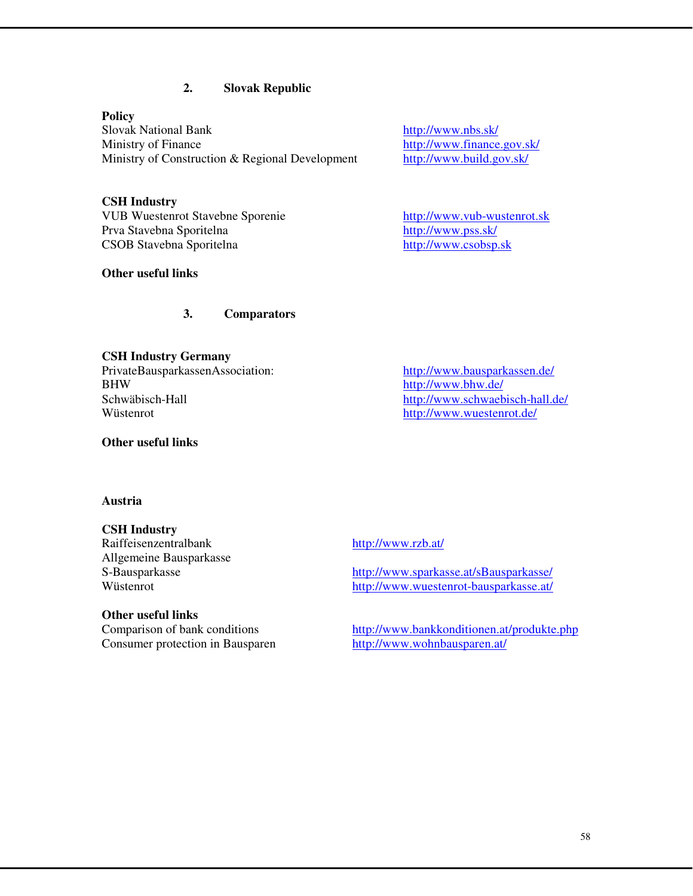## 2. Slovak Republic

**Policy**

| | |
|---|---|
| Slovak National Bank | http://www.nbs.sk/ |
| Ministry of Finance | http://www.finance.gov.sk/ |
| Ministry of Construction & Regional Development | http://www.build.gov.sk/ |

**CSH Industry**

| | |
|---|---|
| VUB Wuestenrot Stavebne Sporenie | http://www.vub-wustenrot.sk |
| Prva Stavebna Sporitelna | http://www.pss.sk/ |
| CSOB Stavebna Sporitelna | http://www.csobsp.sk |

**Other useful links**

## 3. Comparators

**CSH Industry Germany**

| | |
|---|---|
| PrivateBausparkassenAssociation: | http://www.bausparkassen.de/ |
| BHW | http://www.bhw.de/ |
| Schwäbisch-Hall | http://www.schwaebisch-hall.de/ |
| Wüstenrot | http://www.wuestenrot.de/ |

**Other useful links**

**Austria**

**CSH Industry**

| | |
|---|---|
| Raiffeisenzentralbank | http://www.rzb.at/ |
| Allgemeine Bausparkasse | |
| S-Bausparkasse | http://www.sparkasse.at/sBausparkasse/ |
| Wüstenrot | http://www.wuestenrot-bausparkasse.at/ |

**Other useful links**

| | |
|---|---|
| Comparison of bank conditions | http://www.bankkonditionen.at/produkte.php |
| Consumer protection in Bausparen | http://www.wohnbausparen.at/ |